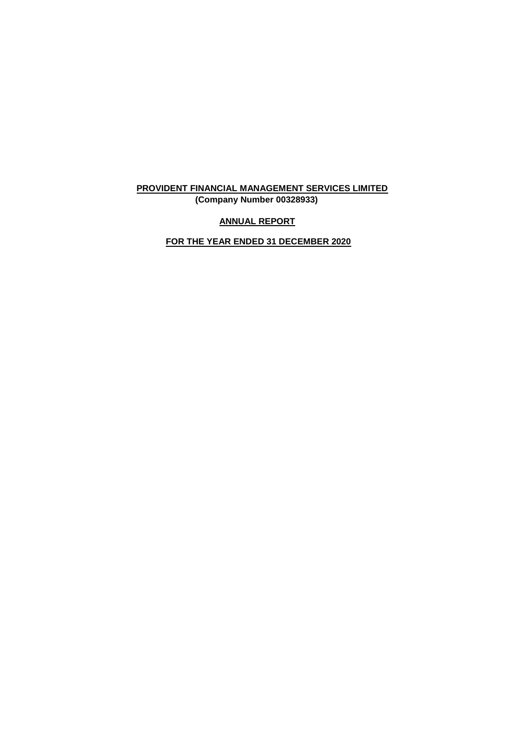# PROVIDENT FINANCIAL MANAGEMENT SERVICES LIMITED

**(Company Number 00328933)**

## ANNUAL REPORT

## FOR THE YEAR ENDED 31 DECEMBER 2020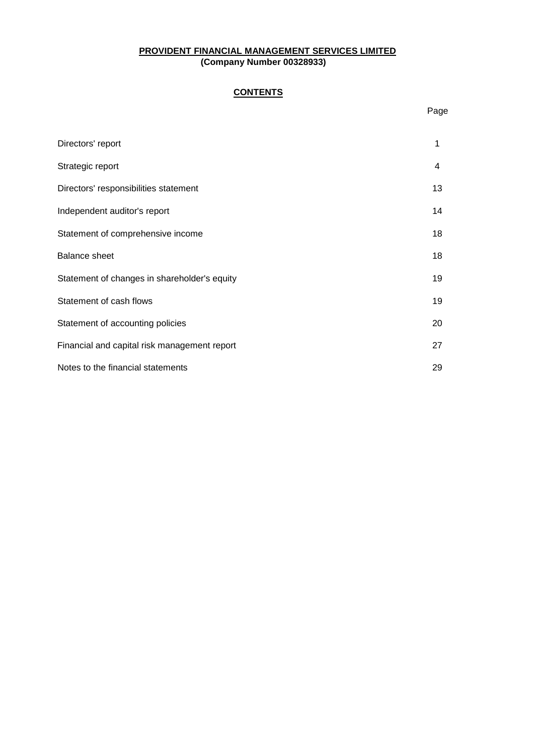**PROVIDENT FINANCIAL MANAGEMENT SERVICES LIMITED**
**(Company Number 00328933)**

## CONTENTS

| | Page |
|---|---|
| Directors' report | 1 |
| Strategic report | 4 |
| Directors' responsibilities statement | 13 |
| Independent auditor's report | 14 |
| Statement of comprehensive income | 18 |
| Balance sheet | 18 |
| Statement of changes in shareholder's equity | 19 |
| Statement of cash flows | 19 |
| Statement of accounting policies | 20 |
| Financial and capital risk management report | 27 |
| Notes to the financial statements | 29 |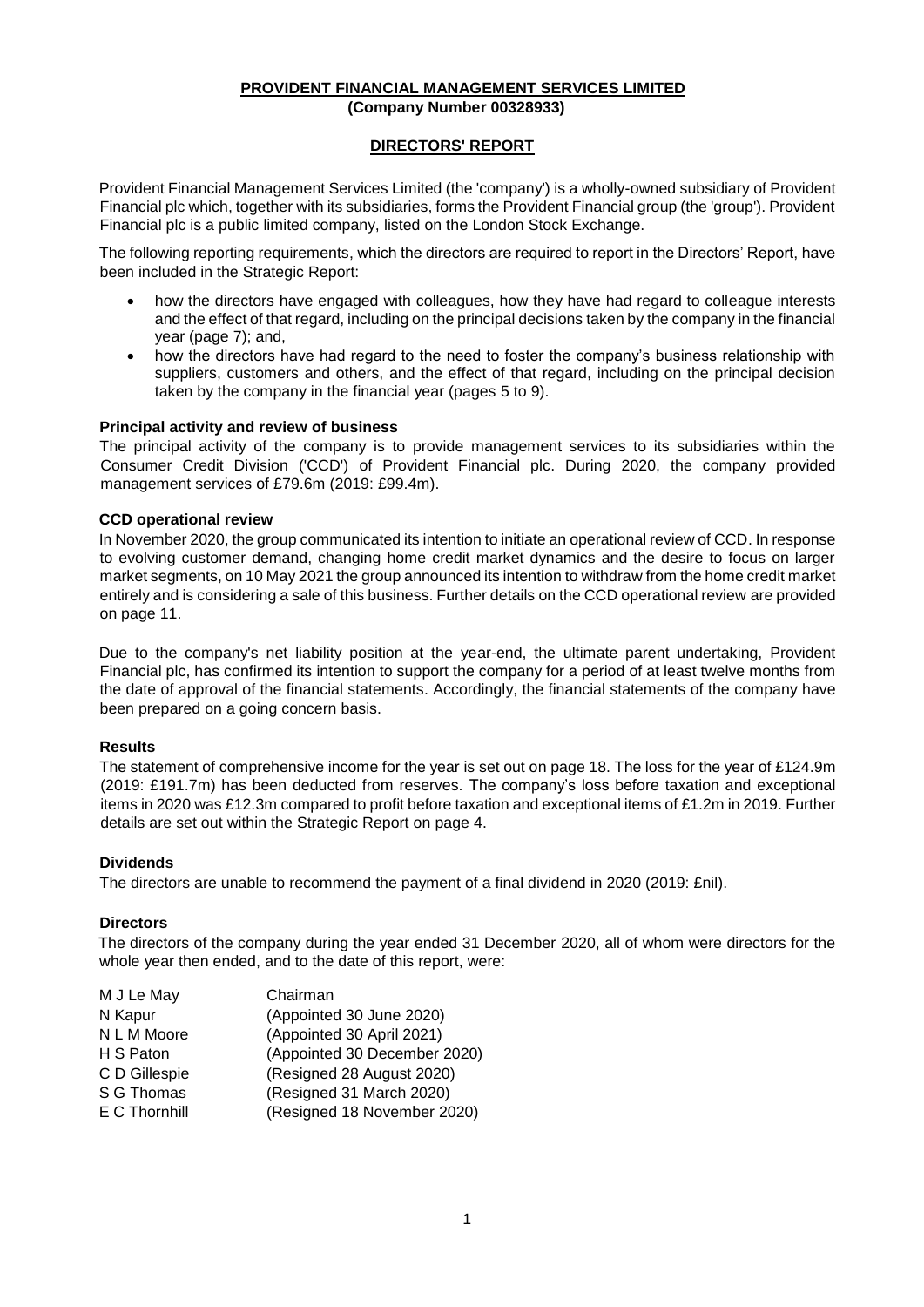**PROVIDENT FINANCIAL MANAGEMENT SERVICES LIMITED**
**(Company Number 00328933)**

## DIRECTORS' REPORT

Provident Financial Management Services Limited (the 'company') is a wholly-owned subsidiary of Provident Financial plc which, together with its subsidiaries, forms the Provident Financial group (the 'group'). Provident Financial plc is a public limited company, listed on the London Stock Exchange.

The following reporting requirements, which the directors are required to report in the Directors' Report, have been included in the Strategic Report:

- how the directors have engaged with colleagues, how they have had regard to colleague interests and the effect of that regard, including on the principal decisions taken by the company in the financial year (page 7); and,
- how the directors have had regard to the need to foster the company's business relationship with suppliers, customers and others, and the effect of that regard, including on the principal decision taken by the company in the financial year (pages 5 to 9).

### Principal activity and review of business

The principal activity of the company is to provide management services to its subsidiaries within the Consumer Credit Division ('CCD') of Provident Financial plc. During 2020, the company provided management services of £79.6m (2019: £99.4m).

### CCD operational review

In November 2020, the group communicated its intention to initiate an operational review of CCD. In response to evolving customer demand, changing home credit market dynamics and the desire to focus on larger market segments, on 10 May 2021 the group announced its intention to withdraw from the home credit market entirely and is considering a sale of this business. Further details on the CCD operational review are provided on page 11.

Due to the company's net liability position at the year-end, the ultimate parent undertaking, Provident Financial plc, has confirmed its intention to support the company for a period of at least twelve months from the date of approval of the financial statements. Accordingly, the financial statements of the company have been prepared on a going concern basis.

### Results

The statement of comprehensive income for the year is set out on page 18. The loss for the year of £124.9m (2019: £191.7m) has been deducted from reserves. The company's loss before taxation and exceptional items in 2020 was £12.3m compared to profit before taxation and exceptional items of £1.2m in 2019. Further details are set out within the Strategic Report on page 4.

### Dividends

The directors are unable to recommend the payment of a final dividend in 2020 (2019: £nil).

### Directors

The directors of the company during the year ended 31 December 2020, all of whom were directors for the whole year then ended, and to the date of this report, were:

| | |
|---|---|
| M J Le May | Chairman |
| N Kapur | (Appointed 30 June 2020) |
| N L M Moore | (Appointed 30 April 2021) |
| H S Paton | (Appointed 30 December 2020) |
| C D Gillespie | (Resigned 28 August 2020) |
| S G Thomas | (Resigned 31 March 2020) |
| E C Thornhill | (Resigned 18 November 2020) |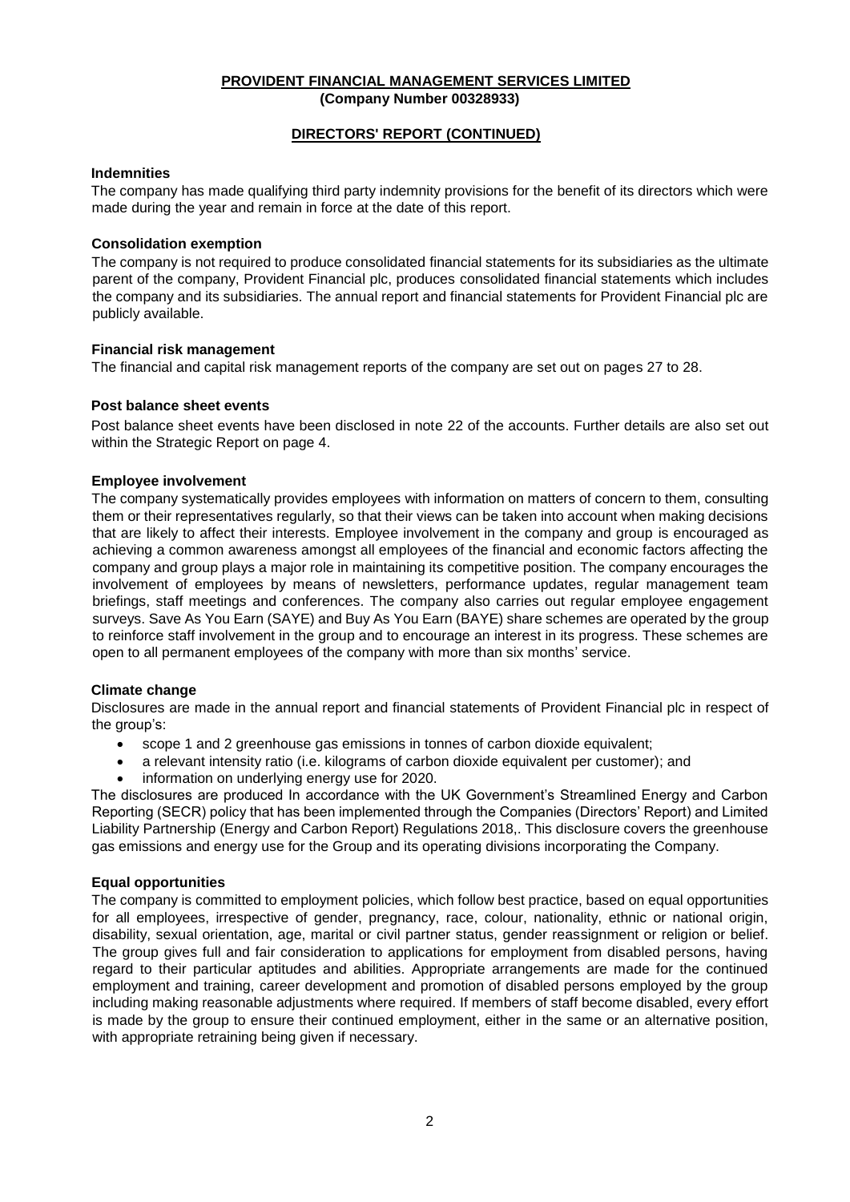**PROVIDENT FINANCIAL MANAGEMENT SERVICES LIMITED**
**(Company Number 00328933)**

**DIRECTORS' REPORT (CONTINUED)**

### Indemnities

The company has made qualifying third party indemnity provisions for the benefit of its directors which were made during the year and remain in force at the date of this report.

### Consolidation exemption

The company is not required to produce consolidated financial statements for its subsidiaries as the ultimate parent of the company, Provident Financial plc, produces consolidated financial statements which includes the company and its subsidiaries. The annual report and financial statements for Provident Financial plc are publicly available.

### Financial risk management

The financial and capital risk management reports of the company are set out on pages 27 to 28.

### Post balance sheet events

Post balance sheet events have been disclosed in note 22 of the accounts. Further details are also set out within the Strategic Report on page 4.

### Employee involvement

The company systematically provides employees with information on matters of concern to them, consulting them or their representatives regularly, so that their views can be taken into account when making decisions that are likely to affect their interests. Employee involvement in the company and group is encouraged as achieving a common awareness amongst all employees of the financial and economic factors affecting the company and group plays a major role in maintaining its competitive position. The company encourages the involvement of employees by means of newsletters, performance updates, regular management team briefings, staff meetings and conferences. The company also carries out regular employee engagement surveys. Save As You Earn (SAYE) and Buy As You Earn (BAYE) share schemes are operated by the group to reinforce staff involvement in the group and to encourage an interest in its progress. These schemes are open to all permanent employees of the company with more than six months' service.

### Climate change

Disclosures are made in the annual report and financial statements of Provident Financial plc in respect of the group's:

- scope 1 and 2 greenhouse gas emissions in tonnes of carbon dioxide equivalent;
- a relevant intensity ratio (i.e. kilograms of carbon dioxide equivalent per customer); and
- information on underlying energy use for 2020.

The disclosures are produced In accordance with the UK Government's Streamlined Energy and Carbon Reporting (SECR) policy that has been implemented through the Companies (Directors' Report) and Limited Liability Partnership (Energy and Carbon Report) Regulations 2018,. This disclosure covers the greenhouse gas emissions and energy use for the Group and its operating divisions incorporating the Company.

### Equal opportunities

The company is committed to employment policies, which follow best practice, based on equal opportunities for all employees, irrespective of gender, pregnancy, race, colour, nationality, ethnic or national origin, disability, sexual orientation, age, marital or civil partner status, gender reassignment or religion or belief. The group gives full and fair consideration to applications for employment from disabled persons, having regard to their particular aptitudes and abilities. Appropriate arrangements are made for the continued employment and training, career development and promotion of disabled persons employed by the group including making reasonable adjustments where required. If members of staff become disabled, every effort is made by the group to ensure their continued employment, either in the same or an alternative position, with appropriate retraining being given if necessary.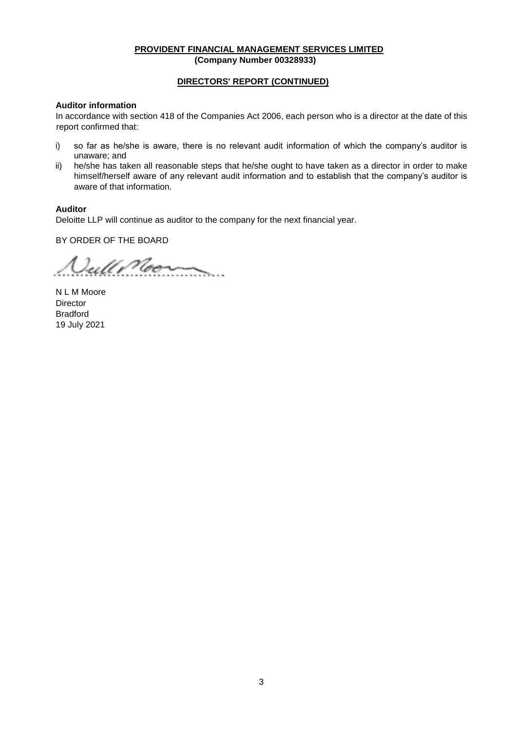**PROVIDENT FINANCIAL MANAGEMENT SERVICES LIMITED**
**(Company Number 00328933)**

## DIRECTORS' REPORT (CONTINUED)

**Auditor information**

In accordance with section 418 of the Companies Act 2006, each person who is a director at the date of this report confirmed that:

i) so far as he/she is aware, there is no relevant audit information of which the company's auditor is unaware; and
ii) he/she has taken all reasonable steps that he/she ought to have taken as a director in order to make himself/herself aware of any relevant audit information and to establish that the company's auditor is aware of that information.

**Auditor**

Deloitte LLP will continue as auditor to the company for the next financial year.

BY ORDER OF THE BOARD

N L M Moore
Director
Bradford
19 July 2021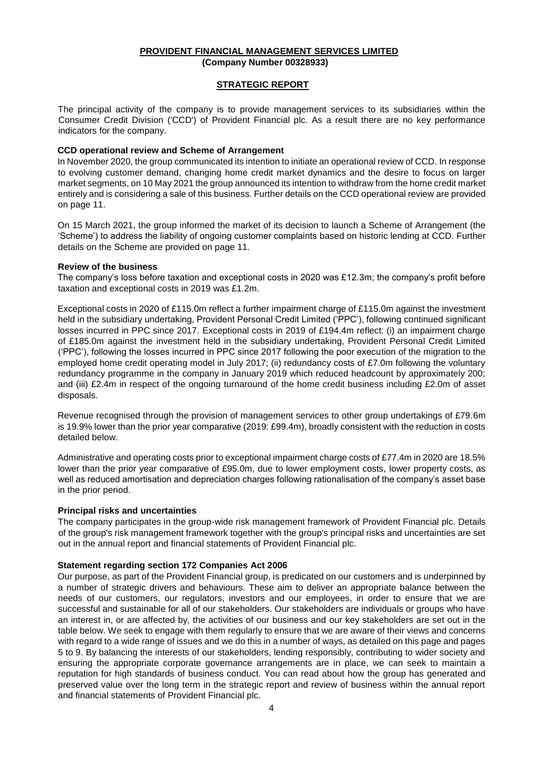**PROVIDENT FINANCIAL MANAGEMENT SERVICES LIMITED**
**(Company Number 00328933)**

## STRATEGIC REPORT

The principal activity of the company is to provide management services to its subsidiaries within the Consumer Credit Division ('CCD') of Provident Financial plc. As a result there are no key performance indicators for the company.

### CCD operational review and Scheme of Arrangement

In November 2020, the group communicated its intention to initiate an operational review of CCD. In response to evolving customer demand, changing home credit market dynamics and the desire to focus on larger market segments, on 10 May 2021 the group announced its intention to withdraw from the home credit market entirely and is considering a sale of this business. Further details on the CCD operational review are provided on page 11.

On 15 March 2021, the group informed the market of its decision to launch a Scheme of Arrangement (the 'Scheme') to address the liability of ongoing customer complaints based on historic lending at CCD. Further details on the Scheme are provided on page 11.

### Review of the business

The company's loss before taxation and exceptional costs in 2020 was £12.3m; the company's profit before taxation and exceptional costs in 2019 was £1.2m.

Exceptional costs in 2020 of £115.0m reflect a further impairment charge of £115.0m against the investment held in the subsidiary undertaking, Provident Personal Credit Limited ('PPC'), following continued significant losses incurred in PPC since 2017. Exceptional costs in 2019 of £194.4m reflect: (i) an impairment charge of £185.0m against the investment held in the subsidiary undertaking, Provident Personal Credit Limited ('PPC'), following the losses incurred in PPC since 2017 following the poor execution of the migration to the employed home credit operating model in July 2017; (ii) redundancy costs of £7.0m following the voluntary redundancy programme in the company in January 2019 which reduced headcount by approximately 200; and (iii) £2.4m in respect of the ongoing turnaround of the home credit business including £2.0m of asset disposals.

Revenue recognised through the provision of management services to other group undertakings of £79.6m is 19.9% lower than the prior year comparative (2019: £99.4m), broadly consistent with the reduction in costs detailed below.

Administrative and operating costs prior to exceptional impairment charge costs of £77.4m in 2020 are 18.5% lower than the prior year comparative of £95.0m, due to lower employment costs, lower property costs, as well as reduced amortisation and depreciation charges following rationalisation of the company's asset base in the prior period.

### Principal risks and uncertainties

The company participates in the group-wide risk management framework of Provident Financial plc. Details of the group's risk management framework together with the group's principal risks and uncertainties are set out in the annual report and financial statements of Provident Financial plc.

### Statement regarding section 172 Companies Act 2006

Our purpose, as part of the Provident Financial group, is predicated on our customers and is underpinned by a number of strategic drivers and behaviours. These aim to deliver an appropriate balance between the needs of our customers, our regulators, investors and our employees, in order to ensure that we are successful and sustainable for all of our stakeholders. Our stakeholders are individuals or groups who have an interest in, or are affected by, the activities of our business and our key stakeholders are set out in the table below. We seek to engage with them regularly to ensure that we are aware of their views and concerns with regard to a wide range of issues and we do this in a number of ways, as detailed on this page and pages 5 to 9. By balancing the interests of our stakeholders, lending responsibly, contributing to wider society and ensuring the appropriate corporate governance arrangements are in place, we can seek to maintain a reputation for high standards of business conduct. You can read about how the group has generated and preserved value over the long term in the strategic report and review of business within the annual report and financial statements of Provident Financial plc.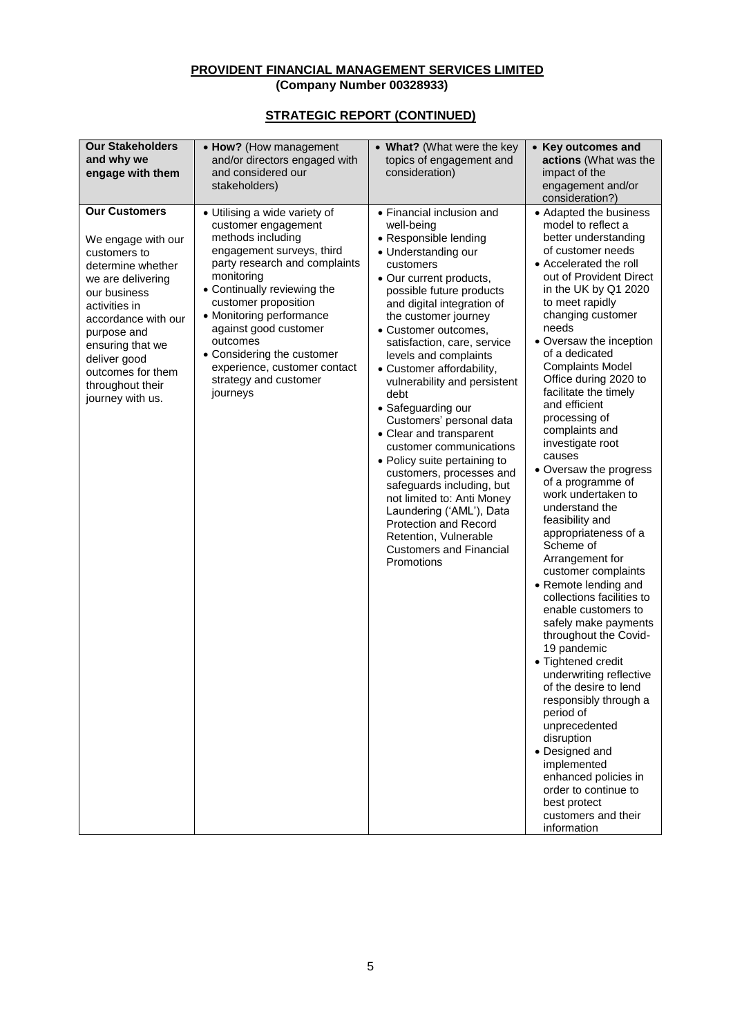**PROVIDENT FINANCIAL MANAGEMENT SERVICES LIMITED**
**(Company Number 00328933)**

**STRATEGIC REPORT (CONTINUED)**

| **Our Stakeholders and why we engage with them** | • **How?** (How management and/or directors engaged with and considered our stakeholders) | • **What?** (What were the key topics of engagement and consideration) | • **Key outcomes and actions** (What was the impact of the engagement and/or consideration?) |
|---|---|---|---|
| **Our Customers**<br><br>We engage with our customers to determine whether we are delivering our business activities in accordance with our purpose and ensuring that we deliver good outcomes for them throughout their journey with us. | • Utilising a wide variety of customer engagement methods including engagement surveys, third party research and complaints monitoring<br>• Continually reviewing the customer proposition<br>• Monitoring performance against good customer outcomes<br>• Considering the customer experience, customer contact strategy and customer journeys | • Financial inclusion and well-being<br>• Responsible lending<br>• Understanding our customers<br>• Our current products, possible future products and digital integration of the customer journey<br>• Customer outcomes, satisfaction, care, service levels and complaints<br>• Customer affordability, vulnerability and persistent debt<br>• Safeguarding our Customers' personal data<br>• Clear and transparent customer communications<br>• Policy suite pertaining to customers, processes and safeguards including, but not limited to: Anti Money Laundering ('AML'), Data Protection and Record Retention, Vulnerable Customers and Financial Promotions | • Adapted the business model to reflect a better understanding of customer needs<br>• Accelerated the roll out of Provident Direct in the UK by Q1 2020 to meet rapidly changing customer needs<br>• Oversaw the inception of a dedicated Complaints Model Office during 2020 to facilitate the timely and efficient processing of complaints and investigate root causes<br>• Oversaw the progress of a programme of work undertaken to understand the feasibility and appropriateness of a Scheme of Arrangement for customer complaints<br>• Remote lending and collections facilities to enable customers to safely make payments throughout the Covid-19 pandemic<br>• Tightened credit underwriting reflective of the desire to lend responsibly through a period of unprecedented disruption<br>• Designed and implemented enhanced policies in order to continue to best protect customers and their information |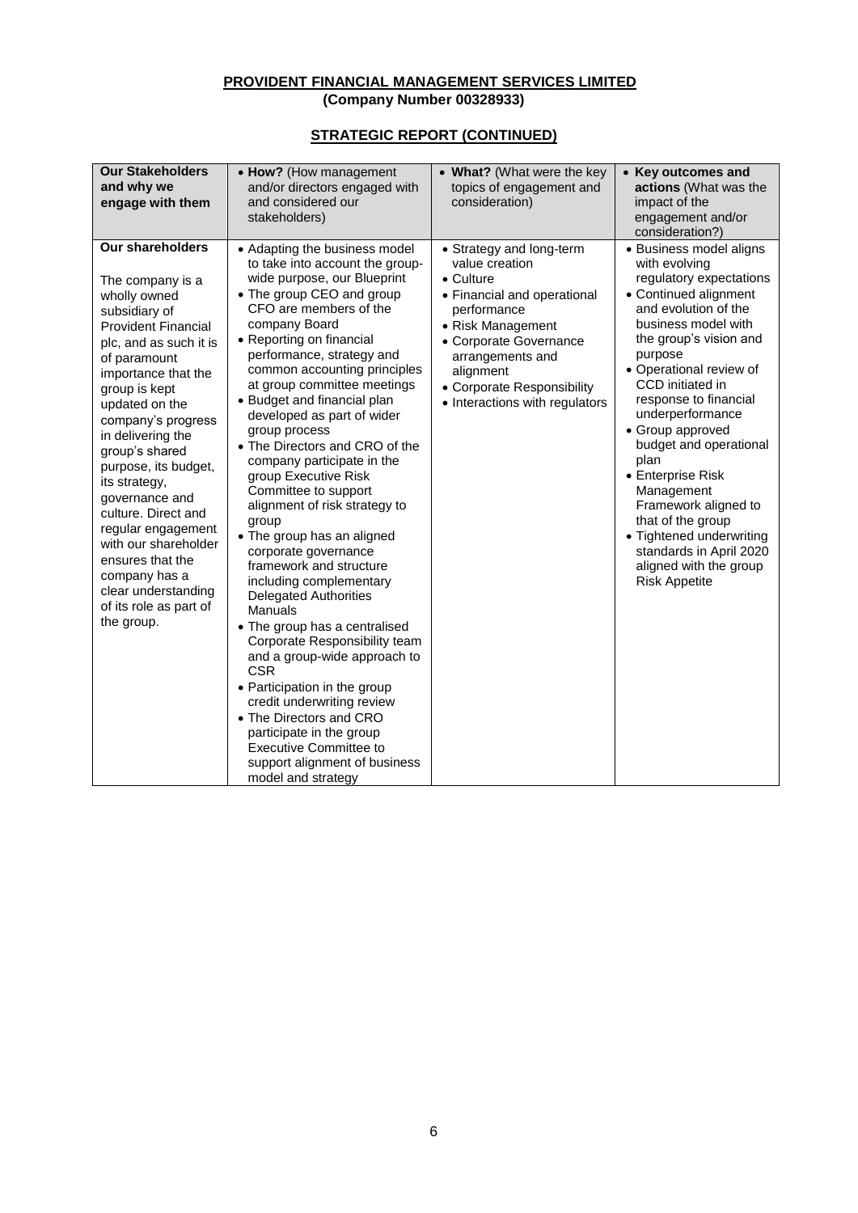**PROVIDENT FINANCIAL MANAGEMENT SERVICES LIMITED**
**(Company Number 00328933)**

## STRATEGIC REPORT (CONTINUED)

| Our Stakeholders and why we engage with them | • How? (How management and/or directors engaged with and considered our stakeholders) | • What? (What were the key topics of engagement and consideration) | • Key outcomes and actions (What was the impact of the engagement and/or consideration?) |
|---|---|---|---|
| **Our shareholders**<br><br>The company is a wholly owned subsidiary of Provident Financial plc, and as such it is of paramount importance that the group is kept updated on the company's progress in delivering the group's shared purpose, its budget, its strategy, governance and culture. Direct and regular engagement with our shareholder ensures that the company has a clear understanding of its role as part of the group. | • Adapting the business model to take into account the group-wide purpose, our Blueprint<br>• The group CEO and group CFO are members of the company Board<br>• Reporting on financial performance, strategy and common accounting principles at group committee meetings<br>• Budget and financial plan developed as part of wider group process<br>• The Directors and CRO of the company participate in the group Executive Risk Committee to support alignment of risk strategy to group<br>• The group has an aligned corporate governance framework and structure including complementary Delegated Authorities Manuals<br>• The group has a centralised Corporate Responsibility team and a group-wide approach to CSR<br>• Participation in the group credit underwriting review<br>• The Directors and CRO participate in the group Executive Committee to support alignment of business model and strategy | • Strategy and long-term value creation<br>• Culture<br>• Financial and operational performance<br>• Risk Management<br>• Corporate Governance arrangements and alignment<br>• Corporate Responsibility<br>• Interactions with regulators | • Business model aligns with evolving regulatory expectations<br>• Continued alignment and evolution of the business model with the group's vision and purpose<br>• Operational review of CCD initiated in response to financial underperformance<br>• Group approved budget and operational plan<br>• Enterprise Risk Management Framework aligned to that of the group<br>• Tightened underwriting standards in April 2020 aligned with the group Risk Appetite |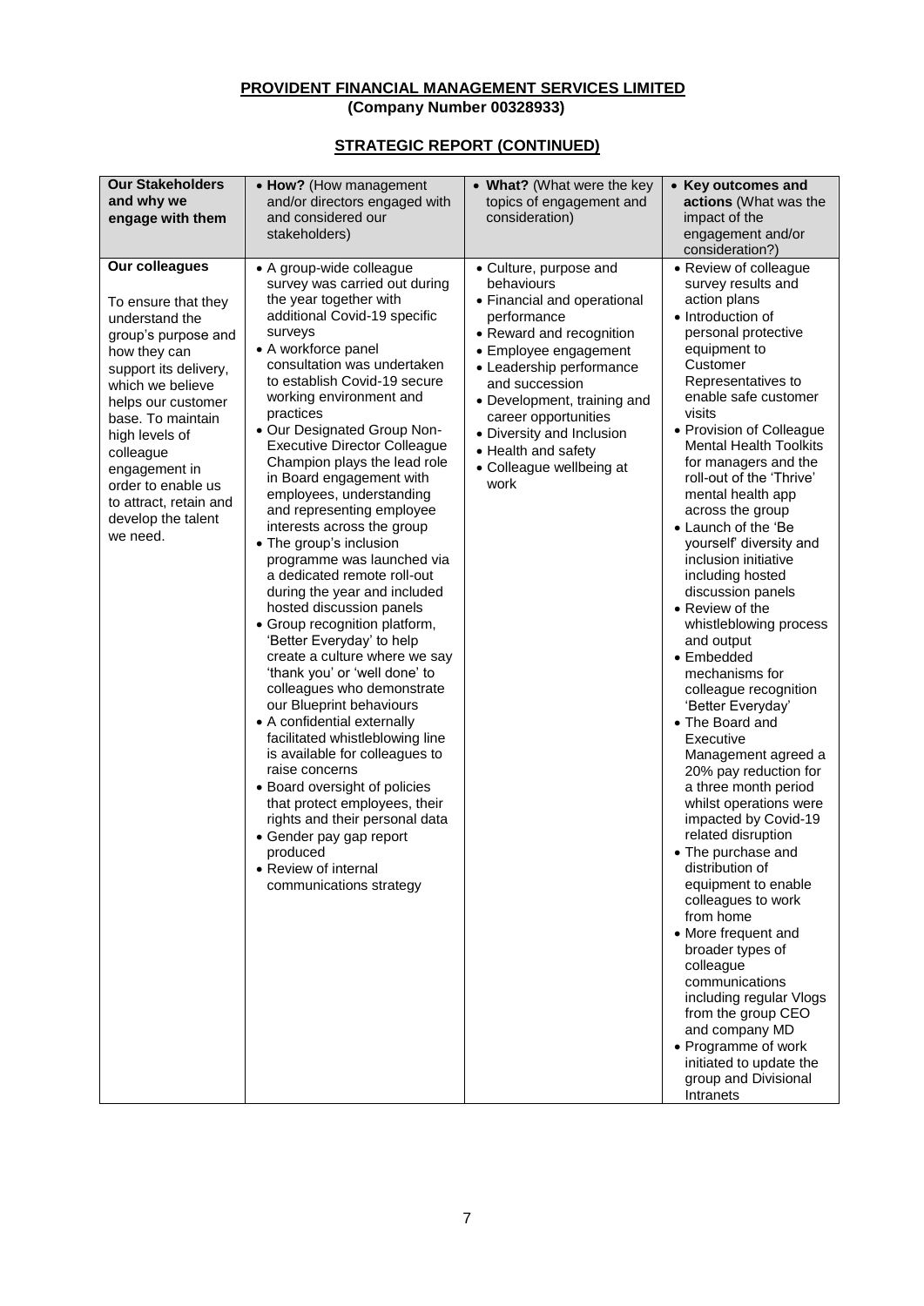**PROVIDENT FINANCIAL MANAGEMENT SERVICES LIMITED**
**(Company Number 00328933)**

**STRATEGIC REPORT (CONTINUED)**

| **Our Stakeholders and why we engage with them** | • **How?** (How management and/or directors engaged with and considered our stakeholders) | • **What?** (What were the key topics of engagement and consideration) | • **Key outcomes and actions** (What was the impact of the engagement and/or consideration?) |
|---|---|---|---|
| **Our colleagues**<br><br>To ensure that they understand the group's purpose and how they can support its delivery, which we believe helps our customer base. To maintain high levels of colleague engagement in order to enable us to attract, retain and develop the talent we need. | • A group-wide colleague survey was carried out during the year together with additional Covid-19 specific surveys<br>• A workforce panel consultation was undertaken to establish Covid-19 secure working environment and practices<br>• Our Designated Group Non-Executive Director Colleague Champion plays the lead role in Board engagement with employees, understanding and representing employee interests across the group<br>• The group's inclusion programme was launched via a dedicated remote roll-out during the year and included hosted discussion panels<br>• Group recognition platform, 'Better Everyday' to help create a culture where we say 'thank you' or 'well done' to colleagues who demonstrate our Blueprint behaviours<br>• A confidential externally facilitated whistleblowing line is available for colleagues to raise concerns<br>• Board oversight of policies that protect employees, their rights and their personal data<br>• Gender pay gap report produced<br>• Review of internal communications strategy | • Culture, purpose and behaviours<br>• Financial and operational performance<br>• Reward and recognition<br>• Employee engagement<br>• Leadership performance and succession<br>• Development, training and career opportunities<br>• Diversity and Inclusion<br>• Health and safety<br>• Colleague wellbeing at work | • Review of colleague survey results and action plans<br>• Introduction of personal protective equipment to Customer Representatives to enable safe customer visits<br>• Provision of Colleague Mental Health Toolkits for managers and the roll-out of the 'Thrive' mental health app across the group<br>• Launch of the 'Be yourself' diversity and inclusion initiative including hosted discussion panels<br>• Review of the whistleblowing process and output<br>• Embedded mechanisms for colleague recognition 'Better Everyday'<br>• The Board and Executive Management agreed a 20% pay reduction for a three month period whilst operations were impacted by Covid-19 related disruption<br>• The purchase and distribution of equipment to enable colleagues to work from home<br>• More frequent and broader types of colleague communications including regular Vlogs from the group CEO and company MD<br>• Programme of work initiated to update the group and Divisional Intranets |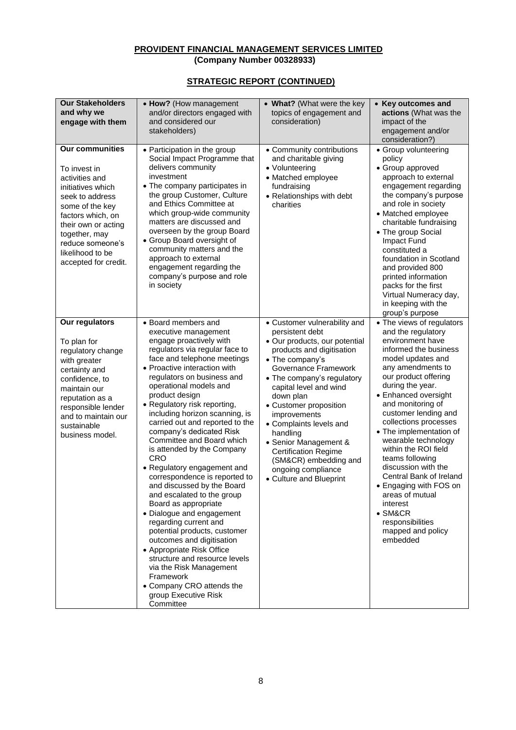**PROVIDENT FINANCIAL MANAGEMENT SERVICES LIMITED**
**(Company Number 00328933)**

## STRATEGIC REPORT (CONTINUED)

| **Our Stakeholders and why we engage with them** | • **How?** (How management and/or directors engaged with and considered our stakeholders) | • **What?** (What were the key topics of engagement and consideration) | • **Key outcomes and actions** (What was the impact of the engagement and/or consideration?) |
|---|---|---|---|
| **Our communities**<br><br>To invest in activities and initiatives which seek to address some of the key factors which, on their own or acting together, may reduce someone's likelihood to be accepted for credit. | • Participation in the group Social Impact Programme that delivers community investment<br>• The company participates in the group Customer, Culture and Ethics Committee at which group-wide community matters are discussed and overseen by the group Board<br>• Group Board oversight of community matters and the approach to external engagement regarding the company's purpose and role in society | • Community contributions and charitable giving<br>• Volunteering<br>• Matched employee fundraising<br>• Relationships with debt charities | • Group volunteering policy<br>• Group approved approach to external engagement regarding the company's purpose and role in society<br>• Matched employee charitable fundraising<br>• The group Social Impact Fund constituted a foundation in Scotland and provided 800 printed information packs for the first Virtual Numeracy day, in keeping with the group's purpose |
| **Our regulators**<br><br>To plan for regulatory change with greater certainty and confidence, to maintain our reputation as a responsible lender and to maintain our sustainable business model. | • Board members and executive management engage proactively with regulators via regular face to face and telephone meetings<br>• Proactive interaction with regulators on business and operational models and product design<br>• Regulatory risk reporting, including horizon scanning, is carried out and reported to the company's dedicated Risk Committee and Board which is attended by the Company CRO<br>• Regulatory engagement and correspondence is reported to and discussed by the Board and escalated to the group Board as appropriate<br>• Dialogue and engagement regarding current and potential products, customer outcomes and digitisation<br>• Appropriate Risk Office structure and resource levels via the Risk Management Framework<br>• Company CRO attends the group Executive Risk Committee | • Customer vulnerability and persistent debt<br>• Our products, our potential products and digitisation<br>• The company's Governance Framework<br>• The company's regulatory capital level and wind down plan<br>• Customer proposition improvements<br>• Complaints levels and handling<br>• Senior Management & Certification Regime (SM&CR) embedding and ongoing compliance<br>• Culture and Blueprint | • The views of regulators and the regulatory environment have informed the business model updates and any amendments to our product offering during the year.<br>• Enhanced oversight and monitoring of customer lending and collections processes<br>• The implementation of wearable technology within the ROI field teams following discussion with the Central Bank of Ireland<br>• Engaging with FOS on areas of mutual interest<br>• SM&CR responsibilities mapped and policy embedded |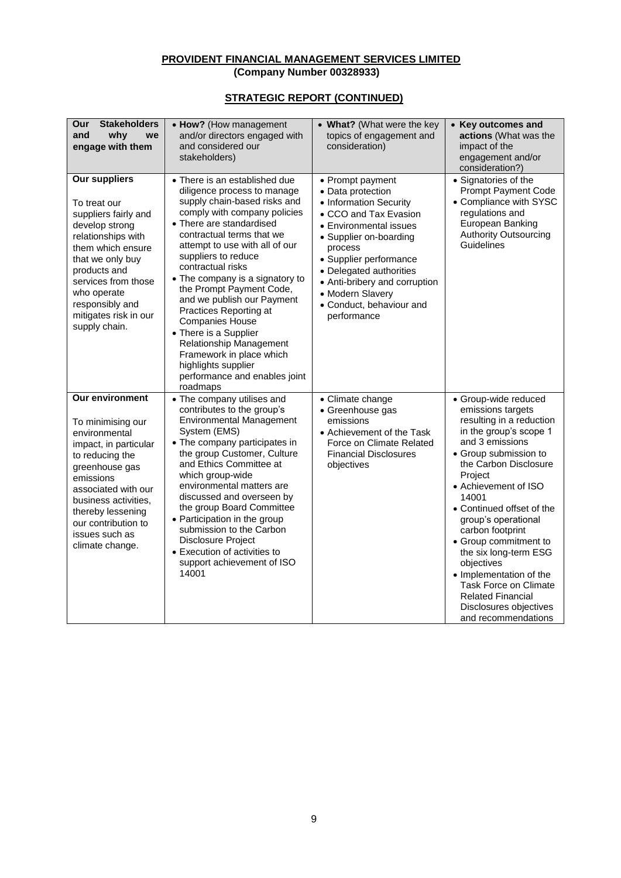**PROVIDENT FINANCIAL MANAGEMENT SERVICES LIMITED**
**(Company Number 00328933)**

**STRATEGIC REPORT (CONTINUED)**

| **Our Stakeholders and why we engage with them** | • **How?** (How management and/or directors engaged with and considered our stakeholders) | • **What?** (What were the key topics of engagement and consideration) | • **Key outcomes and actions** (What was the impact of the engagement and/or consideration?) |
|---|---|---|---|
| **Our suppliers**<br><br>To treat our suppliers fairly and develop strong relationships with them which ensure that we only buy products and services from those who operate responsibly and mitigates risk in our supply chain. | • There is an established due diligence process to manage supply chain-based risks and comply with company policies<br>• There are standardised contractual terms that we attempt to use with all of our suppliers to reduce contractual risks<br>• The company is a signatory to the Prompt Payment Code, and we publish our Payment Practices Reporting at Companies House<br>• There is a Supplier Relationship Management Framework in place which highlights supplier performance and enables joint roadmaps | • Prompt payment<br>• Data protection<br>• Information Security<br>• CCO and Tax Evasion<br>• Environmental issues<br>• Supplier on-boarding process<br>• Supplier performance<br>• Delegated authorities<br>• Anti-bribery and corruption<br>• Modern Slavery<br>• Conduct, behaviour and performance | • Signatories of the Prompt Payment Code<br>• Compliance with SYSC regulations and European Banking Authority Outsourcing Guidelines |
| **Our environment**<br><br>To minimising our environmental impact, in particular to reducing the greenhouse gas emissions associated with our business activities, thereby lessening our contribution to issues such as climate change. | • The company utilises and contributes to the group's Environmental Management System (EMS)<br>• The company participates in the group Customer, Culture and Ethics Committee at which group-wide environmental matters are discussed and overseen by the group Board Committee<br>• Participation in the group submission to the Carbon Disclosure Project<br>• Execution of activities to support achievement of ISO 14001 | • Climate change<br>• Greenhouse gas emissions<br>• Achievement of the Task Force on Climate Related Financial Disclosures objectives | • Group-wide reduced emissions targets resulting in a reduction in the group's scope 1 and 3 emissions<br>• Group submission to the Carbon Disclosure Project<br>• Achievement of ISO 14001<br>• Continued offset of the group's operational carbon footprint<br>• Group commitment to the six long-term ESG objectives<br>• Implementation of the Task Force on Climate Related Financial Disclosures objectives and recommendations |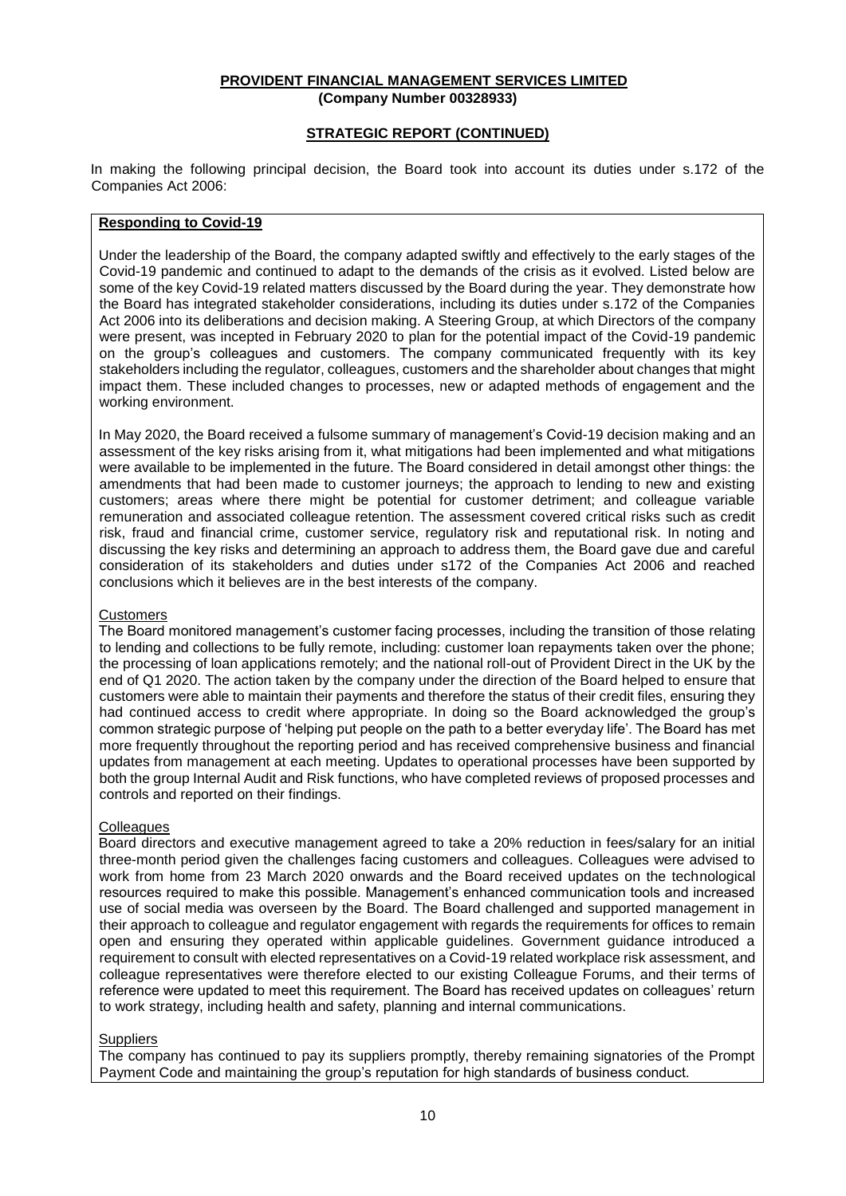**PROVIDENT FINANCIAL MANAGEMENT SERVICES LIMITED**
**(Company Number 00328933)**

**STRATEGIC REPORT (CONTINUED)**

In making the following principal decision, the Board took into account its duties under s.172 of the Companies Act 2006:

**Responding to Covid-19**

Under the leadership of the Board, the company adapted swiftly and effectively to the early stages of the Covid-19 pandemic and continued to adapt to the demands of the crisis as it evolved. Listed below are some of the key Covid-19 related matters discussed by the Board during the year. They demonstrate how the Board has integrated stakeholder considerations, including its duties under s.172 of the Companies Act 2006 into its deliberations and decision making. A Steering Group, at which Directors of the company were present, was incepted in February 2020 to plan for the potential impact of the Covid-19 pandemic on the group's colleagues and customers. The company communicated frequently with its key stakeholders including the regulator, colleagues, customers and the shareholder about changes that might impact them. These included changes to processes, new or adapted methods of engagement and the working environment.

In May 2020, the Board received a fulsome summary of management's Covid-19 decision making and an assessment of the key risks arising from it, what mitigations had been implemented and what mitigations were available to be implemented in the future. The Board considered in detail amongst other things: the amendments that had been made to customer journeys; the approach to lending to new and existing customers; areas where there might be potential for customer detriment; and colleague variable remuneration and associated colleague retention. The assessment covered critical risks such as credit risk, fraud and financial crime, customer service, regulatory risk and reputational risk. In noting and discussing the key risks and determining an approach to address them, the Board gave due and careful consideration of its stakeholders and duties under s172 of the Companies Act 2006 and reached conclusions which it believes are in the best interests of the company.

Customers

The Board monitored management's customer facing processes, including the transition of those relating to lending and collections to be fully remote, including: customer loan repayments taken over the phone; the processing of loan applications remotely; and the national roll-out of Provident Direct in the UK by the end of Q1 2020. The action taken by the company under the direction of the Board helped to ensure that customers were able to maintain their payments and therefore the status of their credit files, ensuring they had continued access to credit where appropriate. In doing so the Board acknowledged the group's common strategic purpose of 'helping put people on the path to a better everyday life'. The Board has met more frequently throughout the reporting period and has received comprehensive business and financial updates from management at each meeting. Updates to operational processes have been supported by both the group Internal Audit and Risk functions, who have completed reviews of proposed processes and controls and reported on their findings.

Colleagues

Board directors and executive management agreed to take a 20% reduction in fees/salary for an initial three-month period given the challenges facing customers and colleagues. Colleagues were advised to work from home from 23 March 2020 onwards and the Board received updates on the technological resources required to make this possible. Management's enhanced communication tools and increased use of social media was overseen by the Board. The Board challenged and supported management in their approach to colleague and regulator engagement with regards the requirements for offices to remain open and ensuring they operated within applicable guidelines. Government guidance introduced a requirement to consult with elected representatives on a Covid-19 related workplace risk assessment, and colleague representatives were therefore elected to our existing Colleague Forums, and their terms of reference were updated to meet this requirement. The Board has received updates on colleagues' return to work strategy, including health and safety, planning and internal communications.

Suppliers

The company has continued to pay its suppliers promptly, thereby remaining signatories of the Prompt Payment Code and maintaining the group's reputation for high standards of business conduct.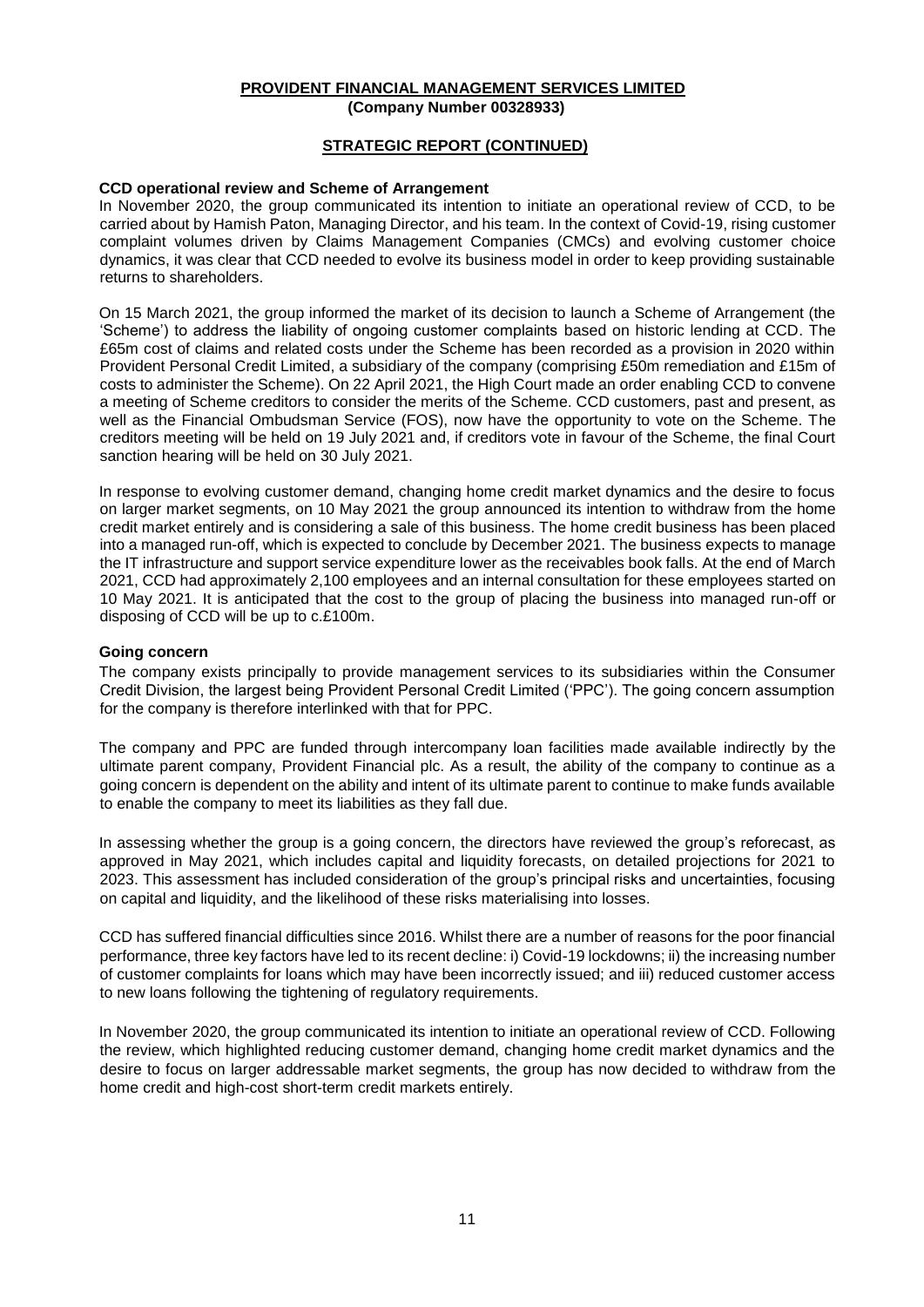**PROVIDENT FINANCIAL MANAGEMENT SERVICES LIMITED**
**(Company Number 00328933)**

**STRATEGIC REPORT (CONTINUED)**

**CCD operational review and Scheme of Arrangement**

In November 2020, the group communicated its intention to initiate an operational review of CCD, to be carried about by Hamish Paton, Managing Director, and his team. In the context of Covid-19, rising customer complaint volumes driven by Claims Management Companies (CMCs) and evolving customer choice dynamics, it was clear that CCD needed to evolve its business model in order to keep providing sustainable returns to shareholders.

On 15 March 2021, the group informed the market of its decision to launch a Scheme of Arrangement (the 'Scheme') to address the liability of ongoing customer complaints based on historic lending at CCD. The £65m cost of claims and related costs under the Scheme has been recorded as a provision in 2020 within Provident Personal Credit Limited, a subsidiary of the company (comprising £50m remediation and £15m of costs to administer the Scheme). On 22 April 2021, the High Court made an order enabling CCD to convene a meeting of Scheme creditors to consider the merits of the Scheme. CCD customers, past and present, as well as the Financial Ombudsman Service (FOS), now have the opportunity to vote on the Scheme. The creditors meeting will be held on 19 July 2021 and, if creditors vote in favour of the Scheme, the final Court sanction hearing will be held on 30 July 2021.

In response to evolving customer demand, changing home credit market dynamics and the desire to focus on larger market segments, on 10 May 2021 the group announced its intention to withdraw from the home credit market entirely and is considering a sale of this business. The home credit business has been placed into a managed run-off, which is expected to conclude by December 2021. The business expects to manage the IT infrastructure and support service expenditure lower as the receivables book falls. At the end of March 2021, CCD had approximately 2,100 employees and an internal consultation for these employees started on 10 May 2021. It is anticipated that the cost to the group of placing the business into managed run-off or disposing of CCD will be up to c.£100m.

**Going concern**

The company exists principally to provide management services to its subsidiaries within the Consumer Credit Division, the largest being Provident Personal Credit Limited ('PPC'). The going concern assumption for the company is therefore interlinked with that for PPC.

The company and PPC are funded through intercompany loan facilities made available indirectly by the ultimate parent company, Provident Financial plc. As a result, the ability of the company to continue as a going concern is dependent on the ability and intent of its ultimate parent to continue to make funds available to enable the company to meet its liabilities as they fall due.

In assessing whether the group is a going concern, the directors have reviewed the group's reforecast, as approved in May 2021, which includes capital and liquidity forecasts, on detailed projections for 2021 to 2023. This assessment has included consideration of the group's principal risks and uncertainties, focusing on capital and liquidity, and the likelihood of these risks materialising into losses.

CCD has suffered financial difficulties since 2016. Whilst there are a number of reasons for the poor financial performance, three key factors have led to its recent decline: i) Covid-19 lockdowns; ii) the increasing number of customer complaints for loans which may have been incorrectly issued; and iii) reduced customer access to new loans following the tightening of regulatory requirements.

In November 2020, the group communicated its intention to initiate an operational review of CCD. Following the review, which highlighted reducing customer demand, changing home credit market dynamics and the desire to focus on larger addressable market segments, the group has now decided to withdraw from the home credit and high-cost short-term credit markets entirely.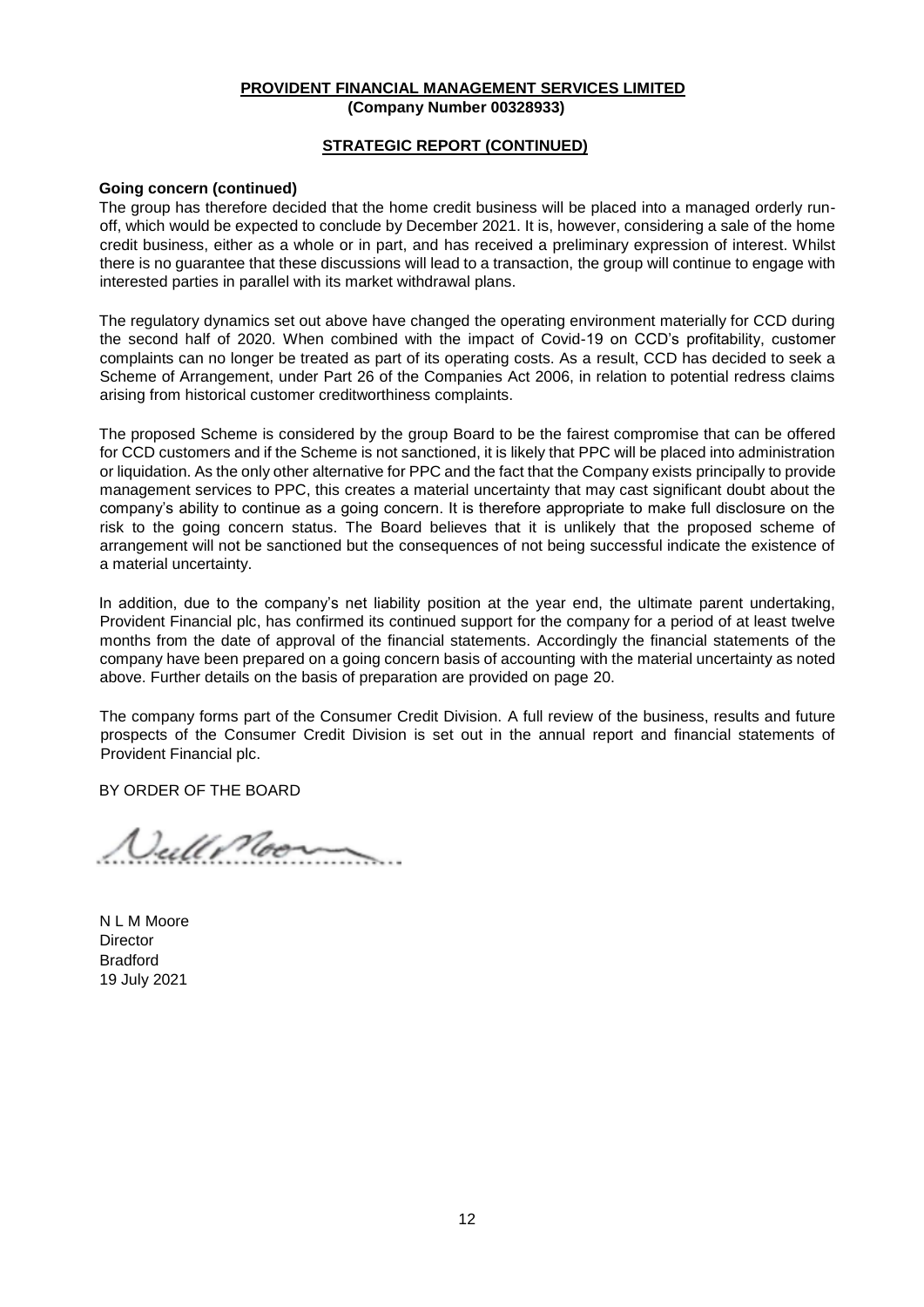**PROVIDENT FINANCIAL MANAGEMENT SERVICES LIMITED**
**(Company Number 00328933)**

**STRATEGIC REPORT (CONTINUED)**

**Going concern (continued)**

The group has therefore decided that the home credit business will be placed into a managed orderly run-off, which would be expected to conclude by December 2021. It is, however, considering a sale of the home credit business, either as a whole or in part, and has received a preliminary expression of interest. Whilst there is no guarantee that these discussions will lead to a transaction, the group will continue to engage with interested parties in parallel with its market withdrawal plans.

The regulatory dynamics set out above have changed the operating environment materially for CCD during the second half of 2020. When combined with the impact of Covid-19 on CCD's profitability, customer complaints can no longer be treated as part of its operating costs. As a result, CCD has decided to seek a Scheme of Arrangement, under Part 26 of the Companies Act 2006, in relation to potential redress claims arising from historical customer creditworthiness complaints.

The proposed Scheme is considered by the group Board to be the fairest compromise that can be offered for CCD customers and if the Scheme is not sanctioned, it is likely that PPC will be placed into administration or liquidation. As the only other alternative for PPC and the fact that the Company exists principally to provide management services to PPC, this creates a material uncertainty that may cast significant doubt about the company's ability to continue as a going concern. It is therefore appropriate to make full disclosure on the risk to the going concern status. The Board believes that it is unlikely that the proposed scheme of arrangement will not be sanctioned but the consequences of not being successful indicate the existence of a material uncertainty.

In addition, due to the company's net liability position at the year end, the ultimate parent undertaking, Provident Financial plc, has confirmed its continued support for the company for a period of at least twelve months from the date of approval of the financial statements. Accordingly the financial statements of the company have been prepared on a going concern basis of accounting with the material uncertainty as noted above. Further details on the basis of preparation are provided on page 20.

The company forms part of the Consumer Credit Division. A full review of the business, results and future prospects of the Consumer Credit Division is set out in the annual report and financial statements of Provident Financial plc.

BY ORDER OF THE BOARD

N L M Moore
Director
Bradford
19 July 2021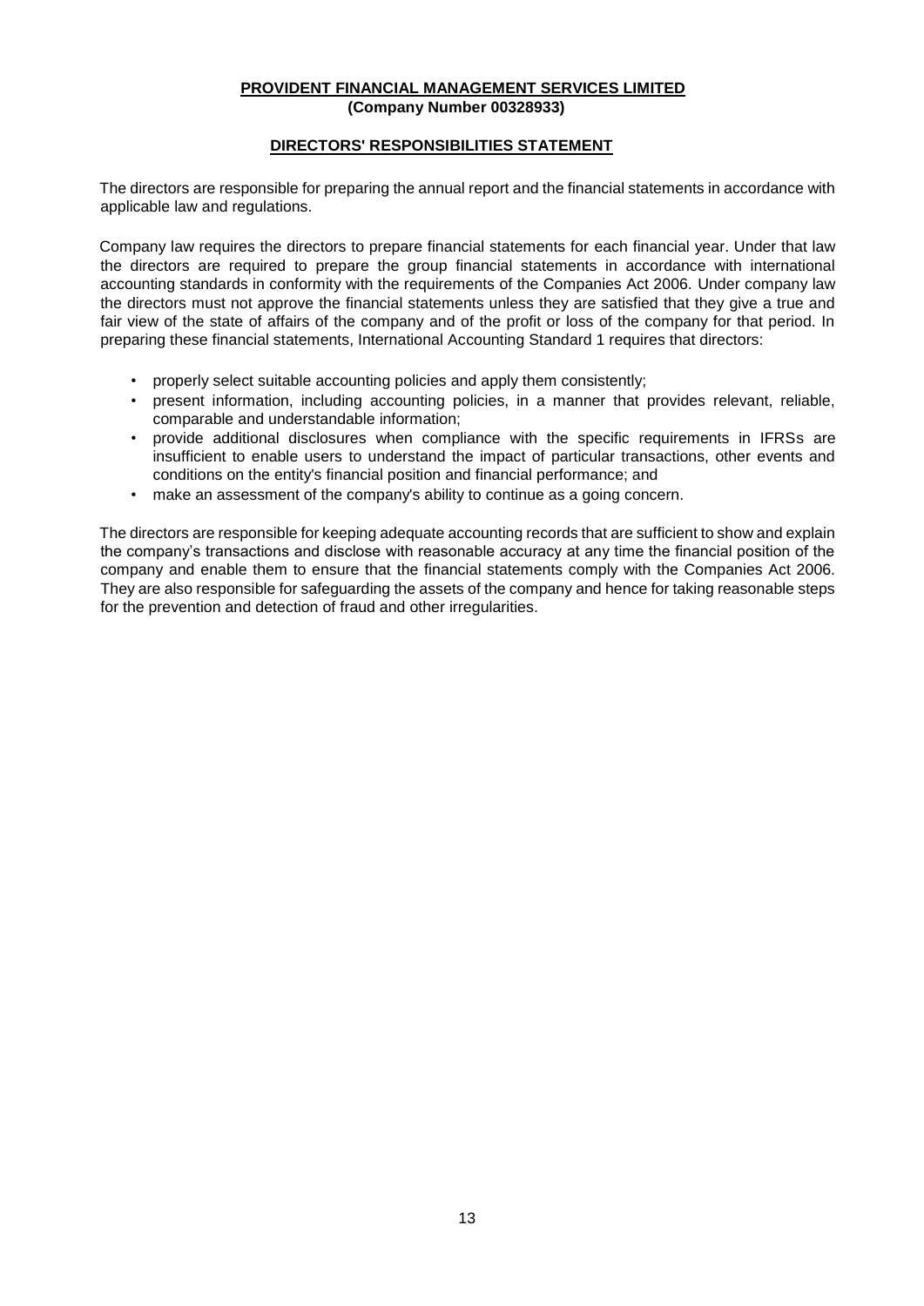**PROVIDENT FINANCIAL MANAGEMENT SERVICES LIMITED**
**(Company Number 00328933)**

## DIRECTORS' RESPONSIBILITIES STATEMENT

The directors are responsible for preparing the annual report and the financial statements in accordance with applicable law and regulations.

Company law requires the directors to prepare financial statements for each financial year. Under that law the directors are required to prepare the group financial statements in accordance with international accounting standards in conformity with the requirements of the Companies Act 2006. Under company law the directors must not approve the financial statements unless they are satisfied that they give a true and fair view of the state of affairs of the company and of the profit or loss of the company for that period. In preparing these financial statements, International Accounting Standard 1 requires that directors:

- properly select suitable accounting policies and apply them consistently;
- present information, including accounting policies, in a manner that provides relevant, reliable, comparable and understandable information;
- provide additional disclosures when compliance with the specific requirements in IFRSs are insufficient to enable users to understand the impact of particular transactions, other events and conditions on the entity's financial position and financial performance; and
- make an assessment of the company's ability to continue as a going concern.

The directors are responsible for keeping adequate accounting records that are sufficient to show and explain the company's transactions and disclose with reasonable accuracy at any time the financial position of the company and enable them to ensure that the financial statements comply with the Companies Act 2006. They are also responsible for safeguarding the assets of the company and hence for taking reasonable steps for the prevention and detection of fraud and other irregularities.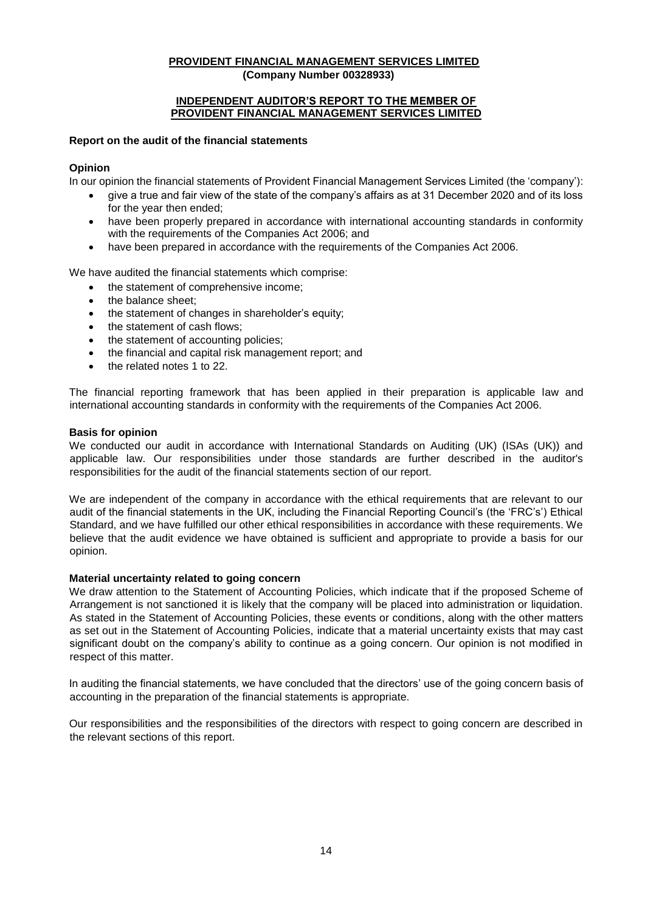**PROVIDENT FINANCIAL MANAGEMENT SERVICES LIMITED**
**(Company Number 00328933)**

**INDEPENDENT AUDITOR'S REPORT TO THE MEMBER OF PROVIDENT FINANCIAL MANAGEMENT SERVICES LIMITED**

**Report on the audit of the financial statements**

**Opinion**

In our opinion the financial statements of Provident Financial Management Services Limited (the 'company'):

- give a true and fair view of the state of the company's affairs as at 31 December 2020 and of its loss for the year then ended;
- have been properly prepared in accordance with international accounting standards in conformity with the requirements of the Companies Act 2006; and
- have been prepared in accordance with the requirements of the Companies Act 2006.

We have audited the financial statements which comprise:

- the statement of comprehensive income;
- the balance sheet;
- the statement of changes in shareholder's equity;
- the statement of cash flows;
- the statement of accounting policies;
- the financial and capital risk management report; and
- the related notes 1 to 22.

The financial reporting framework that has been applied in their preparation is applicable law and international accounting standards in conformity with the requirements of the Companies Act 2006.

**Basis for opinion**

We conducted our audit in accordance with International Standards on Auditing (UK) (ISAs (UK)) and applicable law. Our responsibilities under those standards are further described in the auditor's responsibilities for the audit of the financial statements section of our report.

We are independent of the company in accordance with the ethical requirements that are relevant to our audit of the financial statements in the UK, including the Financial Reporting Council's (the 'FRC's') Ethical Standard, and we have fulfilled our other ethical responsibilities in accordance with these requirements. We believe that the audit evidence we have obtained is sufficient and appropriate to provide a basis for our opinion.

**Material uncertainty related to going concern**

We draw attention to the Statement of Accounting Policies, which indicate that if the proposed Scheme of Arrangement is not sanctioned it is likely that the company will be placed into administration or liquidation. As stated in the Statement of Accounting Policies, these events or conditions, along with the other matters as set out in the Statement of Accounting Policies, indicate that a material uncertainty exists that may cast significant doubt on the company's ability to continue as a going concern. Our opinion is not modified in respect of this matter.

In auditing the financial statements, we have concluded that the directors' use of the going concern basis of accounting in the preparation of the financial statements is appropriate.

Our responsibilities and the responsibilities of the directors with respect to going concern are described in the relevant sections of this report.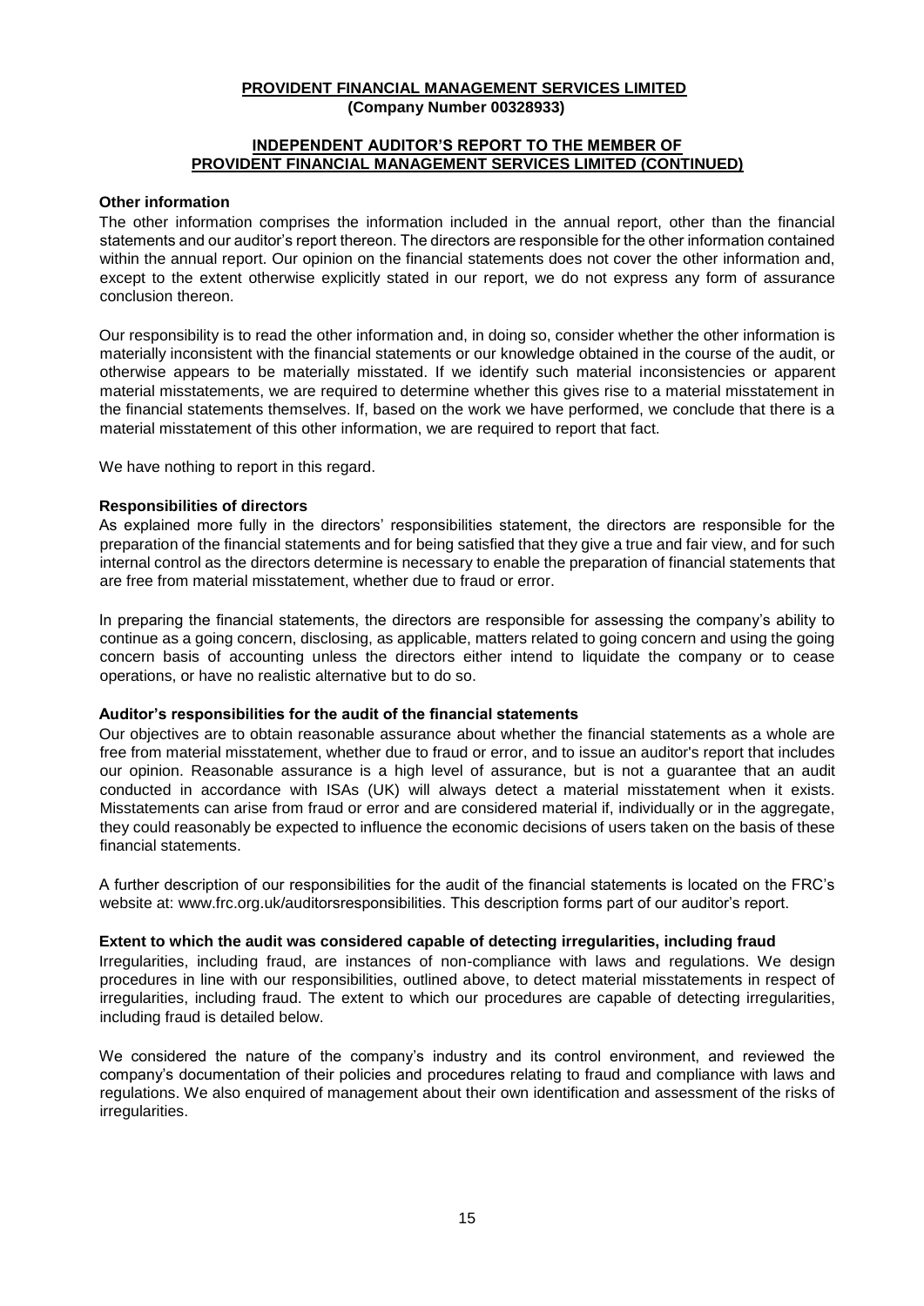**PROVIDENT FINANCIAL MANAGEMENT SERVICES LIMITED**
**(Company Number 00328933)**

**INDEPENDENT AUDITOR'S REPORT TO THE MEMBER OF PROVIDENT FINANCIAL MANAGEMENT SERVICES LIMITED (CONTINUED)**

**Other information**

The other information comprises the information included in the annual report, other than the financial statements and our auditor's report thereon. The directors are responsible for the other information contained within the annual report. Our opinion on the financial statements does not cover the other information and, except to the extent otherwise explicitly stated in our report, we do not express any form of assurance conclusion thereon.

Our responsibility is to read the other information and, in doing so, consider whether the other information is materially inconsistent with the financial statements or our knowledge obtained in the course of the audit, or otherwise appears to be materially misstated. If we identify such material inconsistencies or apparent material misstatements, we are required to determine whether this gives rise to a material misstatement in the financial statements themselves. If, based on the work we have performed, we conclude that there is a material misstatement of this other information, we are required to report that fact.

We have nothing to report in this regard.

**Responsibilities of directors**

As explained more fully in the directors' responsibilities statement, the directors are responsible for the preparation of the financial statements and for being satisfied that they give a true and fair view, and for such internal control as the directors determine is necessary to enable the preparation of financial statements that are free from material misstatement, whether due to fraud or error.

In preparing the financial statements, the directors are responsible for assessing the company's ability to continue as a going concern, disclosing, as applicable, matters related to going concern and using the going concern basis of accounting unless the directors either intend to liquidate the company or to cease operations, or have no realistic alternative but to do so.

**Auditor's responsibilities for the audit of the financial statements**

Our objectives are to obtain reasonable assurance about whether the financial statements as a whole are free from material misstatement, whether due to fraud or error, and to issue an auditor's report that includes our opinion. Reasonable assurance is a high level of assurance, but is not a guarantee that an audit conducted in accordance with ISAs (UK) will always detect a material misstatement when it exists. Misstatements can arise from fraud or error and are considered material if, individually or in the aggregate, they could reasonably be expected to influence the economic decisions of users taken on the basis of these financial statements.

A further description of our responsibilities for the audit of the financial statements is located on the FRC's website at: www.frc.org.uk/auditorsresponsibilities. This description forms part of our auditor's report.

**Extent to which the audit was considered capable of detecting irregularities, including fraud**

Irregularities, including fraud, are instances of non-compliance with laws and regulations. We design procedures in line with our responsibilities, outlined above, to detect material misstatements in respect of irregularities, including fraud. The extent to which our procedures are capable of detecting irregularities, including fraud is detailed below.

We considered the nature of the company's industry and its control environment, and reviewed the company's documentation of their policies and procedures relating to fraud and compliance with laws and regulations. We also enquired of management about their own identification and assessment of the risks of irregularities.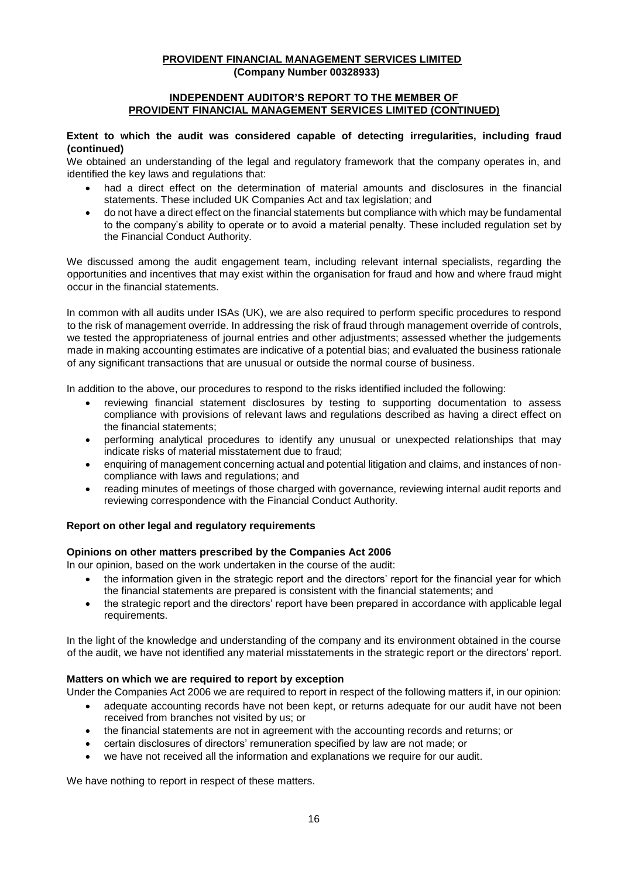**PROVIDENT FINANCIAL MANAGEMENT SERVICES LIMITED**
**(Company Number 00328933)**

**INDEPENDENT AUDITOR'S REPORT TO THE MEMBER OF PROVIDENT FINANCIAL MANAGEMENT SERVICES LIMITED (CONTINUED)**

**Extent to which the audit was considered capable of detecting irregularities, including fraud (continued)**

We obtained an understanding of the legal and regulatory framework that the company operates in, and identified the key laws and regulations that:

- had a direct effect on the determination of material amounts and disclosures in the financial statements. These included UK Companies Act and tax legislation; and
- do not have a direct effect on the financial statements but compliance with which may be fundamental to the company's ability to operate or to avoid a material penalty. These included regulation set by the Financial Conduct Authority.

We discussed among the audit engagement team, including relevant internal specialists, regarding the opportunities and incentives that may exist within the organisation for fraud and how and where fraud might occur in the financial statements.

In common with all audits under ISAs (UK), we are also required to perform specific procedures to respond to the risk of management override. In addressing the risk of fraud through management override of controls, we tested the appropriateness of journal entries and other adjustments; assessed whether the judgements made in making accounting estimates are indicative of a potential bias; and evaluated the business rationale of any significant transactions that are unusual or outside the normal course of business.

In addition to the above, our procedures to respond to the risks identified included the following:

- reviewing financial statement disclosures by testing to supporting documentation to assess compliance with provisions of relevant laws and regulations described as having a direct effect on the financial statements;
- performing analytical procedures to identify any unusual or unexpected relationships that may indicate risks of material misstatement due to fraud;
- enquiring of management concerning actual and potential litigation and claims, and instances of non-compliance with laws and regulations; and
- reading minutes of meetings of those charged with governance, reviewing internal audit reports and reviewing correspondence with the Financial Conduct Authority.

**Report on other legal and regulatory requirements**

**Opinions on other matters prescribed by the Companies Act 2006**

In our opinion, based on the work undertaken in the course of the audit:

- the information given in the strategic report and the directors' report for the financial year for which the financial statements are prepared is consistent with the financial statements; and
- the strategic report and the directors' report have been prepared in accordance with applicable legal requirements.

In the light of the knowledge and understanding of the company and its environment obtained in the course of the audit, we have not identified any material misstatements in the strategic report or the directors' report.

**Matters on which we are required to report by exception**

Under the Companies Act 2006 we are required to report in respect of the following matters if, in our opinion:

- adequate accounting records have not been kept, or returns adequate for our audit have not been received from branches not visited by us; or
- the financial statements are not in agreement with the accounting records and returns; or
- certain disclosures of directors' remuneration specified by law are not made; or
- we have not received all the information and explanations we require for our audit.

We have nothing to report in respect of these matters.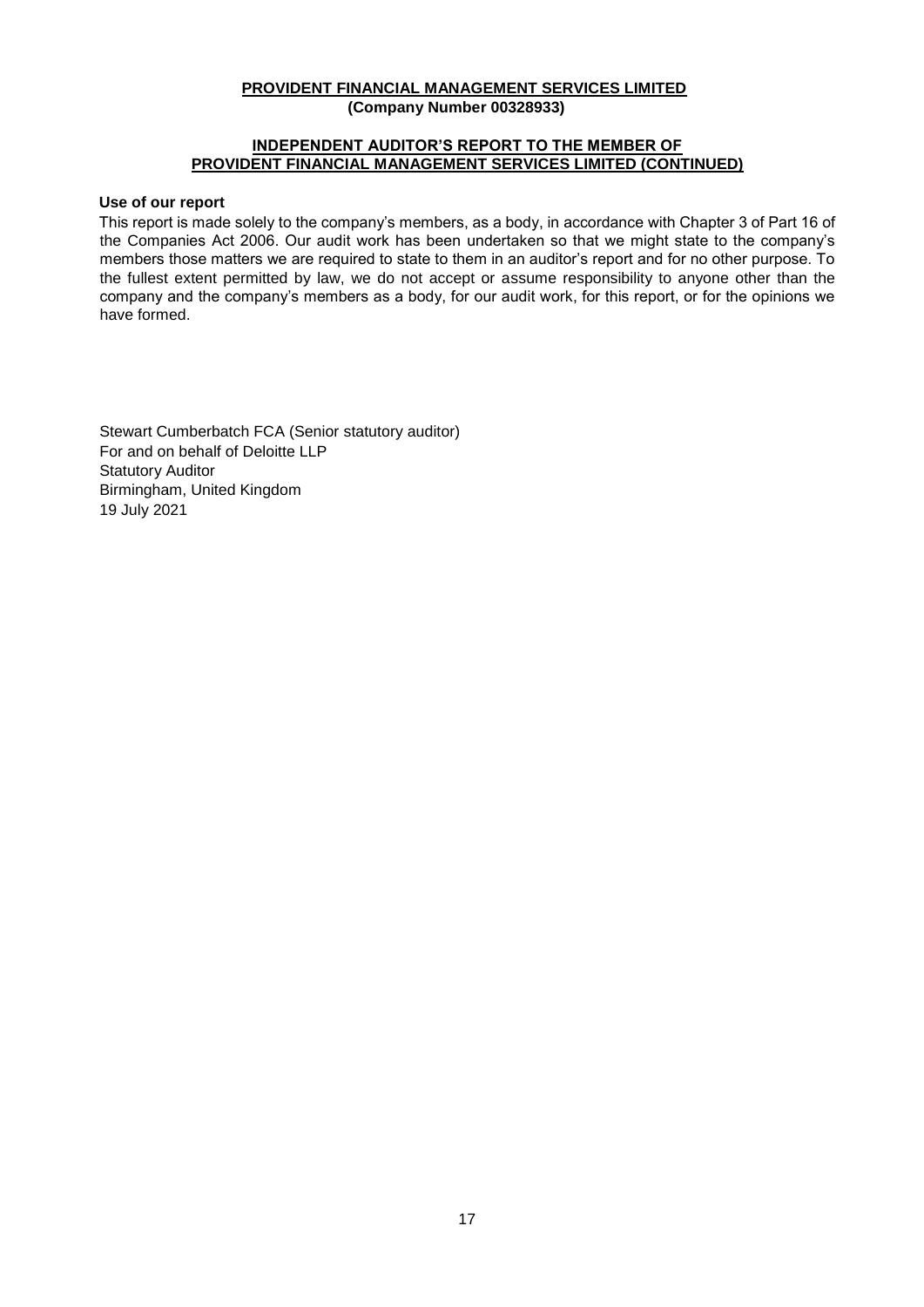**PROVIDENT FINANCIAL MANAGEMENT SERVICES LIMITED**
**(Company Number 00328933)**

**INDEPENDENT AUDITOR'S REPORT TO THE MEMBER OF PROVIDENT FINANCIAL MANAGEMENT SERVICES LIMITED (CONTINUED)**

### Use of our report

This report is made solely to the company's members, as a body, in accordance with Chapter 3 of Part 16 of the Companies Act 2006. Our audit work has been undertaken so that we might state to the company's members those matters we are required to state to them in an auditor's report and for no other purpose. To the fullest extent permitted by law, we do not accept or assume responsibility to anyone other than the company and the company's members as a body, for our audit work, for this report, or for the opinions we have formed.

Stewart Cumberbatch FCA (Senior statutory auditor)
For and on behalf of Deloitte LLP
Statutory Auditor
Birmingham, United Kingdom
19 July 2021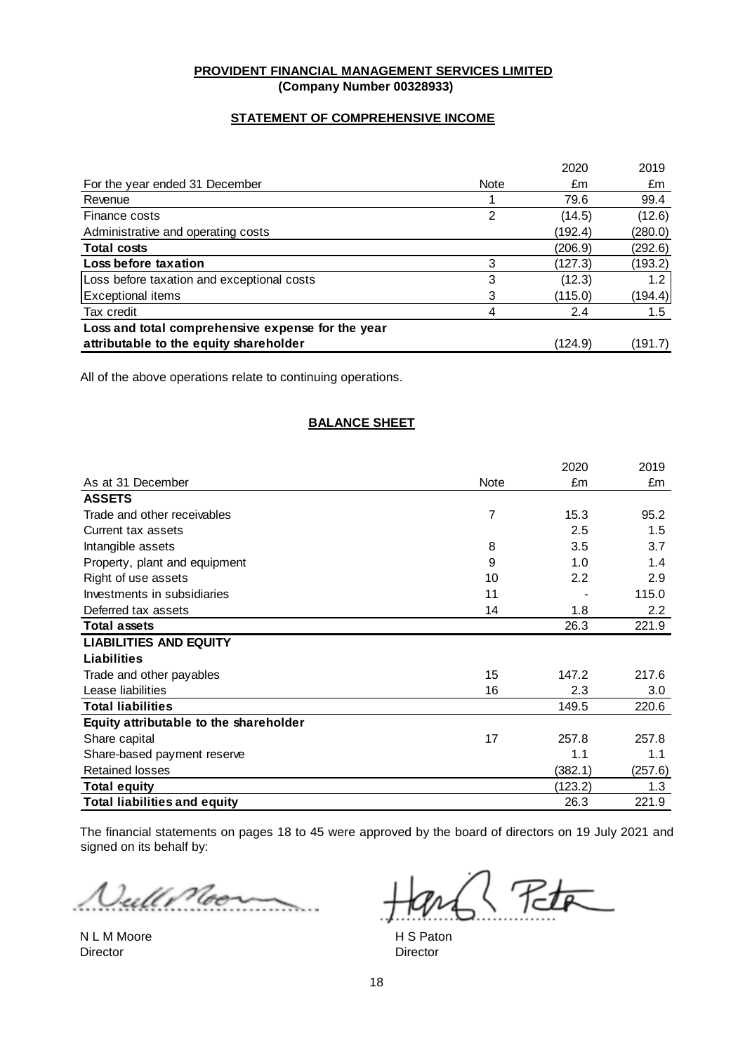**PROVIDENT FINANCIAL MANAGEMENT SERVICES LIMITED**
**(Company Number 00328933)**

## STATEMENT OF COMPREHENSIVE INCOME

| For the year ended 31 December | Note | 2020 £m | 2019 £m |
|---|---|---|---|
| Revenue | 1 | 79.6 | 99.4 |
| Finance costs | 2 | (14.5) | (12.6) |
| Administrative and operating costs | | (192.4) | (280.0) |
| **Total costs** | | (206.9) | (292.6) |
| **Loss before taxation** | 3 | (127.3) | (193.2) |
| Loss before taxation and exceptional costs | 3 | (12.3) | 1.2 |
| Exceptional items | 3 | (115.0) | (194.4) |
| Tax credit | 4 | 2.4 | 1.5 |
| **Loss and total comprehensive expense for the year attributable to the equity shareholder** | | (124.9) | (191.7) |

All of the above operations relate to continuing operations.

## BALANCE SHEET

| As at 31 December | Note | 2020 £m | 2019 £m |
|---|---|---|---|
| **ASSETS** | | | |
| Trade and other receivables | 7 | 15.3 | 95.2 |
| Current tax assets | | 2.5 | 1.5 |
| Intangible assets | 8 | 3.5 | 3.7 |
| Property, plant and equipment | 9 | 1.0 | 1.4 |
| Right of use assets | 10 | 2.2 | 2.9 |
| Investments in subsidiaries | 11 | - | 115.0 |
| Deferred tax assets | 14 | 1.8 | 2.2 |
| **Total assets** | | 26.3 | 221.9 |
| **LIABILITIES AND EQUITY** | | | |
| **Liabilities** | | | |
| Trade and other payables | 15 | 147.2 | 217.6 |
| Lease liabilities | 16 | 2.3 | 3.0 |
| **Total liabilities** | | 149.5 | 220.6 |
| **Equity attributable to the shareholder** | | | |
| Share capital | 17 | 257.8 | 257.8 |
| Share-based payment reserve | | 1.1 | 1.1 |
| Retained losses | | (382.1) | (257.6) |
| **Total equity** | | (123.2) | 1.3 |
| **Total liabilities and equity** | | 26.3 | 221.9 |

The financial statements on pages 18 to 45 were approved by the board of directors on 19 July 2021 and signed on its behalf by:

N L M Moore
Director

H S Paton
Director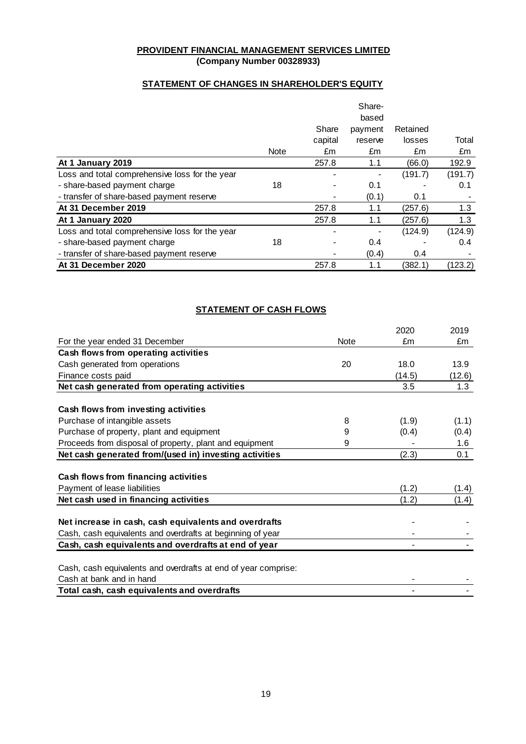**PROVIDENT FINANCIAL MANAGEMENT SERVICES LIMITED**
**(Company Number 00328933)**

## STATEMENT OF CHANGES IN SHAREHOLDER'S EQUITY

| | Note | Share capital £m | Share-based payment reserve £m | Retained losses £m | Total £m |
|---|---|---|---|---|---|
| **At 1 January 2019** | | 257.8 | 1.1 | (66.0) | 192.9 |
| Loss and total comprehensive loss for the year | | - | - | (191.7) | (191.7) |
| - share-based payment charge | 18 | - | 0.1 | - | 0.1 |
| - transfer of share-based payment reserve | | - | (0.1) | 0.1 | - |
| **At 31 December 2019** | | 257.8 | 1.1 | (257.6) | 1.3 |
| **At 1 January 2020** | | 257.8 | 1.1 | (257.6) | 1.3 |
| Loss and total comprehensive loss for the year | | - | - | (124.9) | (124.9) |
| - share-based payment charge | 18 | - | 0.4 | - | 0.4 |
| - transfer of share-based payment reserve | | - | (0.4) | 0.4 | - |
| **At 31 December 2020** | | 257.8 | 1.1 | (382.1) | (123.2) |

## STATEMENT OF CASH FLOWS

| For the year ended 31 December | Note | 2020 £m | 2019 £m |
|---|---|---|---|
| **Cash flows from operating activities** | | | |
| Cash generated from operations | 20 | 18.0 | 13.9 |
| Finance costs paid | | (14.5) | (12.6) |
| **Net cash generated from operating activities** | | 3.5 | 1.3 |
| | | | |
| **Cash flows from investing activities** | | | |
| Purchase of intangible assets | 8 | (1.9) | (1.1) |
| Purchase of property, plant and equipment | 9 | (0.4) | (0.4) |
| Proceeds from disposal of property, plant and equipment | 9 | - | 1.6 |
| **Net cash generated from/(used in) investing activities** | | (2.3) | 0.1 |
| | | | |
| **Cash flows from financing activities** | | | |
| Payment of lease liabilities | | (1.2) | (1.4) |
| **Net cash used in financing activities** | | (1.2) | (1.4) |
| | | | |
| **Net increase in cash, cash equivalents and overdrafts** | | - | - |
| Cash, cash equivalents and overdrafts at beginning of year | | - | - |
| **Cash, cash equivalents and overdrafts at end of year** | | - | - |
| | | | |
| Cash, cash equivalents and overdrafts at end of year comprise: | | | |
| Cash at bank and in hand | | - | - |
| **Total cash, cash equivalents and overdrafts** | | - | - |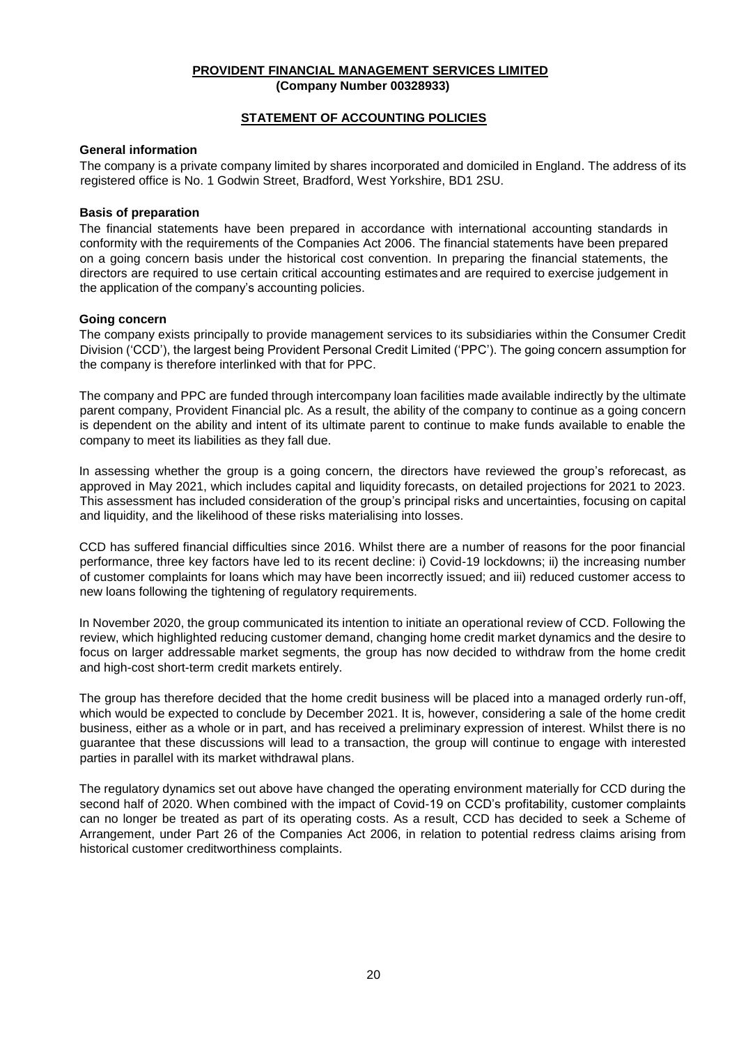**PROVIDENT FINANCIAL MANAGEMENT SERVICES LIMITED**
**(Company Number 00328933)**

## STATEMENT OF ACCOUNTING POLICIES

### General information

The company is a private company limited by shares incorporated and domiciled in England. The address of its registered office is No. 1 Godwin Street, Bradford, West Yorkshire, BD1 2SU.

### Basis of preparation

The financial statements have been prepared in accordance with international accounting standards in conformity with the requirements of the Companies Act 2006. The financial statements have been prepared on a going concern basis under the historical cost convention. In preparing the financial statements, the directors are required to use certain critical accounting estimates and are required to exercise judgement in the application of the company's accounting policies.

### Going concern

The company exists principally to provide management services to its subsidiaries within the Consumer Credit Division ('CCD'), the largest being Provident Personal Credit Limited ('PPC'). The going concern assumption for the company is therefore interlinked with that for PPC.

The company and PPC are funded through intercompany loan facilities made available indirectly by the ultimate parent company, Provident Financial plc. As a result, the ability of the company to continue as a going concern is dependent on the ability and intent of its ultimate parent to continue to make funds available to enable the company to meet its liabilities as they fall due.

In assessing whether the group is a going concern, the directors have reviewed the group's reforecast, as approved in May 2021, which includes capital and liquidity forecasts, on detailed projections for 2021 to 2023. This assessment has included consideration of the group's principal risks and uncertainties, focusing on capital and liquidity, and the likelihood of these risks materialising into losses.

CCD has suffered financial difficulties since 2016. Whilst there are a number of reasons for the poor financial performance, three key factors have led to its recent decline: i) Covid-19 lockdowns; ii) the increasing number of customer complaints for loans which may have been incorrectly issued; and iii) reduced customer access to new loans following the tightening of regulatory requirements.

In November 2020, the group communicated its intention to initiate an operational review of CCD. Following the review, which highlighted reducing customer demand, changing home credit market dynamics and the desire to focus on larger addressable market segments, the group has now decided to withdraw from the home credit and high-cost short-term credit markets entirely.

The group has therefore decided that the home credit business will be placed into a managed orderly run-off, which would be expected to conclude by December 2021. It is, however, considering a sale of the home credit business, either as a whole or in part, and has received a preliminary expression of interest. Whilst there is no guarantee that these discussions will lead to a transaction, the group will continue to engage with interested parties in parallel with its market withdrawal plans.

The regulatory dynamics set out above have changed the operating environment materially for CCD during the second half of 2020. When combined with the impact of Covid-19 on CCD's profitability, customer complaints can no longer be treated as part of its operating costs. As a result, CCD has decided to seek a Scheme of Arrangement, under Part 26 of the Companies Act 2006, in relation to potential redress claims arising from historical customer creditworthiness complaints.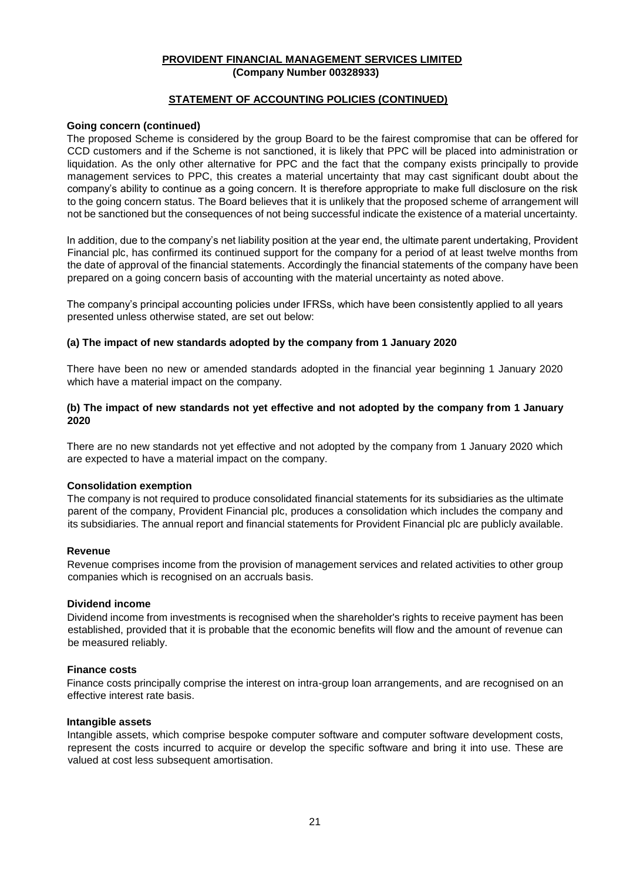**PROVIDENT FINANCIAL MANAGEMENT SERVICES LIMITED**
**(Company Number 00328933)**

**STATEMENT OF ACCOUNTING POLICIES (CONTINUED)**

**Going concern (continued)**

The proposed Scheme is considered by the group Board to be the fairest compromise that can be offered for CCD customers and if the Scheme is not sanctioned, it is likely that PPC will be placed into administration or liquidation. As the only other alternative for PPC and the fact that the company exists principally to provide management services to PPC, this creates a material uncertainty that may cast significant doubt about the company's ability to continue as a going concern. It is therefore appropriate to make full disclosure on the risk to the going concern status. The Board believes that it is unlikely that the proposed scheme of arrangement will not be sanctioned but the consequences of not being successful indicate the existence of a material uncertainty.

In addition, due to the company's net liability position at the year end, the ultimate parent undertaking, Provident Financial plc, has confirmed its continued support for the company for a period of at least twelve months from the date of approval of the financial statements. Accordingly the financial statements of the company have been prepared on a going concern basis of accounting with the material uncertainty as noted above.

The company's principal accounting policies under IFRSs, which have been consistently applied to all years presented unless otherwise stated, are set out below:

**(a) The impact of new standards adopted by the company from 1 January 2020**

There have been no new or amended standards adopted in the financial year beginning 1 January 2020 which have a material impact on the company.

**(b) The impact of new standards not yet effective and not adopted by the company from 1 January 2020**

There are no new standards not yet effective and not adopted by the company from 1 January 2020 which are expected to have a material impact on the company.

**Consolidation exemption**

The company is not required to produce consolidated financial statements for its subsidiaries as the ultimate parent of the company, Provident Financial plc, produces a consolidation which includes the company and its subsidiaries. The annual report and financial statements for Provident Financial plc are publicly available.

**Revenue**

Revenue comprises income from the provision of management services and related activities to other group companies which is recognised on an accruals basis.

**Dividend income**

Dividend income from investments is recognised when the shareholder's rights to receive payment has been established, provided that it is probable that the economic benefits will flow and the amount of revenue can be measured reliably.

**Finance costs**

Finance costs principally comprise the interest on intra-group loan arrangements, and are recognised on an effective interest rate basis.

**Intangible assets**

Intangible assets, which comprise bespoke computer software and computer software development costs, represent the costs incurred to acquire or develop the specific software and bring it into use. These are valued at cost less subsequent amortisation.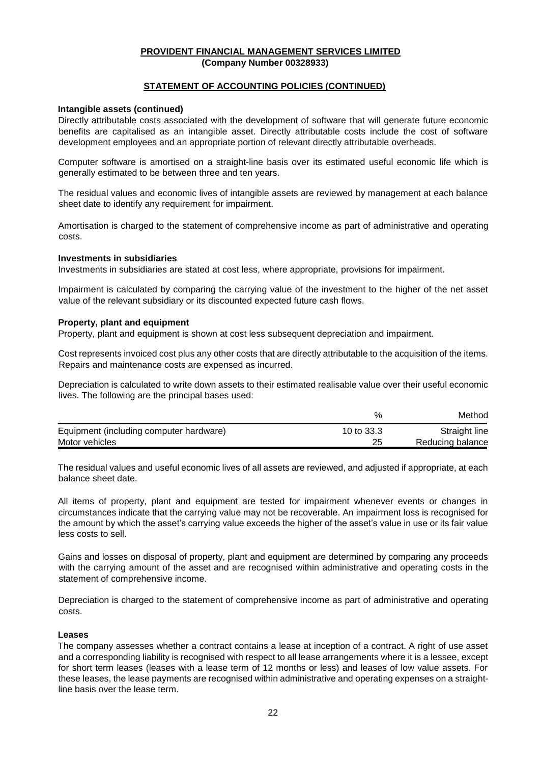**PROVIDENT FINANCIAL MANAGEMENT SERVICES LIMITED**
**(Company Number 00328933)**

**STATEMENT OF ACCOUNTING POLICIES (CONTINUED)**

**Intangible assets (continued)**

Directly attributable costs associated with the development of software that will generate future economic benefits are capitalised as an intangible asset. Directly attributable costs include the cost of software development employees and an appropriate portion of relevant directly attributable overheads.

Computer software is amortised on a straight-line basis over its estimated useful economic life which is generally estimated to be between three and ten years.

The residual values and economic lives of intangible assets are reviewed by management at each balance sheet date to identify any requirement for impairment.

Amortisation is charged to the statement of comprehensive income as part of administrative and operating costs.

**Investments in subsidiaries**

Investments in subsidiaries are stated at cost less, where appropriate, provisions for impairment.

Impairment is calculated by comparing the carrying value of the investment to the higher of the net asset value of the relevant subsidiary or its discounted expected future cash flows.

**Property, plant and equipment**

Property, plant and equipment is shown at cost less subsequent depreciation and impairment.

Cost represents invoiced cost plus any other costs that are directly attributable to the acquisition of the items. Repairs and maintenance costs are expensed as incurred.

Depreciation is calculated to write down assets to their estimated realisable value over their useful economic lives. The following are the principal bases used:

| | % | Method |
|---|---|---|
| Equipment (including computer hardware) | 10 to 33.3 | Straight line |
| Motor vehicles | 25 | Reducing balance |

The residual values and useful economic lives of all assets are reviewed, and adjusted if appropriate, at each balance sheet date.

All items of property, plant and equipment are tested for impairment whenever events or changes in circumstances indicate that the carrying value may not be recoverable. An impairment loss is recognised for the amount by which the asset's carrying value exceeds the higher of the asset's value in use or its fair value less costs to sell.

Gains and losses on disposal of property, plant and equipment are determined by comparing any proceeds with the carrying amount of the asset and are recognised within administrative and operating costs in the statement of comprehensive income.

Depreciation is charged to the statement of comprehensive income as part of administrative and operating costs.

**Leases**

The company assesses whether a contract contains a lease at inception of a contract. A right of use asset and a corresponding liability is recognised with respect to all lease arrangements where it is a lessee, except for short term leases (leases with a lease term of 12 months or less) and leases of low value assets. For these leases, the lease payments are recognised within administrative and operating expenses on a straight-line basis over the lease term.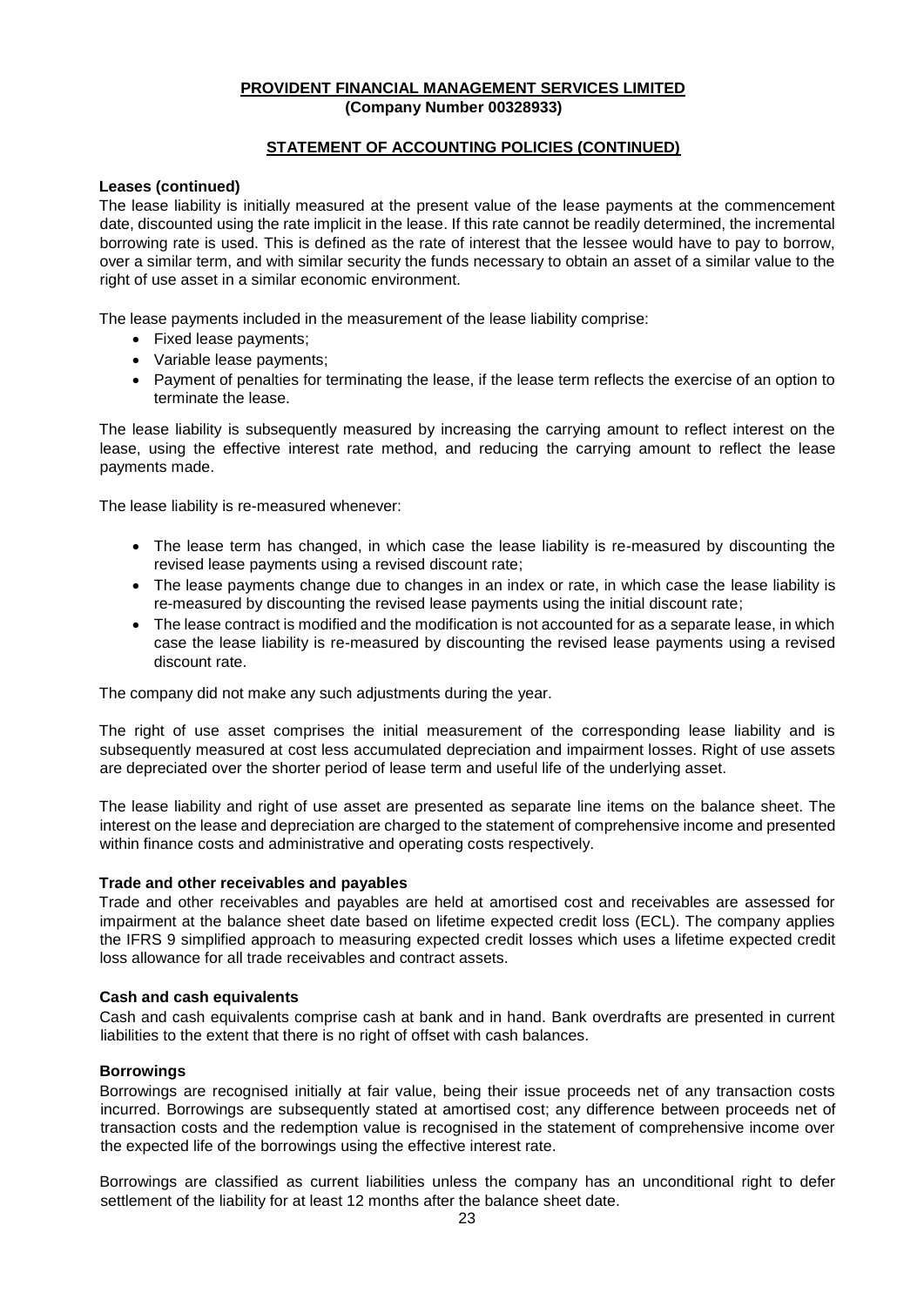**PROVIDENT FINANCIAL MANAGEMENT SERVICES LIMITED**
**(Company Number 00328933)**

**STATEMENT OF ACCOUNTING POLICIES (CONTINUED)**

**Leases (continued)**

The lease liability is initially measured at the present value of the lease payments at the commencement date, discounted using the rate implicit in the lease. If this rate cannot be readily determined, the incremental borrowing rate is used. This is defined as the rate of interest that the lessee would have to pay to borrow, over a similar term, and with similar security the funds necessary to obtain an asset of a similar value to the right of use asset in a similar economic environment.

The lease payments included in the measurement of the lease liability comprise:

- Fixed lease payments;
- Variable lease payments;
- Payment of penalties for terminating the lease, if the lease term reflects the exercise of an option to terminate the lease.

The lease liability is subsequently measured by increasing the carrying amount to reflect interest on the lease, using the effective interest rate method, and reducing the carrying amount to reflect the lease payments made.

The lease liability is re-measured whenever:

- The lease term has changed, in which case the lease liability is re-measured by discounting the revised lease payments using a revised discount rate;
- The lease payments change due to changes in an index or rate, in which case the lease liability is re-measured by discounting the revised lease payments using the initial discount rate;
- The lease contract is modified and the modification is not accounted for as a separate lease, in which case the lease liability is re-measured by discounting the revised lease payments using a revised discount rate.

The company did not make any such adjustments during the year.

The right of use asset comprises the initial measurement of the corresponding lease liability and is subsequently measured at cost less accumulated depreciation and impairment losses. Right of use assets are depreciated over the shorter period of lease term and useful life of the underlying asset.

The lease liability and right of use asset are presented as separate line items on the balance sheet. The interest on the lease and depreciation are charged to the statement of comprehensive income and presented within finance costs and administrative and operating costs respectively.

**Trade and other receivables and payables**

Trade and other receivables and payables are held at amortised cost and receivables are assessed for impairment at the balance sheet date based on lifetime expected credit loss (ECL). The company applies the IFRS 9 simplified approach to measuring expected credit losses which uses a lifetime expected credit loss allowance for all trade receivables and contract assets.

**Cash and cash equivalents**

Cash and cash equivalents comprise cash at bank and in hand. Bank overdrafts are presented in current liabilities to the extent that there is no right of offset with cash balances.

**Borrowings**

Borrowings are recognised initially at fair value, being their issue proceeds net of any transaction costs incurred. Borrowings are subsequently stated at amortised cost; any difference between proceeds net of transaction costs and the redemption value is recognised in the statement of comprehensive income over the expected life of the borrowings using the effective interest rate.

Borrowings are classified as current liabilities unless the company has an unconditional right to defer settlement of the liability for at least 12 months after the balance sheet date.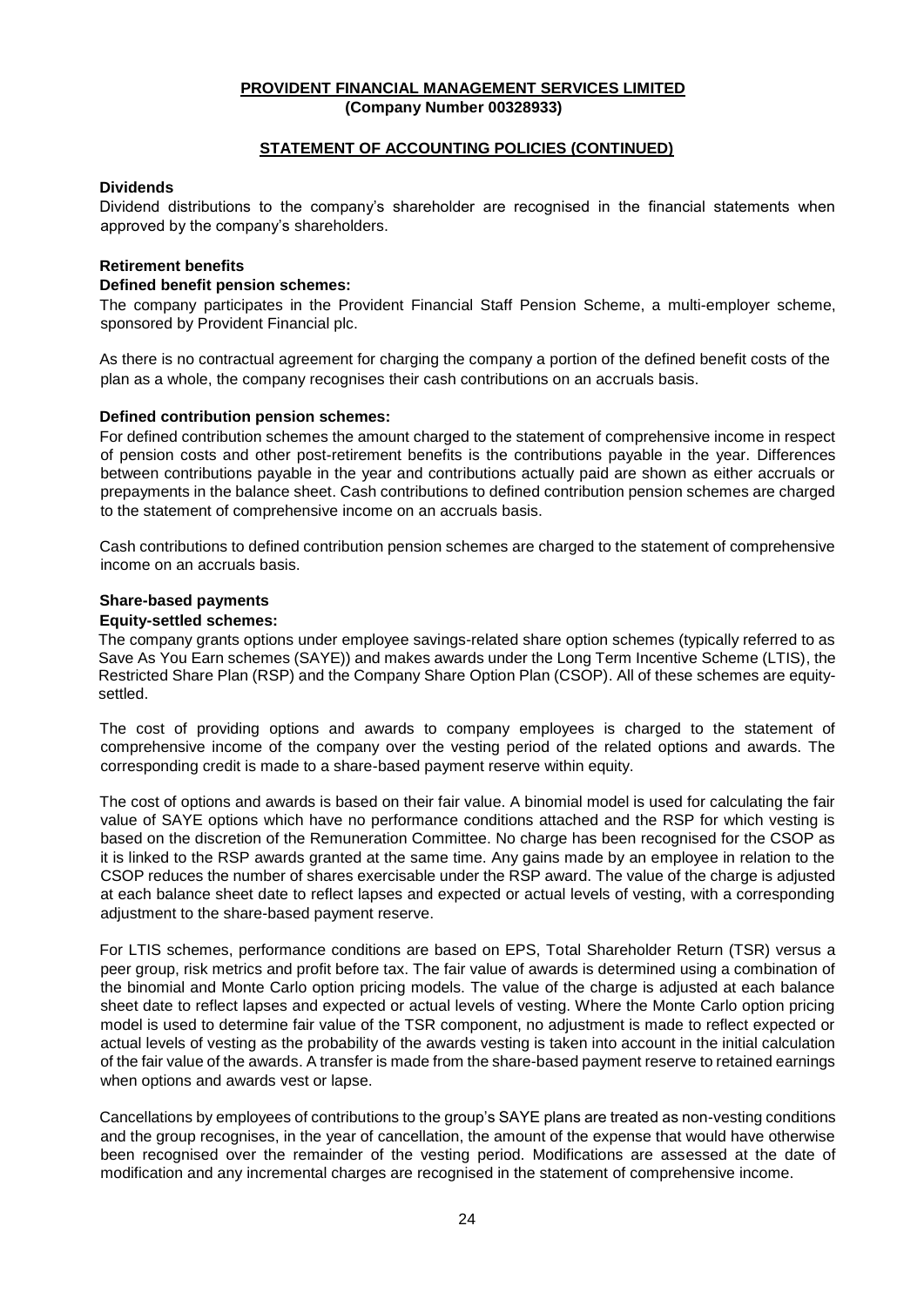**PROVIDENT FINANCIAL MANAGEMENT SERVICES LIMITED**
**(Company Number 00328933)**

**STATEMENT OF ACCOUNTING POLICIES (CONTINUED)**

**Dividends**

Dividend distributions to the company's shareholder are recognised in the financial statements when approved by the company's shareholders.

**Retirement benefits**

**Defined benefit pension schemes:**

The company participates in the Provident Financial Staff Pension Scheme, a multi-employer scheme, sponsored by Provident Financial plc.

As there is no contractual agreement for charging the company a portion of the defined benefit costs of the plan as a whole, the company recognises their cash contributions on an accruals basis.

**Defined contribution pension schemes:**

For defined contribution schemes the amount charged to the statement of comprehensive income in respect of pension costs and other post-retirement benefits is the contributions payable in the year. Differences between contributions payable in the year and contributions actually paid are shown as either accruals or prepayments in the balance sheet. Cash contributions to defined contribution pension schemes are charged to the statement of comprehensive income on an accruals basis.

Cash contributions to defined contribution pension schemes are charged to the statement of comprehensive income on an accruals basis.

**Share-based payments**

**Equity-settled schemes:**

The company grants options under employee savings-related share option schemes (typically referred to as Save As You Earn schemes (SAYE)) and makes awards under the Long Term Incentive Scheme (LTIS), the Restricted Share Plan (RSP) and the Company Share Option Plan (CSOP). All of these schemes are equity-settled.

The cost of providing options and awards to company employees is charged to the statement of comprehensive income of the company over the vesting period of the related options and awards. The corresponding credit is made to a share-based payment reserve within equity.

The cost of options and awards is based on their fair value. A binomial model is used for calculating the fair value of SAYE options which have no performance conditions attached and the RSP for which vesting is based on the discretion of the Remuneration Committee. No charge has been recognised for the CSOP as it is linked to the RSP awards granted at the same time. Any gains made by an employee in relation to the CSOP reduces the number of shares exercisable under the RSP award. The value of the charge is adjusted at each balance sheet date to reflect lapses and expected or actual levels of vesting, with a corresponding adjustment to the share-based payment reserve.

For LTIS schemes, performance conditions are based on EPS, Total Shareholder Return (TSR) versus a peer group, risk metrics and profit before tax. The fair value of awards is determined using a combination of the binomial and Monte Carlo option pricing models. The value of the charge is adjusted at each balance sheet date to reflect lapses and expected or actual levels of vesting. Where the Monte Carlo option pricing model is used to determine fair value of the TSR component, no adjustment is made to reflect expected or actual levels of vesting as the probability of the awards vesting is taken into account in the initial calculation of the fair value of the awards. A transfer is made from the share-based payment reserve to retained earnings when options and awards vest or lapse.

Cancellations by employees of contributions to the group's SAYE plans are treated as non-vesting conditions and the group recognises, in the year of cancellation, the amount of the expense that would have otherwise been recognised over the remainder of the vesting period. Modifications are assessed at the date of modification and any incremental charges are recognised in the statement of comprehensive income.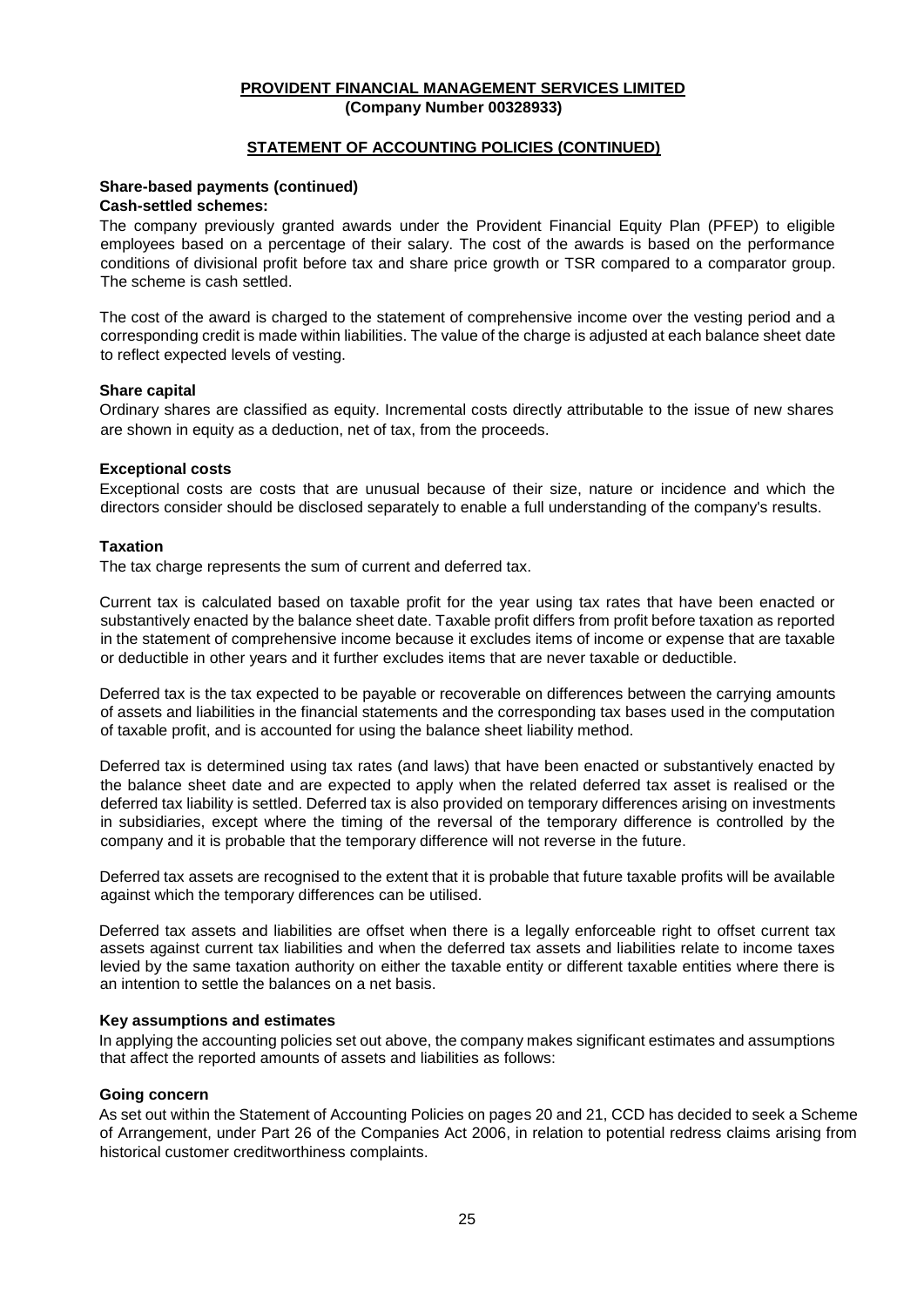**PROVIDENT FINANCIAL MANAGEMENT SERVICES LIMITED**
**(Company Number 00328933)**

**STATEMENT OF ACCOUNTING POLICIES (CONTINUED)**

**Share-based payments (continued)**

**Cash-settled schemes:**

The company previously granted awards under the Provident Financial Equity Plan (PFEP) to eligible employees based on a percentage of their salary. The cost of the awards is based on the performance conditions of divisional profit before tax and share price growth or TSR compared to a comparator group. The scheme is cash settled.

The cost of the award is charged to the statement of comprehensive income over the vesting period and a corresponding credit is made within liabilities. The value of the charge is adjusted at each balance sheet date to reflect expected levels of vesting.

**Share capital**

Ordinary shares are classified as equity. Incremental costs directly attributable to the issue of new shares are shown in equity as a deduction, net of tax, from the proceeds.

**Exceptional costs**

Exceptional costs are costs that are unusual because of their size, nature or incidence and which the directors consider should be disclosed separately to enable a full understanding of the company's results.

**Taxation**

The tax charge represents the sum of current and deferred tax.

Current tax is calculated based on taxable profit for the year using tax rates that have been enacted or substantively enacted by the balance sheet date. Taxable profit differs from profit before taxation as reported in the statement of comprehensive income because it excludes items of income or expense that are taxable or deductible in other years and it further excludes items that are never taxable or deductible.

Deferred tax is the tax expected to be payable or recoverable on differences between the carrying amounts of assets and liabilities in the financial statements and the corresponding tax bases used in the computation of taxable profit, and is accounted for using the balance sheet liability method.

Deferred tax is determined using tax rates (and laws) that have been enacted or substantively enacted by the balance sheet date and are expected to apply when the related deferred tax asset is realised or the deferred tax liability is settled. Deferred tax is also provided on temporary differences arising on investments in subsidiaries, except where the timing of the reversal of the temporary difference is controlled by the company and it is probable that the temporary difference will not reverse in the future.

Deferred tax assets are recognised to the extent that it is probable that future taxable profits will be available against which the temporary differences can be utilised.

Deferred tax assets and liabilities are offset when there is a legally enforceable right to offset current tax assets against current tax liabilities and when the deferred tax assets and liabilities relate to income taxes levied by the same taxation authority on either the taxable entity or different taxable entities where there is an intention to settle the balances on a net basis.

**Key assumptions and estimates**

In applying the accounting policies set out above, the company makes significant estimates and assumptions that affect the reported amounts of assets and liabilities as follows:

**Going concern**

As set out within the Statement of Accounting Policies on pages 20 and 21, CCD has decided to seek a Scheme of Arrangement, under Part 26 of the Companies Act 2006, in relation to potential redress claims arising from historical customer creditworthiness complaints.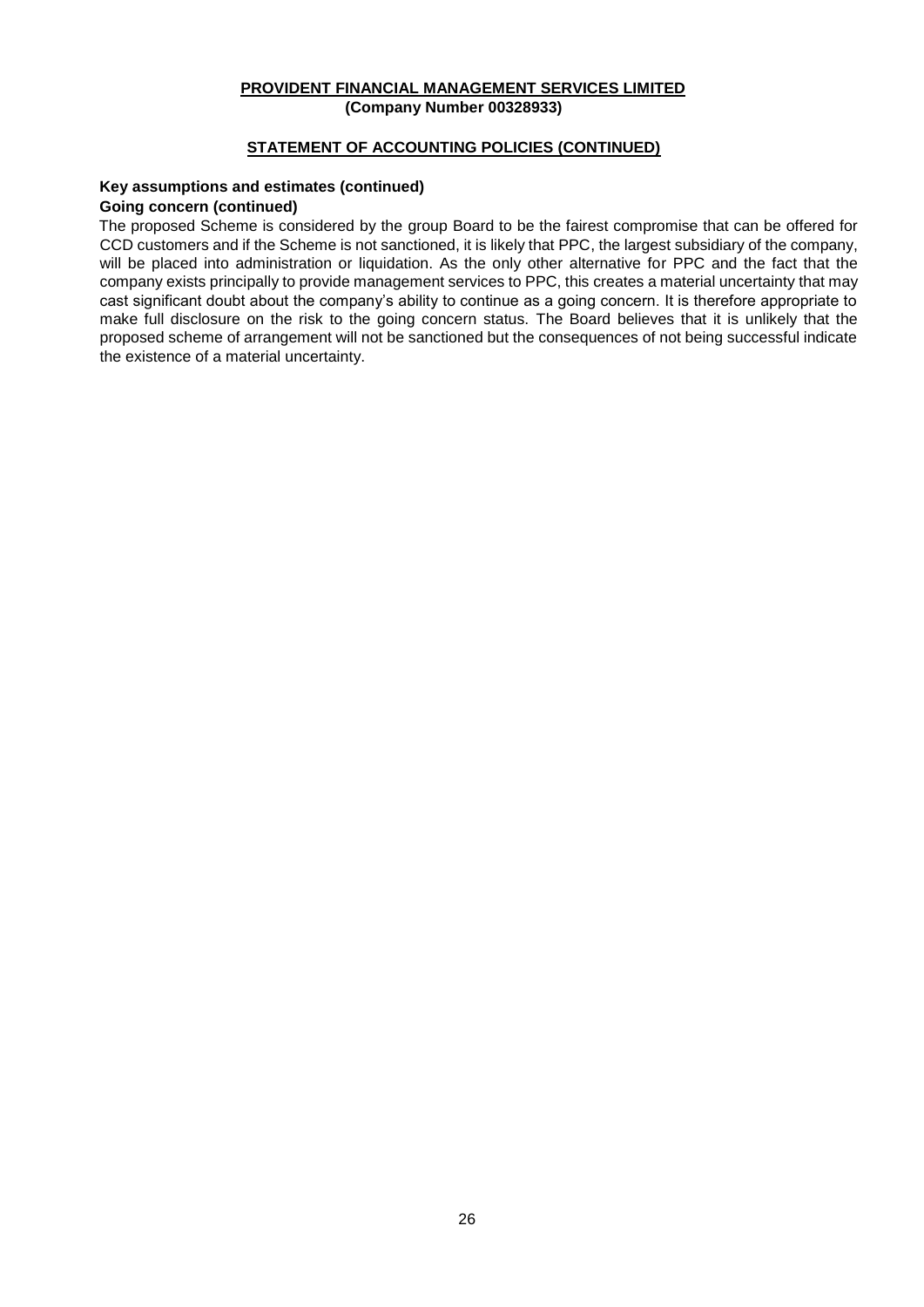**PROVIDENT FINANCIAL MANAGEMENT SERVICES LIMITED**
**(Company Number 00328933)**

**STATEMENT OF ACCOUNTING POLICIES (CONTINUED)**

**Key assumptions and estimates (continued)**

**Going concern (continued)**

The proposed Scheme is considered by the group Board to be the fairest compromise that can be offered for CCD customers and if the Scheme is not sanctioned, it is likely that PPC, the largest subsidiary of the company, will be placed into administration or liquidation. As the only other alternative for PPC and the fact that the company exists principally to provide management services to PPC, this creates a material uncertainty that may cast significant doubt about the company's ability to continue as a going concern. It is therefore appropriate to make full disclosure on the risk to the going concern status. The Board believes that it is unlikely that the proposed scheme of arrangement will not be sanctioned but the consequences of not being successful indicate the existence of a material uncertainty.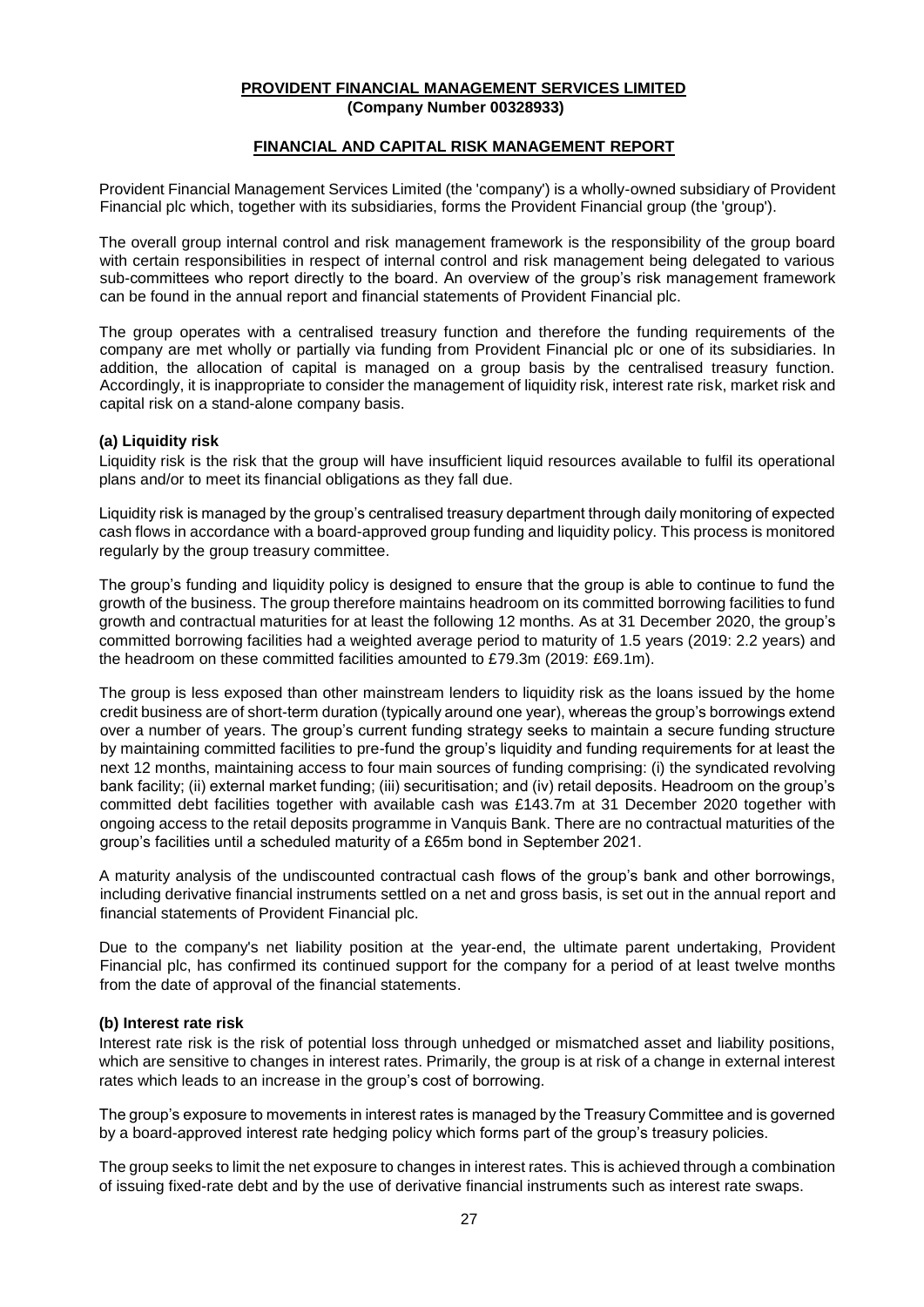**PROVIDENT FINANCIAL MANAGEMENT SERVICES LIMITED**
**(Company Number 00328933)**

## FINANCIAL AND CAPITAL RISK MANAGEMENT REPORT

Provident Financial Management Services Limited (the 'company') is a wholly-owned subsidiary of Provident Financial plc which, together with its subsidiaries, forms the Provident Financial group (the 'group').

The overall group internal control and risk management framework is the responsibility of the group board with certain responsibilities in respect of internal control and risk management being delegated to various sub-committees who report directly to the board. An overview of the group's risk management framework can be found in the annual report and financial statements of Provident Financial plc.

The group operates with a centralised treasury function and therefore the funding requirements of the company are met wholly or partially via funding from Provident Financial plc or one of its subsidiaries. In addition, the allocation of capital is managed on a group basis by the centralised treasury function. Accordingly, it is inappropriate to consider the management of liquidity risk, interest rate risk, market risk and capital risk on a stand-alone company basis.

### (a) Liquidity risk

Liquidity risk is the risk that the group will have insufficient liquid resources available to fulfil its operational plans and/or to meet its financial obligations as they fall due.

Liquidity risk is managed by the group's centralised treasury department through daily monitoring of expected cash flows in accordance with a board-approved group funding and liquidity policy. This process is monitored regularly by the group treasury committee.

The group's funding and liquidity policy is designed to ensure that the group is able to continue to fund the growth of the business. The group therefore maintains headroom on its committed borrowing facilities to fund growth and contractual maturities for at least the following 12 months. As at 31 December 2020, the group's committed borrowing facilities had a weighted average period to maturity of 1.5 years (2019: 2.2 years) and the headroom on these committed facilities amounted to £79.3m (2019: £69.1m).

The group is less exposed than other mainstream lenders to liquidity risk as the loans issued by the home credit business are of short-term duration (typically around one year), whereas the group's borrowings extend over a number of years. The group's current funding strategy seeks to maintain a secure funding structure by maintaining committed facilities to pre-fund the group's liquidity and funding requirements for at least the next 12 months, maintaining access to four main sources of funding comprising: (i) the syndicated revolving bank facility; (ii) external market funding; (iii) securitisation; and (iv) retail deposits. Headroom on the group's committed debt facilities together with available cash was £143.7m at 31 December 2020 together with ongoing access to the retail deposits programme in Vanquis Bank. There are no contractual maturities of the group's facilities until a scheduled maturity of a £65m bond in September 2021.

A maturity analysis of the undiscounted contractual cash flows of the group's bank and other borrowings, including derivative financial instruments settled on a net and gross basis, is set out in the annual report and financial statements of Provident Financial plc.

Due to the company's net liability position at the year-end, the ultimate parent undertaking, Provident Financial plc, has confirmed its continued support for the company for a period of at least twelve months from the date of approval of the financial statements.

### (b) Interest rate risk

Interest rate risk is the risk of potential loss through unhedged or mismatched asset and liability positions, which are sensitive to changes in interest rates. Primarily, the group is at risk of a change in external interest rates which leads to an increase in the group's cost of borrowing.

The group's exposure to movements in interest rates is managed by the Treasury Committee and is governed by a board-approved interest rate hedging policy which forms part of the group's treasury policies.

The group seeks to limit the net exposure to changes in interest rates. This is achieved through a combination of issuing fixed-rate debt and by the use of derivative financial instruments such as interest rate swaps.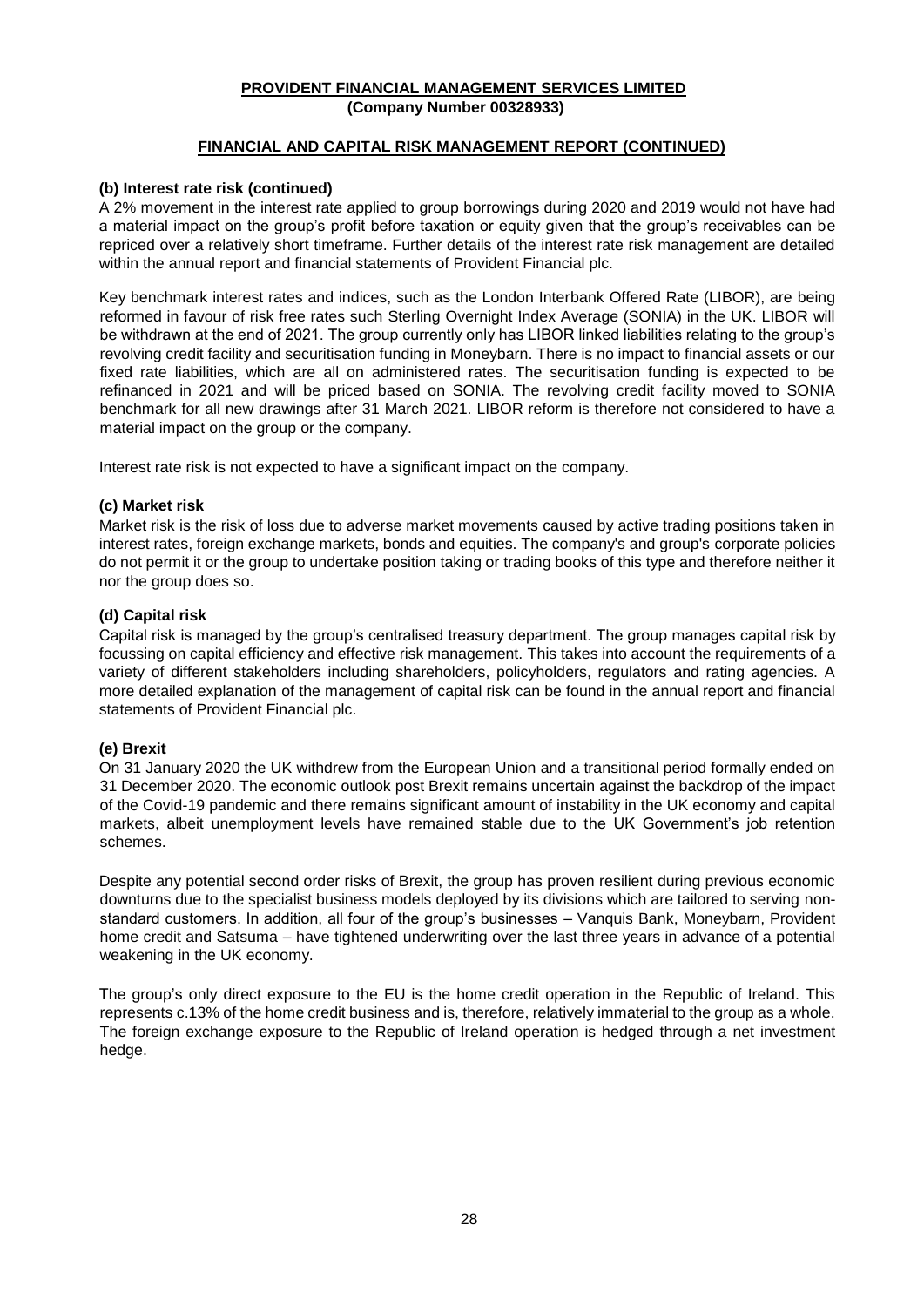**PROVIDENT FINANCIAL MANAGEMENT SERVICES LIMITED**
**(Company Number 00328933)**

**FINANCIAL AND CAPITAL RISK MANAGEMENT REPORT (CONTINUED)**

**(b) Interest rate risk (continued)**

A 2% movement in the interest rate applied to group borrowings during 2020 and 2019 would not have had a material impact on the group's profit before taxation or equity given that the group's receivables can be repriced over a relatively short timeframe. Further details of the interest rate risk management are detailed within the annual report and financial statements of Provident Financial plc.

Key benchmark interest rates and indices, such as the London Interbank Offered Rate (LIBOR), are being reformed in favour of risk free rates such Sterling Overnight Index Average (SONIA) in the UK. LIBOR will be withdrawn at the end of 2021. The group currently only has LIBOR linked liabilities relating to the group's revolving credit facility and securitisation funding in Moneybarn. There is no impact to financial assets or our fixed rate liabilities, which are all on administered rates. The securitisation funding is expected to be refinanced in 2021 and will be priced based on SONIA. The revolving credit facility moved to SONIA benchmark for all new drawings after 31 March 2021. LIBOR reform is therefore not considered to have a material impact on the group or the company.

Interest rate risk is not expected to have a significant impact on the company.

**(c) Market risk**

Market risk is the risk of loss due to adverse market movements caused by active trading positions taken in interest rates, foreign exchange markets, bonds and equities. The company's and group's corporate policies do not permit it or the group to undertake position taking or trading books of this type and therefore neither it nor the group does so.

**(d) Capital risk**

Capital risk is managed by the group's centralised treasury department. The group manages capital risk by focussing on capital efficiency and effective risk management. This takes into account the requirements of a variety of different stakeholders including shareholders, policyholders, regulators and rating agencies. A more detailed explanation of the management of capital risk can be found in the annual report and financial statements of Provident Financial plc.

**(e) Brexit**

On 31 January 2020 the UK withdrew from the European Union and a transitional period formally ended on 31 December 2020. The economic outlook post Brexit remains uncertain against the backdrop of the impact of the Covid-19 pandemic and there remains significant amount of instability in the UK economy and capital markets, albeit unemployment levels have remained stable due to the UK Government's job retention schemes.

Despite any potential second order risks of Brexit, the group has proven resilient during previous economic downturns due to the specialist business models deployed by its divisions which are tailored to serving non-standard customers. In addition, all four of the group's businesses – Vanquis Bank, Moneybarn, Provident home credit and Satsuma – have tightened underwriting over the last three years in advance of a potential weakening in the UK economy.

The group's only direct exposure to the EU is the home credit operation in the Republic of Ireland. This represents c.13% of the home credit business and is, therefore, relatively immaterial to the group as a whole. The foreign exchange exposure to the Republic of Ireland operation is hedged through a net investment hedge.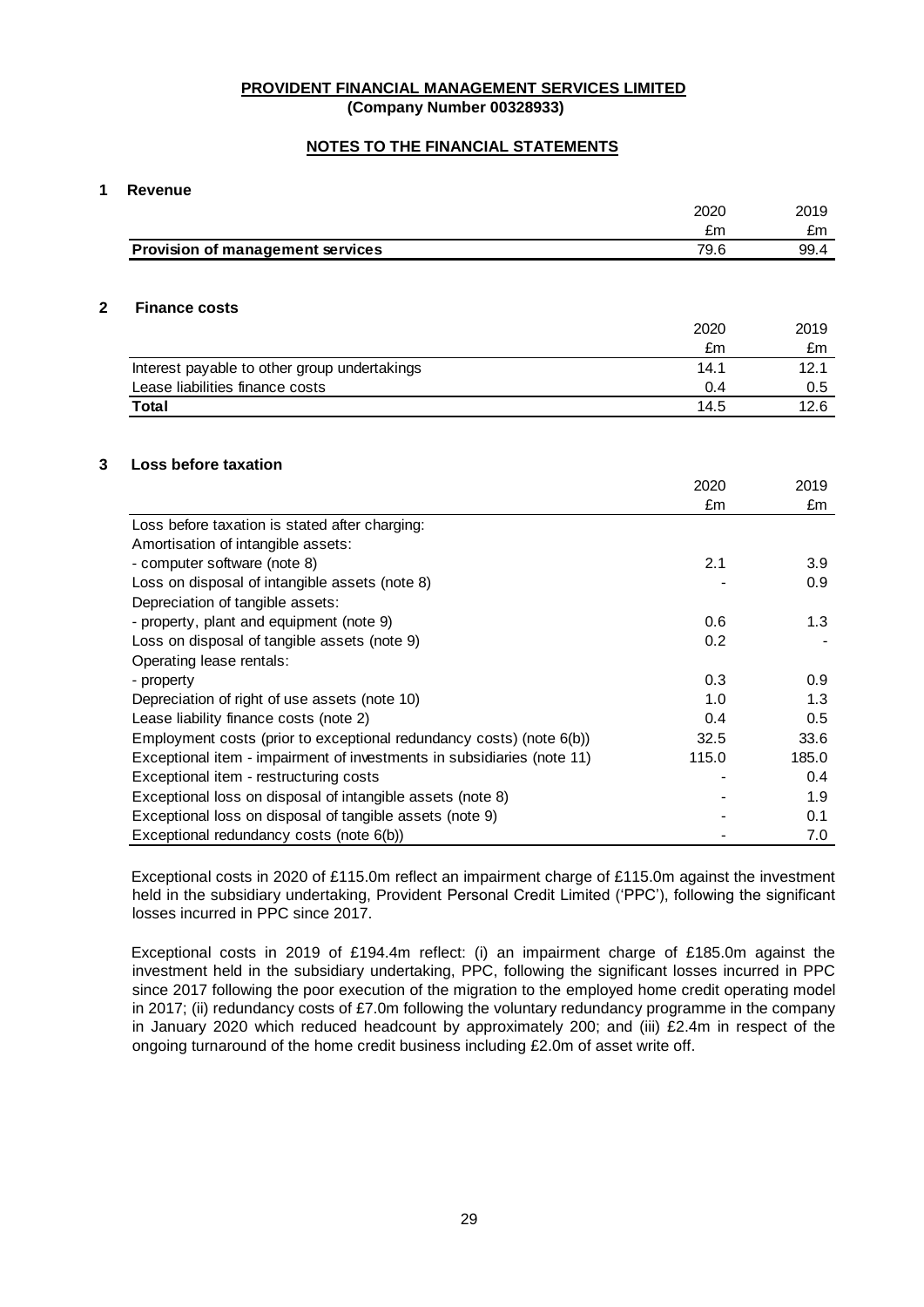**PROVIDENT FINANCIAL MANAGEMENT SERVICES LIMITED**
**(Company Number 00328933)**

## NOTES TO THE FINANCIAL STATEMENTS

### 1 Revenue

| | 2020 | 2019 |
|---|---|---|
| | £m | £m |
| **Provision of management services** | 79.6 | 99.4 |

### 2 Finance costs

| | 2020 | 2019 |
|---|---|---|
| | £m | £m |
| Interest payable to other group undertakings | 14.1 | 12.1 |
| Lease liabilities finance costs | 0.4 | 0.5 |
| **Total** | 14.5 | 12.6 |

### 3 Loss before taxation

| | 2020 | 2019 |
|---|---|---|
| | £m | £m |
| Loss before taxation is stated after charging: | | |
| Amortisation of intangible assets: | | |
| - computer software (note 8) | 2.1 | 3.9 |
| Loss on disposal of intangible assets (note 8) | - | 0.9 |
| Depreciation of tangible assets: | | |
| - property, plant and equipment (note 9) | 0.6 | 1.3 |
| Loss on disposal of tangible assets (note 9) | 0.2 | - |
| Operating lease rentals: | | |
| - property | 0.3 | 0.9 |
| Depreciation of right of use assets (note 10) | 1.0 | 1.3 |
| Lease liability finance costs (note 2) | 0.4 | 0.5 |
| Employment costs (prior to exceptional redundancy costs) (note 6(b)) | 32.5 | 33.6 |
| Exceptional item - impairment of investments in subsidiaries (note 11) | 115.0 | 185.0 |
| Exceptional item - restructuring costs | - | 0.4 |
| Exceptional loss on disposal of intangible assets (note 8) | - | 1.9 |
| Exceptional loss on disposal of tangible assets (note 9) | - | 0.1 |
| Exceptional redundancy costs (note 6(b)) | - | 7.0 |

Exceptional costs in 2020 of £115.0m reflect an impairment charge of £115.0m against the investment held in the subsidiary undertaking, Provident Personal Credit Limited ('PPC'), following the significant losses incurred in PPC since 2017.

Exceptional costs in 2019 of £194.4m reflect: (i) an impairment charge of £185.0m against the investment held in the subsidiary undertaking, PPC, following the significant losses incurred in PPC since 2017 following the poor execution of the migration to the employed home credit operating model in 2017; (ii) redundancy costs of £7.0m following the voluntary redundancy programme in the company in January 2020 which reduced headcount by approximately 200; and (iii) £2.4m in respect of the ongoing turnaround of the home credit business including £2.0m of asset write off.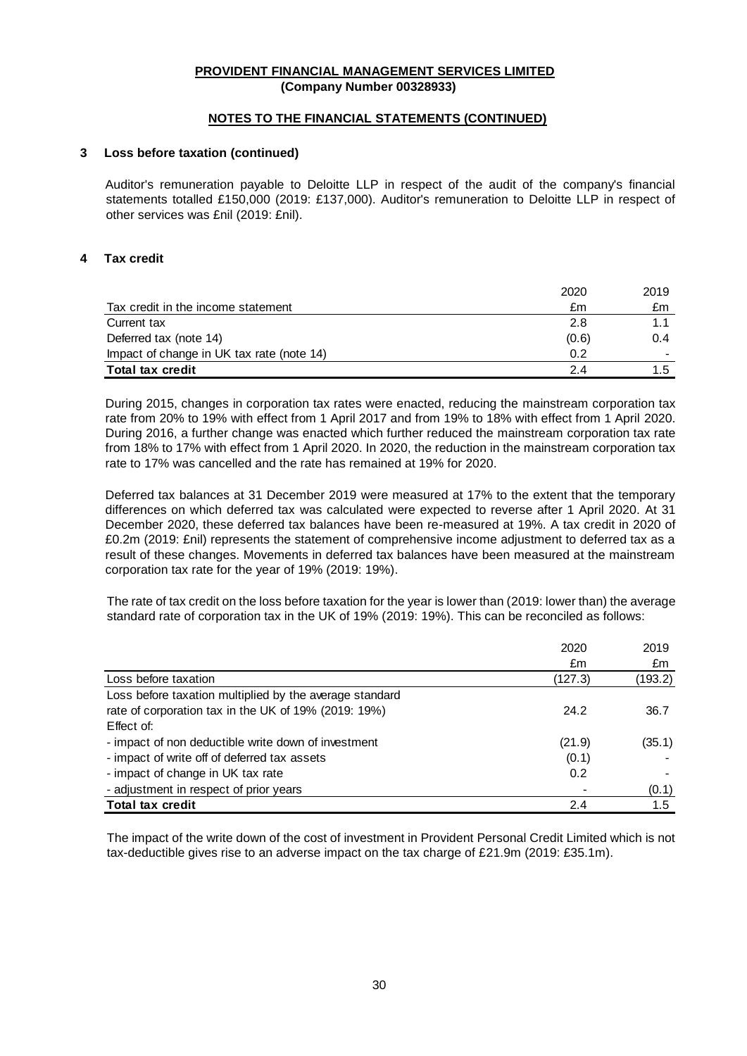**PROVIDENT FINANCIAL MANAGEMENT SERVICES LIMITED**
**(Company Number 00328933)**

**NOTES TO THE FINANCIAL STATEMENTS (CONTINUED)**

## 3 Loss before taxation (continued)

Auditor's remuneration payable to Deloitte LLP in respect of the audit of the company's financial statements totalled £150,000 (2019: £137,000). Auditor's remuneration to Deloitte LLP in respect of other services was £nil (2019: £nil).

## 4 Tax credit

| | 2020 | 2019 |
|---|---|---|
| Tax credit in the income statement | £m | £m |
| Current tax | 2.8 | 1.1 |
| Deferred tax (note 14) | (0.6) | 0.4 |
| Impact of change in UK tax rate (note 14) | 0.2 | - |
| **Total tax credit** | 2.4 | 1.5 |

During 2015, changes in corporation tax rates were enacted, reducing the mainstream corporation tax rate from 20% to 19% with effect from 1 April 2017 and from 19% to 18% with effect from 1 April 2020. During 2016, a further change was enacted which further reduced the mainstream corporation tax rate from 18% to 17% with effect from 1 April 2020. In 2020, the reduction in the mainstream corporation tax rate to 17% was cancelled and the rate has remained at 19% for 2020.

Deferred tax balances at 31 December 2019 were measured at 17% to the extent that the temporary differences on which deferred tax was calculated were expected to reverse after 1 April 2020. At 31 December 2020, these deferred tax balances have been re-measured at 19%. A tax credit in 2020 of £0.2m (2019: £nil) represents the statement of comprehensive income adjustment to deferred tax as a result of these changes. Movements in deferred tax balances have been measured at the mainstream corporation tax rate for the year of 19% (2019: 19%).

The rate of tax credit on the loss before taxation for the year is lower than (2019: lower than) the average standard rate of corporation tax in the UK of 19% (2019: 19%). This can be reconciled as follows:

| | 2020 | 2019 |
|---|---|---|
| | £m | £m |
| Loss before taxation | (127.3) | (193.2) |
| Loss before taxation multiplied by the average standard rate of corporation tax in the UK of 19% (2019: 19%) | 24.2 | 36.7 |
| Effect of: | | |
| - impact of non deductible write down of investment | (21.9) | (35.1) |
| - impact of write off of deferred tax assets | (0.1) | - |
| - impact of change in UK tax rate | 0.2 | - |
| - adjustment in respect of prior years | - | (0.1) |
| **Total tax credit** | 2.4 | 1.5 |

The impact of the write down of the cost of investment in Provident Personal Credit Limited which is not tax-deductible gives rise to an adverse impact on the tax charge of £21.9m (2019: £35.1m).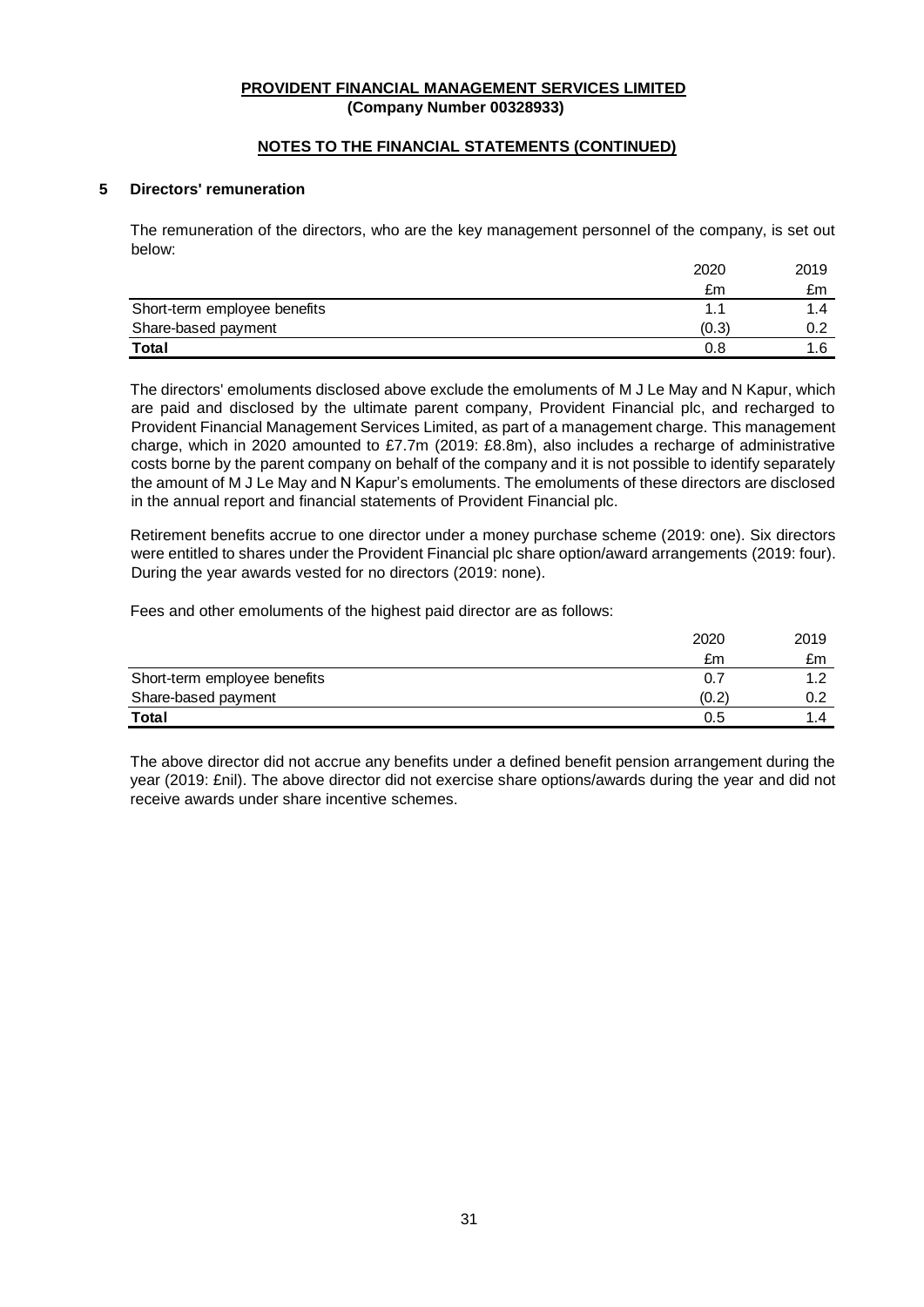**PROVIDENT FINANCIAL MANAGEMENT SERVICES LIMITED**
**(Company Number 00328933)**

**NOTES TO THE FINANCIAL STATEMENTS (CONTINUED)**

## 5 Directors' remuneration

The remuneration of the directors, who are the key management personnel of the company, is set out below:

| | 2020 | 2019 |
|---|---|---|
| | £m | £m |
| Short-term employee benefits | 1.1 | 1.4 |
| Share-based payment | (0.3) | 0.2 |
| **Total** | 0.8 | 1.6 |

The directors' emoluments disclosed above exclude the emoluments of M J Le May and N Kapur, which are paid and disclosed by the ultimate parent company, Provident Financial plc, and recharged to Provident Financial Management Services Limited, as part of a management charge. This management charge, which in 2020 amounted to £7.7m (2019: £8.8m), also includes a recharge of administrative costs borne by the parent company on behalf of the company and it is not possible to identify separately the amount of M J Le May and N Kapur's emoluments. The emoluments of these directors are disclosed in the annual report and financial statements of Provident Financial plc.

Retirement benefits accrue to one director under a money purchase scheme (2019: one). Six directors were entitled to shares under the Provident Financial plc share option/award arrangements (2019: four). During the year awards vested for no directors (2019: none).

Fees and other emoluments of the highest paid director are as follows:

| | 2020 | 2019 |
|---|---|---|
| | £m | £m |
| Short-term employee benefits | 0.7 | 1.2 |
| Share-based payment | (0.2) | 0.2 |
| **Total** | 0.5 | 1.4 |

The above director did not accrue any benefits under a defined benefit pension arrangement during the year (2019: £nil). The above director did not exercise share options/awards during the year and did not receive awards under share incentive schemes.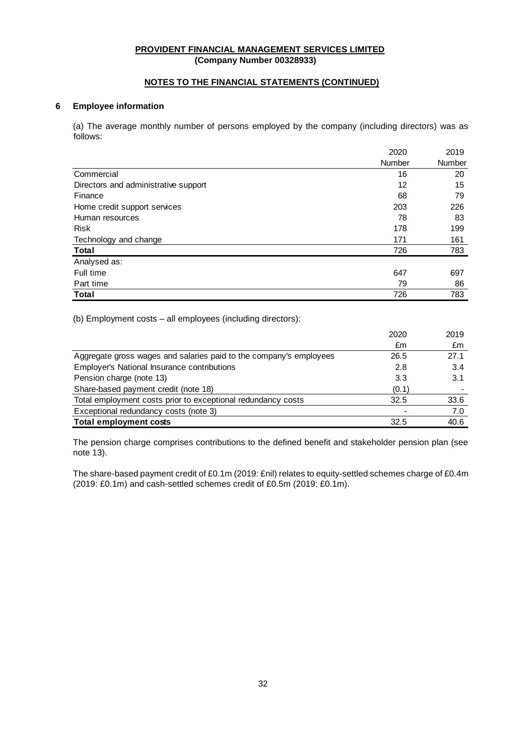**PROVIDENT FINANCIAL MANAGEMENT SERVICES LIMITED**
**(Company Number 00328933)**

**NOTES TO THE FINANCIAL STATEMENTS (CONTINUED)**

## 6 Employee information

(a) The average monthly number of persons employed by the company (including directors) was as follows:

| | 2020 | 2019 |
|---|---|---|
| | Number | Number |
| Commercial | 16 | 20 |
| Directors and administrative support | 12 | 15 |
| Finance | 68 | 79 |
| Home credit support services | 203 | 226 |
| Human resources | 78 | 83 |
| Risk | 178 | 199 |
| Technology and change | 171 | 161 |
| **Total** | 726 | 783 |
| Analysed as: | | |
| Full time | 647 | 697 |
| Part time | 79 | 86 |
| **Total** | 726 | 783 |

(b) Employment costs – all employees (including directors):

| | 2020 | 2019 |
|---|---|---|
| | £m | £m |
| Aggregate gross wages and salaries paid to the company's employees | 26.5 | 27.1 |
| Employer's National Insurance contributions | 2.8 | 3.4 |
| Pension charge (note 13) | 3.3 | 3.1 |
| Share-based payment credit (note 18) | (0.1) | - |
| Total employment costs prior to exceptional redundancy costs | 32.5 | 33.6 |
| Exceptional redundancy costs (note 3) | - | 7.0 |
| **Total employment costs** | 32.5 | 40.6 |

The pension charge comprises contributions to the defined benefit and stakeholder pension plan (see note 13).

The share-based payment credit of £0.1m (2019: £nil) relates to equity-settled schemes charge of £0.4m (2019: £0.1m) and cash-settled schemes credit of £0.5m (2019: £0.1m).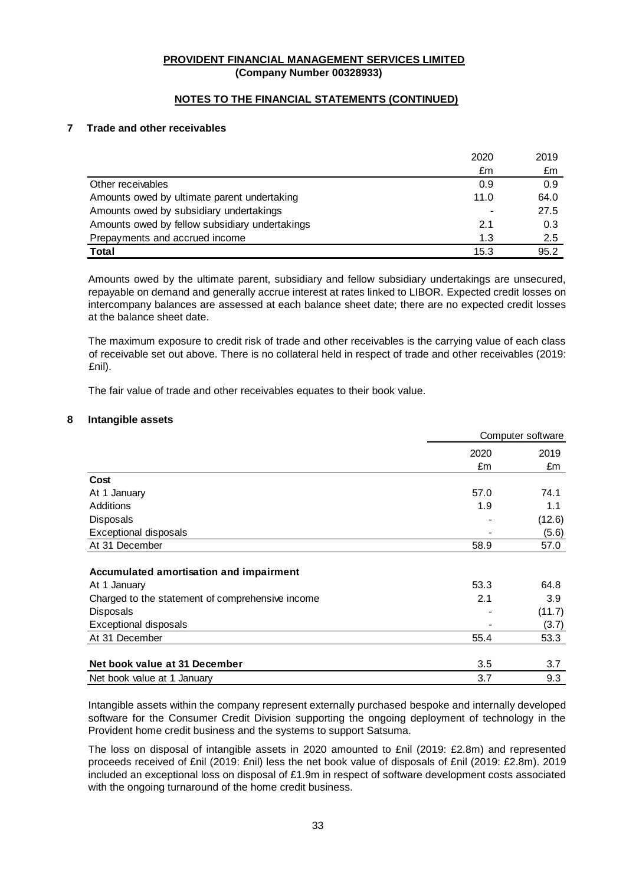**PROVIDENT FINANCIAL MANAGEMENT SERVICES LIMITED**
**(Company Number 00328933)**

**NOTES TO THE FINANCIAL STATEMENTS (CONTINUED)**

## 7 Trade and other receivables

| | 2020 | 2019 |
|---|---|---|
| | £m | £m |
| Other receivables | 0.9 | 0.9 |
| Amounts owed by ultimate parent undertaking | 11.0 | 64.0 |
| Amounts owed by subsidiary undertakings | - | 27.5 |
| Amounts owed by fellow subsidiary undertakings | 2.1 | 0.3 |
| Prepayments and accrued income | 1.3 | 2.5 |
| **Total** | 15.3 | 95.2 |

Amounts owed by the ultimate parent, subsidiary and fellow subsidiary undertakings are unsecured, repayable on demand and generally accrue interest at rates linked to LIBOR. Expected credit losses on intercompany balances are assessed at each balance sheet date; there are no expected credit losses at the balance sheet date.

The maximum exposure to credit risk of trade and other receivables is the carrying value of each class of receivable set out above. There is no collateral held in respect of trade and other receivables (2019: £nil).

The fair value of trade and other receivables equates to their book value.

## 8 Intangible assets

| | Computer software | |
|---|---|---|
| | 2020 | 2019 |
| | £m | £m |
| **Cost** | | |
| At 1 January | 57.0 | 74.1 |
| Additions | 1.9 | 1.1 |
| Disposals | - | (12.6) |
| Exceptional disposals | - | (5.6) |
| At 31 December | 58.9 | 57.0 |
| | | |
| **Accumulated amortisation and impairment** | | |
| At 1 January | 53.3 | 64.8 |
| Charged to the statement of comprehensive income | 2.1 | 3.9 |
| Disposals | - | (11.7) |
| Exceptional disposals | - | (3.7) |
| At 31 December | 55.4 | 53.3 |
| | | |
| **Net book value at 31 December** | 3.5 | 3.7 |
| Net book value at 1 January | 3.7 | 9.3 |

Intangible assets within the company represent externally purchased bespoke and internally developed software for the Consumer Credit Division supporting the ongoing deployment of technology in the Provident home credit business and the systems to support Satsuma.

The loss on disposal of intangible assets in 2020 amounted to £nil (2019: £2.8m) and represented proceeds received of £nil (2019: £nil) less the net book value of disposals of £nil (2019: £2.8m). 2019 included an exceptional loss on disposal of £1.9m in respect of software development costs associated with the ongoing turnaround of the home credit business.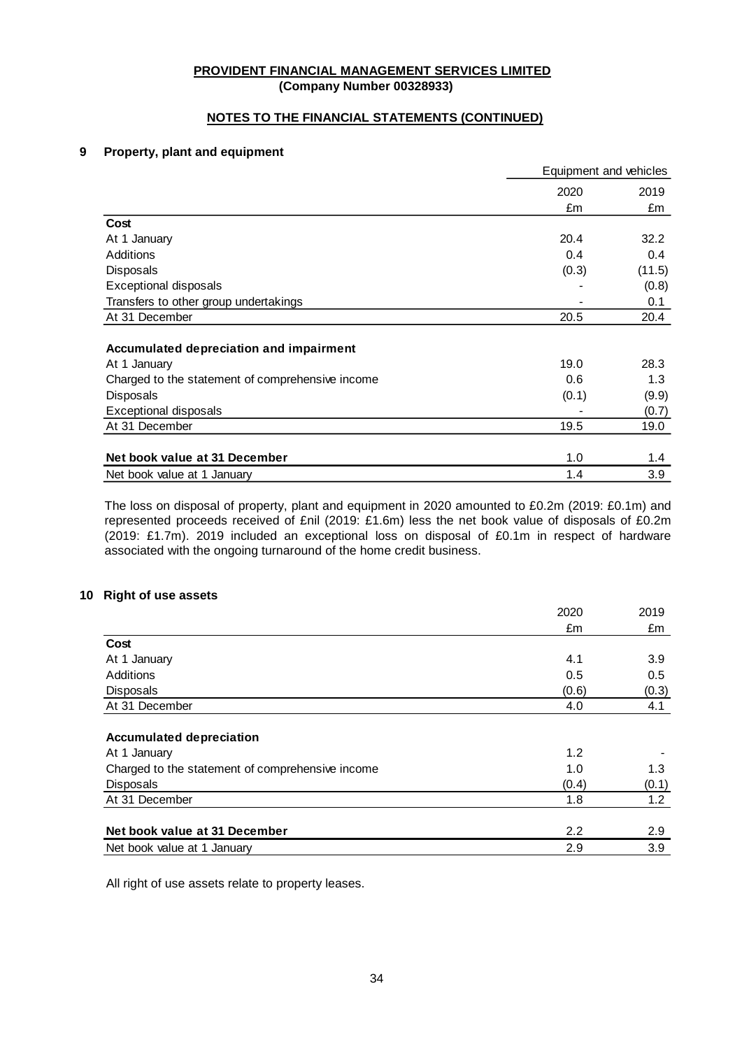**PROVIDENT FINANCIAL MANAGEMENT SERVICES LIMITED**
**(Company Number 00328933)**

**NOTES TO THE FINANCIAL STATEMENTS (CONTINUED)**

## 9 Property, plant and equipment

| | Equipment and vehicles | |
|---|---|---|
| | 2020 | 2019 |
| | £m | £m |
| **Cost** | | |
| At 1 January | 20.4 | 32.2 |
| Additions | 0.4 | 0.4 |
| Disposals | (0.3) | (11.5) |
| Exceptional disposals | - | (0.8) |
| Transfers to other group undertakings | - | 0.1 |
| At 31 December | 20.5 | 20.4 |
| | | |
| **Accumulated depreciation and impairment** | | |
| At 1 January | 19.0 | 28.3 |
| Charged to the statement of comprehensive income | 0.6 | 1.3 |
| Disposals | (0.1) | (9.9) |
| Exceptional disposals | - | (0.7) |
| At 31 December | 19.5 | 19.0 |
| | | |
| **Net book value at 31 December** | 1.0 | 1.4 |
| Net book value at 1 January | 1.4 | 3.9 |

The loss on disposal of property, plant and equipment in 2020 amounted to £0.2m (2019: £0.1m) and represented proceeds received of £nil (2019: £1.6m) less the net book value of disposals of £0.2m (2019: £1.7m). 2019 included an exceptional loss on disposal of £0.1m in respect of hardware associated with the ongoing turnaround of the home credit business.

## 10 Right of use assets

| | 2020 | 2019 |
|---|---|---|
| | £m | £m |
| **Cost** | | |
| At 1 January | 4.1 | 3.9 |
| Additions | 0.5 | 0.5 |
| Disposals | (0.6) | (0.3) |
| At 31 December | 4.0 | 4.1 |
| | | |
| **Accumulated depreciation** | | |
| At 1 January | 1.2 | - |
| Charged to the statement of comprehensive income | 1.0 | 1.3 |
| Disposals | (0.4) | (0.1) |
| At 31 December | 1.8 | 1.2 |
| | | |
| **Net book value at 31 December** | 2.2 | 2.9 |
| Net book value at 1 January | 2.9 | 3.9 |

All right of use assets relate to property leases.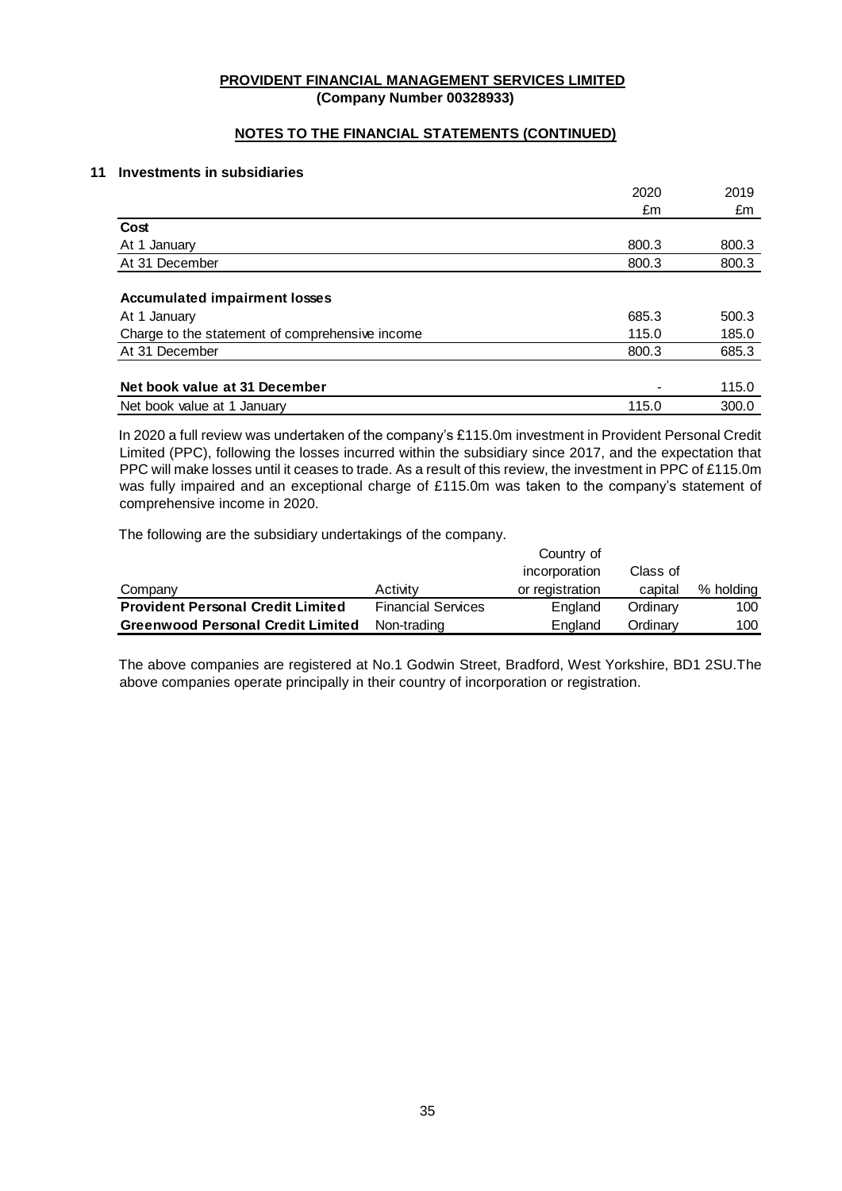**PROVIDENT FINANCIAL MANAGEMENT SERVICES LIMITED**
**(Company Number 00328933)**

**NOTES TO THE FINANCIAL STATEMENTS (CONTINUED)**

## 11 Investments in subsidiaries

| | 2020 | 2019 |
|---|---|---|
| | £m | £m |
| **Cost** | | |
| At 1 January | 800.3 | 800.3 |
| At 31 December | 800.3 | 800.3 |
| | | |
| **Accumulated impairment losses** | | |
| At 1 January | 685.3 | 500.3 |
| Charge to the statement of comprehensive income | 115.0 | 185.0 |
| At 31 December | 800.3 | 685.3 |
| | | |
| **Net book value at 31 December** | - | 115.0 |
| Net book value at 1 January | 115.0 | 300.0 |

In 2020 a full review was undertaken of the company's £115.0m investment in Provident Personal Credit Limited (PPC), following the losses incurred within the subsidiary since 2017, and the expectation that PPC will make losses until it ceases to trade. As a result of this review, the investment in PPC of £115.0m was fully impaired and an exceptional charge of £115.0m was taken to the company's statement of comprehensive income in 2020.

The following are the subsidiary undertakings of the company.

| Company | Activity | Country of incorporation or registration | Class of capital | % holding |
|---|---|---|---|---|
| **Provident Personal Credit Limited** | Financial Services | England | Ordinary | 100 |
| **Greenwood Personal Credit Limited** | Non-trading | England | Ordinary | 100 |

The above companies are registered at No.1 Godwin Street, Bradford, West Yorkshire, BD1 2SU.The above companies operate principally in their country of incorporation or registration.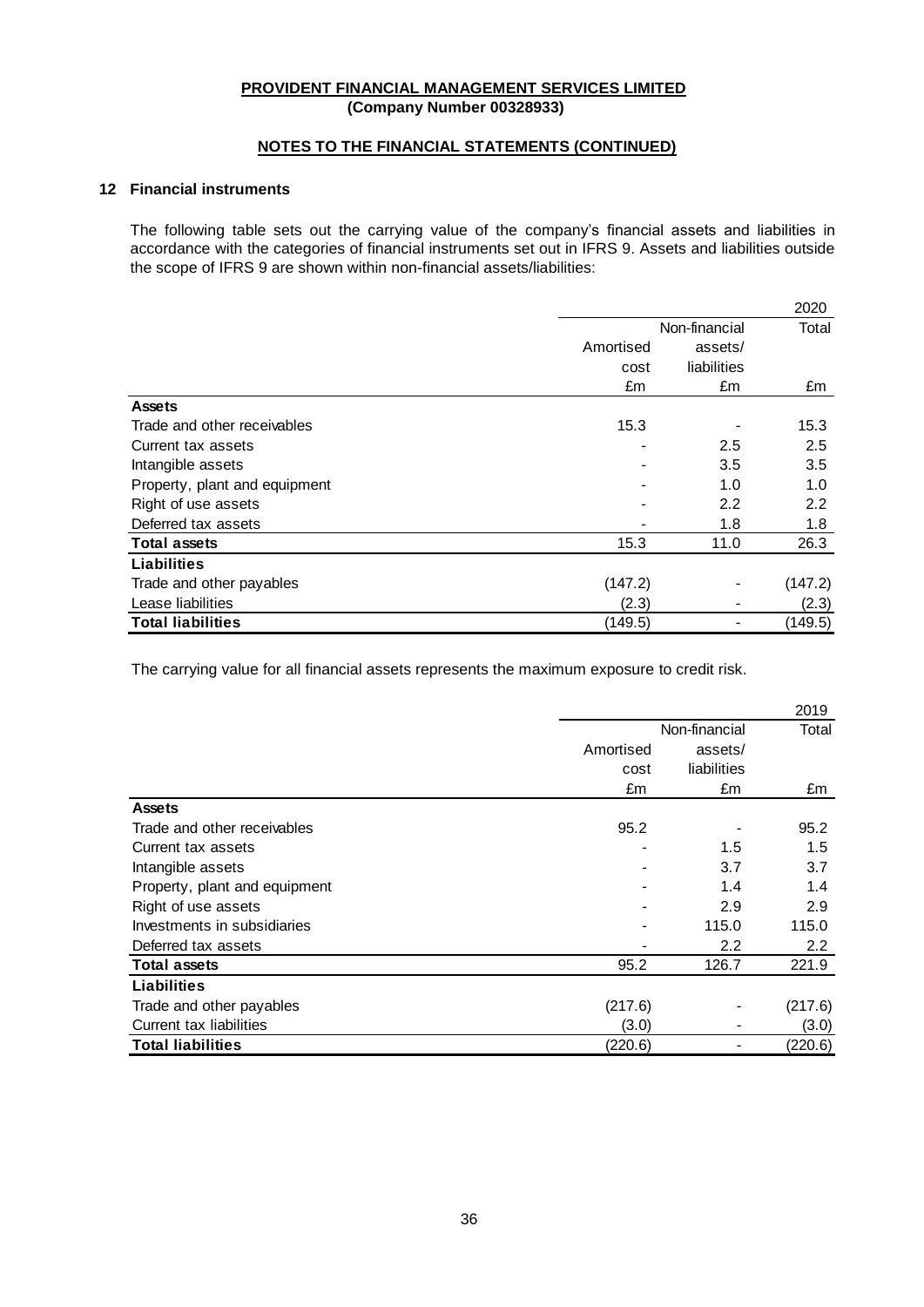**PROVIDENT FINANCIAL MANAGEMENT SERVICES LIMITED**
**(Company Number 00328933)**

**NOTES TO THE FINANCIAL STATEMENTS (CONTINUED)**

## 12 Financial instruments

The following table sets out the carrying value of the company's financial assets and liabilities in accordance with the categories of financial instruments set out in IFRS 9. Assets and liabilities outside the scope of IFRS 9 are shown within non-financial assets/liabilities:

| | | | 2020 |
|---|---|---|---|
| | Amortised cost | Non-financial assets/ liabilities | Total |
| | £m | £m | £m |
| **Assets** | | | |
| Trade and other receivables | 15.3 | - | 15.3 |
| Current tax assets | - | 2.5 | 2.5 |
| Intangible assets | - | 3.5 | 3.5 |
| Property, plant and equipment | - | 1.0 | 1.0 |
| Right of use assets | - | 2.2 | 2.2 |
| Deferred tax assets | - | 1.8 | 1.8 |
| **Total assets** | 15.3 | 11.0 | 26.3 |
| **Liabilities** | | | |
| Trade and other payables | (147.2) | - | (147.2) |
| Lease liabilities | (2.3) | - | (2.3) |
| **Total liabilities** | (149.5) | - | (149.5) |

The carrying value for all financial assets represents the maximum exposure to credit risk.

| | | | 2019 |
|---|---|---|---|
| | Amortised cost | Non-financial assets/ liabilities | Total |
| | £m | £m | £m |
| **Assets** | | | |
| Trade and other receivables | 95.2 | - | 95.2 |
| Current tax assets | - | 1.5 | 1.5 |
| Intangible assets | - | 3.7 | 3.7 |
| Property, plant and equipment | - | 1.4 | 1.4 |
| Right of use assets | - | 2.9 | 2.9 |
| Investments in subsidiaries | - | 115.0 | 115.0 |
| Deferred tax assets | - | 2.2 | 2.2 |
| **Total assets** | 95.2 | 126.7 | 221.9 |
| **Liabilities** | | | |
| Trade and other payables | (217.6) | - | (217.6) |
| Current tax liabilities | (3.0) | - | (3.0) |
| **Total liabilities** | (220.6) | - | (220.6) |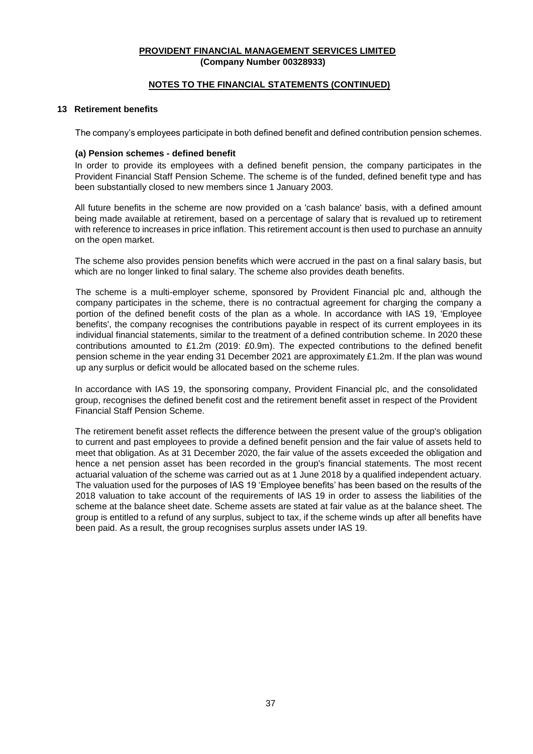**PROVIDENT FINANCIAL MANAGEMENT SERVICES LIMITED**
**(Company Number 00328933)**

**NOTES TO THE FINANCIAL STATEMENTS (CONTINUED)**

## 13 Retirement benefits

The company's employees participate in both defined benefit and defined contribution pension schemes.

### (a) Pension schemes - defined benefit

In order to provide its employees with a defined benefit pension, the company participates in the Provident Financial Staff Pension Scheme. The scheme is of the funded, defined benefit type and has been substantially closed to new members since 1 January 2003.

All future benefits in the scheme are now provided on a 'cash balance' basis, with a defined amount being made available at retirement, based on a percentage of salary that is revalued up to retirement with reference to increases in price inflation. This retirement account is then used to purchase an annuity on the open market.

The scheme also provides pension benefits which were accrued in the past on a final salary basis, but which are no longer linked to final salary. The scheme also provides death benefits.

The scheme is a multi-employer scheme, sponsored by Provident Financial plc and, although the company participates in the scheme, there is no contractual agreement for charging the company a portion of the defined benefit costs of the plan as a whole. In accordance with IAS 19, 'Employee benefits', the company recognises the contributions payable in respect of its current employees in its individual financial statements, similar to the treatment of a defined contribution scheme. In 2020 these contributions amounted to £1.2m (2019: £0.9m). The expected contributions to the defined benefit pension scheme in the year ending 31 December 2021 are approximately £1.2m. If the plan was wound up any surplus or deficit would be allocated based on the scheme rules.

In accordance with IAS 19, the sponsoring company, Provident Financial plc, and the consolidated group, recognises the defined benefit cost and the retirement benefit asset in respect of the Provident Financial Staff Pension Scheme.

The retirement benefit asset reflects the difference between the present value of the group's obligation to current and past employees to provide a defined benefit pension and the fair value of assets held to meet that obligation. As at 31 December 2020, the fair value of the assets exceeded the obligation and hence a net pension asset has been recorded in the group's financial statements. The most recent actuarial valuation of the scheme was carried out as at 1 June 2018 by a qualified independent actuary. The valuation used for the purposes of IAS 19 'Employee benefits' has been based on the results of the 2018 valuation to take account of the requirements of IAS 19 in order to assess the liabilities of the scheme at the balance sheet date. Scheme assets are stated at fair value as at the balance sheet. The group is entitled to a refund of any surplus, subject to tax, if the scheme winds up after all benefits have been paid. As a result, the group recognises surplus assets under IAS 19.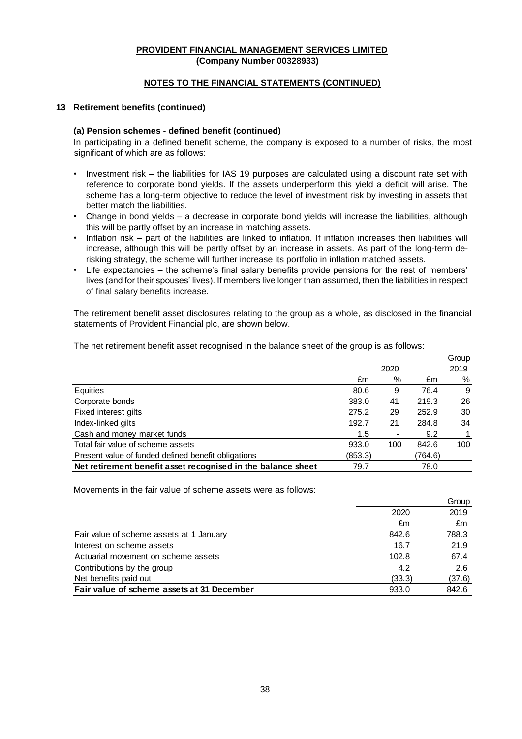**PROVIDENT FINANCIAL MANAGEMENT SERVICES LIMITED**
**(Company Number 00328933)**

**NOTES TO THE FINANCIAL STATEMENTS (CONTINUED)**

## 13 Retirement benefits (continued)

### (a) Pension schemes - defined benefit (continued)

In participating in a defined benefit scheme, the company is exposed to a number of risks, the most significant of which are as follows:

- Investment risk – the liabilities for IAS 19 purposes are calculated using a discount rate set with reference to corporate bond yields. If the assets underperform this yield a deficit will arise. The scheme has a long-term objective to reduce the level of investment risk by investing in assets that better match the liabilities.
- Change in bond yields – a decrease in corporate bond yields will increase the liabilities, although this will be partly offset by an increase in matching assets.
- Inflation risk – part of the liabilities are linked to inflation. If inflation increases then liabilities will increase, although this will be partly offset by an increase in assets. As part of the long-term de-risking strategy, the scheme will further increase its portfolio in inflation matched assets.
- Life expectancies – the scheme's final salary benefits provide pensions for the rest of members' lives (and for their spouses' lives). If members live longer than assumed, then the liabilities in respect of final salary benefits increase.

The retirement benefit asset disclosures relating to the group as a whole, as disclosed in the financial statements of Provident Financial plc, are shown below.

The net retirement benefit asset recognised in the balance sheet of the group is as follows:

| | | | | Group |
|---|---|---|---|---|
| | 2020 | | 2019 | |
| | £m | % | £m | % |
| Equities | 80.6 | 9 | 76.4 | 9 |
| Corporate bonds | 383.0 | 41 | 219.3 | 26 |
| Fixed interest gilts | 275.2 | 29 | 252.9 | 30 |
| Index-linked gilts | 192.7 | 21 | 284.8 | 34 |
| Cash and money market funds | 1.5 | - | 9.2 | 1 |
| Total fair value of scheme assets | 933.0 | 100 | 842.6 | 100 |
| Present value of funded defined benefit obligations | (853.3) | | (764.6) | |
| **Net retirement benefit asset recognised in the balance sheet** | **79.7** | | **78.0** | |

Movements in the fair value of scheme assets were as follows:

| | | Group |
|---|---|---|
| | 2020 | 2019 |
| | £m | £m |
| Fair value of scheme assets at 1 January | 842.6 | 788.3 |
| Interest on scheme assets | 16.7 | 21.9 |
| Actuarial movement on scheme assets | 102.8 | 67.4 |
| Contributions by the group | 4.2 | 2.6 |
| Net benefits paid out | (33.3) | (37.6) |
| **Fair value of scheme assets at 31 December** | **933.0** | **842.6** |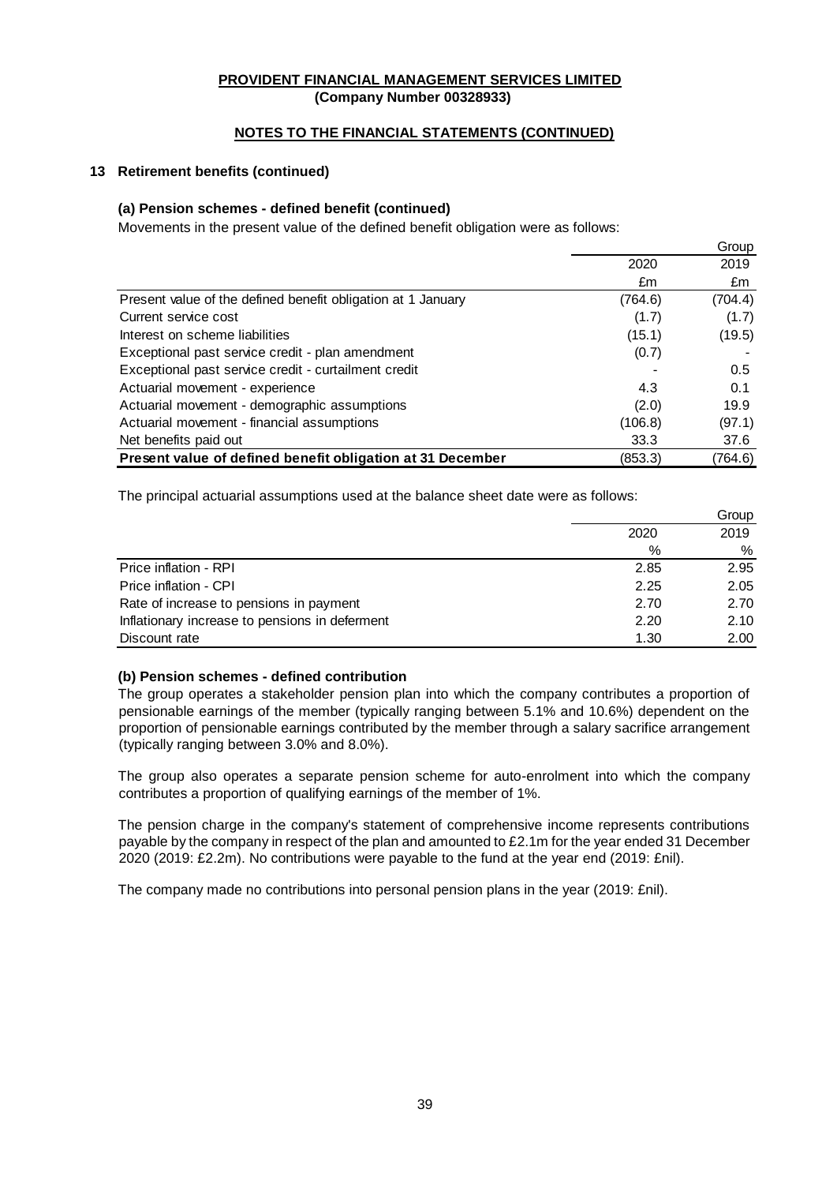**PROVIDENT FINANCIAL MANAGEMENT SERVICES LIMITED**
**(Company Number 00328933)**

**NOTES TO THE FINANCIAL STATEMENTS (CONTINUED)**

## 13 Retirement benefits (continued)

### (a) Pension schemes - defined benefit (continued)

Movements in the present value of the defined benefit obligation were as follows:

| | | Group |
|---|---|---|
| | 2020 | 2019 |
| | £m | £m |
| Present value of the defined benefit obligation at 1 January | (764.6) | (704.4) |
| Current service cost | (1.7) | (1.7) |
| Interest on scheme liabilities | (15.1) | (19.5) |
| Exceptional past service credit - plan amendment | (0.7) | - |
| Exceptional past service credit - curtailment credit | - | 0.5 |
| Actuarial movement - experience | 4.3 | 0.1 |
| Actuarial movement - demographic assumptions | (2.0) | 19.9 |
| Actuarial movement - financial assumptions | (106.8) | (97.1) |
| Net benefits paid out | 33.3 | 37.6 |
| **Present value of defined benefit obligation at 31 December** | (853.3) | (764.6) |

The principal actuarial assumptions used at the balance sheet date were as follows:

| | | Group |
|---|---|---|
| | 2020 | 2019 |
| | % | % |
| Price inflation - RPI | 2.85 | 2.95 |
| Price inflation - CPI | 2.25 | 2.05 |
| Rate of increase to pensions in payment | 2.70 | 2.70 |
| Inflationary increase to pensions in deferment | 2.20 | 2.10 |
| Discount rate | 1.30 | 2.00 |

### (b) Pension schemes - defined contribution

The group operates a stakeholder pension plan into which the company contributes a proportion of pensionable earnings of the member (typically ranging between 5.1% and 10.6%) dependent on the proportion of pensionable earnings contributed by the member through a salary sacrifice arrangement (typically ranging between 3.0% and 8.0%).

The group also operates a separate pension scheme for auto-enrolment into which the company contributes a proportion of qualifying earnings of the member of 1%.

The pension charge in the company's statement of comprehensive income represents contributions payable by the company in respect of the plan and amounted to £2.1m for the year ended 31 December 2020 (2019: £2.2m). No contributions were payable to the fund at the year end (2019: £nil).

The company made no contributions into personal pension plans in the year (2019: £nil).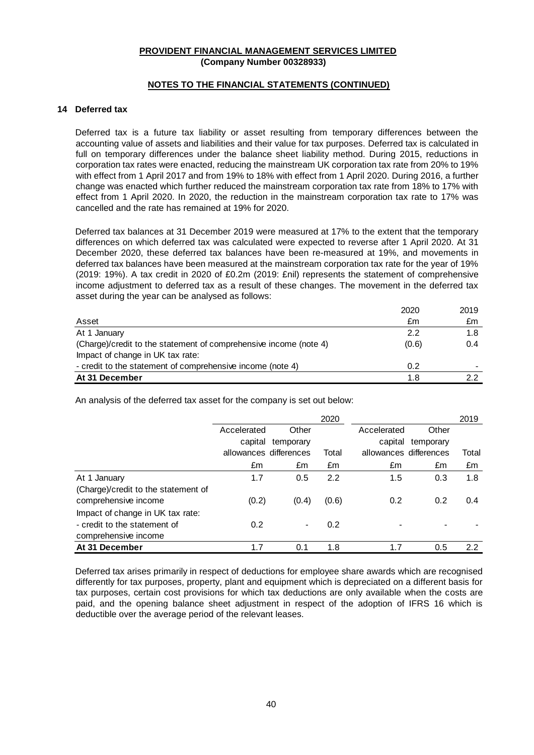**PROVIDENT FINANCIAL MANAGEMENT SERVICES LIMITED**
**(Company Number 00328933)**

**NOTES TO THE FINANCIAL STATEMENTS (CONTINUED)**

## 14 Deferred tax

Deferred tax is a future tax liability or asset resulting from temporary differences between the accounting value of assets and liabilities and their value for tax purposes. Deferred tax is calculated in full on temporary differences under the balance sheet liability method. During 2015, reductions in corporation tax rates were enacted, reducing the mainstream UK corporation tax rate from 20% to 19% with effect from 1 April 2017 and from 19% to 18% with effect from 1 April 2020. During 2016, a further change was enacted which further reduced the mainstream corporation tax rate from 18% to 17% with effect from 1 April 2020. In 2020, the reduction in the mainstream corporation tax rate to 17% was cancelled and the rate has remained at 19% for 2020.

Deferred tax balances at 31 December 2019 were measured at 17% to the extent that the temporary differences on which deferred tax was calculated were expected to reverse after 1 April 2020. At 31 December 2020, these deferred tax balances have been re-measured at 19%, and movements in deferred tax balances have been measured at the mainstream corporation tax rate for the year of 19% (2019: 19%). A tax credit in 2020 of £0.2m (2019: £nil) represents the statement of comprehensive income adjustment to deferred tax as a result of these changes. The movement in the deferred tax asset during the year can be analysed as follows:

| Asset | 2020 £m | 2019 £m |
|---|---|---|
| At 1 January | 2.2 | 1.8 |
| (Charge)/credit to the statement of comprehensive income (note 4) | (0.6) | 0.4 |
| Impact of change in UK tax rate: | | |
| - credit to the statement of comprehensive income (note 4) | 0.2 | - |
| **At 31 December** | 1.8 | 2.2 |

An analysis of the deferred tax asset for the company is set out below:

| | 2020 | | | 2019 | | |
|---|---|---|---|---|---|---|
| | Accelerated capital allowances | Other temporary differences | Total | Accelerated capital allowances | Other temporary differences | Total |
| | £m | £m | £m | £m | £m | £m |
| At 1 January | 1.7 | 0.5 | 2.2 | 1.5 | 0.3 | 1.8 |
| (Charge)/credit to the statement of comprehensive income | (0.2) | (0.4) | (0.6) | 0.2 | 0.2 | 0.4 |
| Impact of change in UK tax rate: | | | | | | |
| - credit to the statement of comprehensive income | 0.2 | - | 0.2 | - | - | - |
| **At 31 December** | 1.7 | 0.1 | 1.8 | 1.7 | 0.5 | 2.2 |

Deferred tax arises primarily in respect of deductions for employee share awards which are recognised differently for tax purposes, property, plant and equipment which is depreciated on a different basis for tax purposes, certain cost provisions for which tax deductions are only available when the costs are paid, and the opening balance sheet adjustment in respect of the adoption of IFRS 16 which is deductible over the average period of the relevant leases.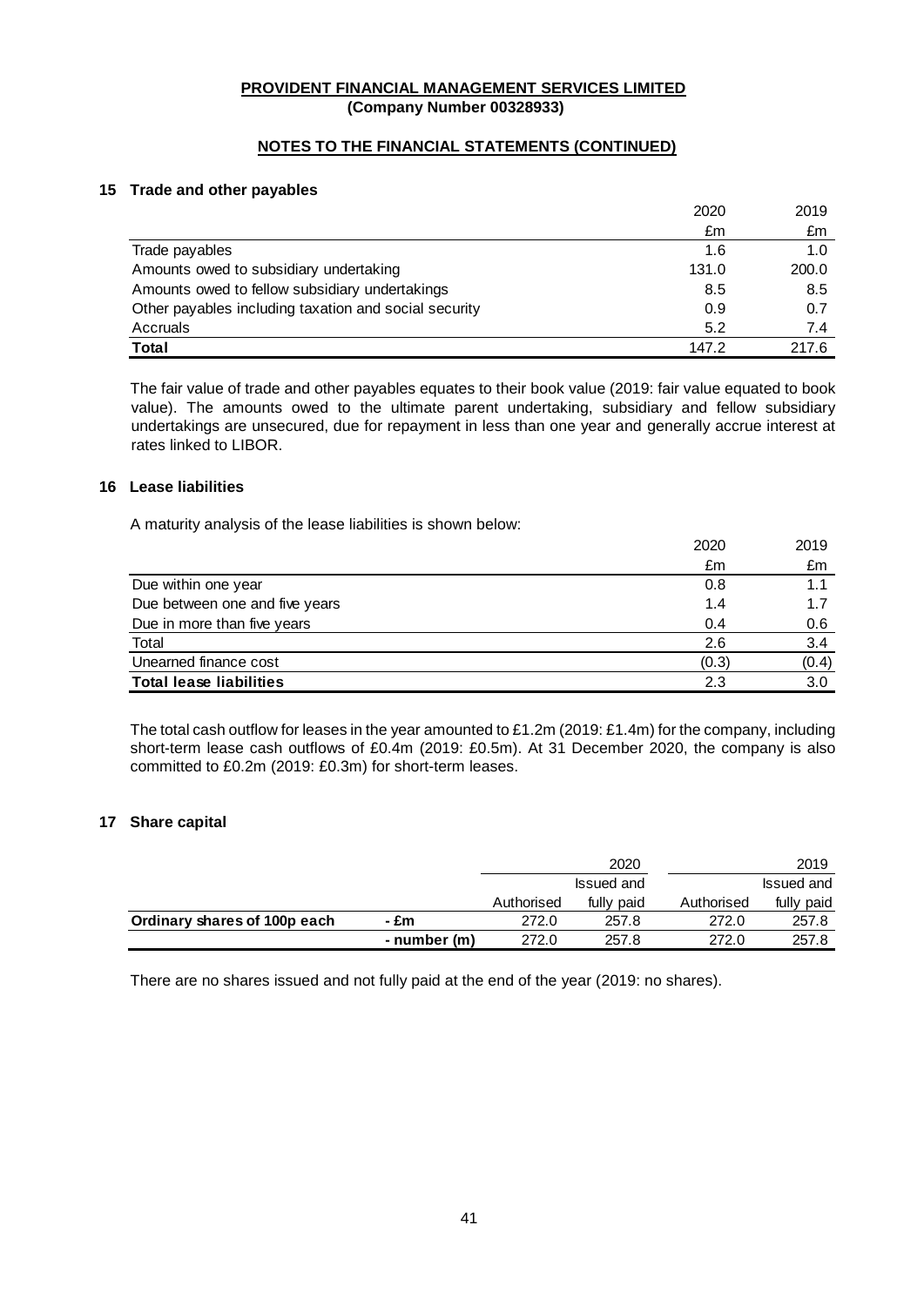**PROVIDENT FINANCIAL MANAGEMENT SERVICES LIMITED**
**(Company Number 00328933)**

**NOTES TO THE FINANCIAL STATEMENTS (CONTINUED)**

## 15 Trade and other payables

| | 2020 | 2019 |
|---|---|---|
| | £m | £m |
| Trade payables | 1.6 | 1.0 |
| Amounts owed to subsidiary undertaking | 131.0 | 200.0 |
| Amounts owed to fellow subsidiary undertakings | 8.5 | 8.5 |
| Other payables including taxation and social security | 0.9 | 0.7 |
| Accruals | 5.2 | 7.4 |
| **Total** | 147.2 | 217.6 |

The fair value of trade and other payables equates to their book value (2019: fair value equated to book value). The amounts owed to the ultimate parent undertaking, subsidiary and fellow subsidiary undertakings are unsecured, due for repayment in less than one year and generally accrue interest at rates linked to LIBOR.

## 16 Lease liabilities

A maturity analysis of the lease liabilities is shown below:

| | 2020 | 2019 |
|---|---|---|
| | £m | £m |
| Due within one year | 0.8 | 1.1 |
| Due between one and five years | 1.4 | 1.7 |
| Due in more than five years | 0.4 | 0.6 |
| Total | 2.6 | 3.4 |
| Unearned finance cost | (0.3) | (0.4) |
| **Total lease liabilities** | 2.3 | 3.0 |

The total cash outflow for leases in the year amounted to £1.2m (2019: £1.4m) for the company, including short-term lease cash outflows of £0.4m (2019: £0.5m). At 31 December 2020, the company is also committed to £0.2m (2019: £0.3m) for short-term leases.

## 17 Share capital

| | | 2020 | | 2019 | |
|---|---|---|---|---|---|
| | | | Issued and | | Issued and |
| | | Authorised | fully paid | Authorised | fully paid |
| **Ordinary shares of 100p each** | **- £m** | 272.0 | 257.8 | 272.0 | 257.8 |
| | **- number (m)** | 272.0 | 257.8 | 272.0 | 257.8 |

There are no shares issued and not fully paid at the end of the year (2019: no shares).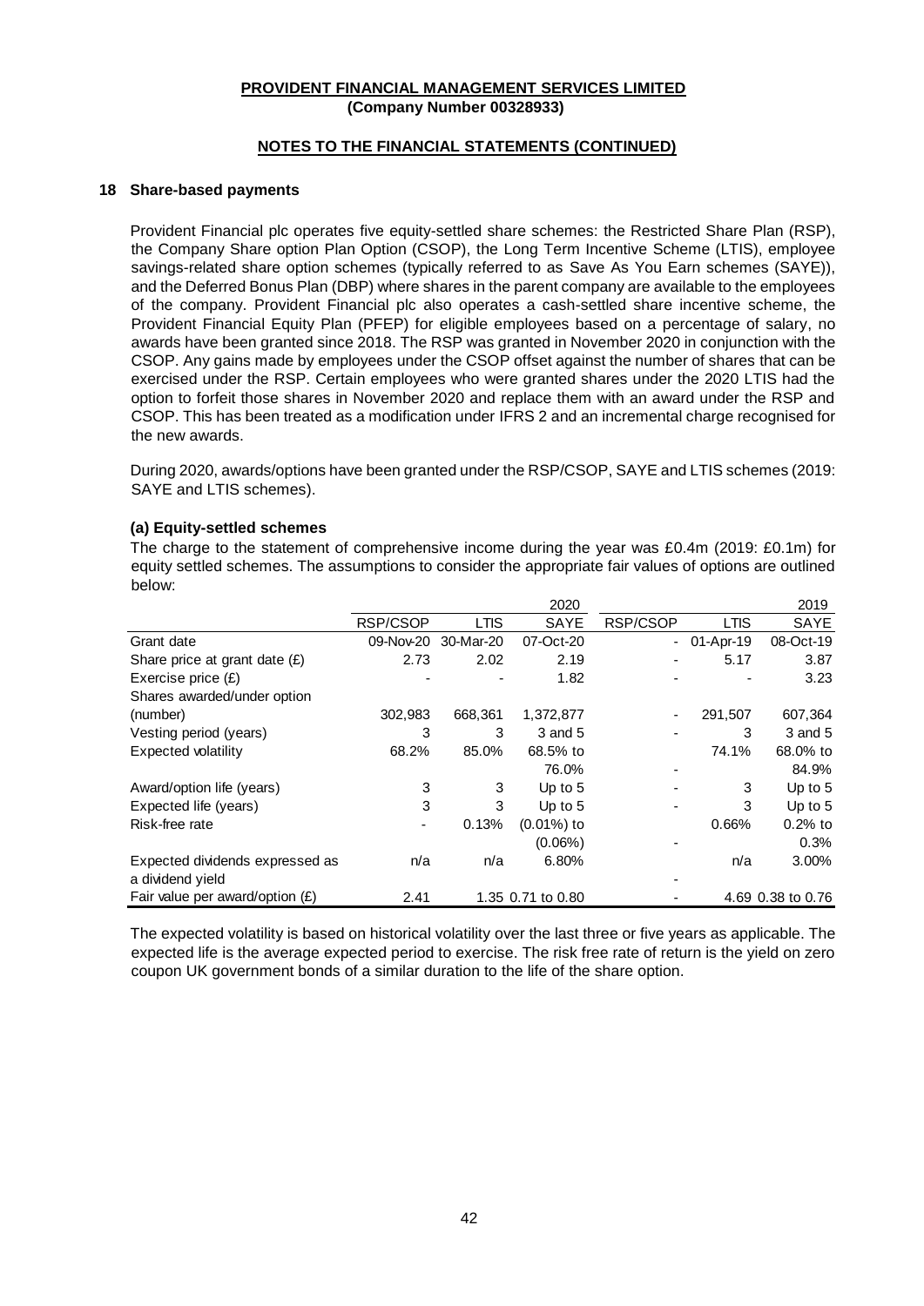**PROVIDENT FINANCIAL MANAGEMENT SERVICES LIMITED**
**(Company Number 00328933)**

**NOTES TO THE FINANCIAL STATEMENTS (CONTINUED)**

## 18 Share-based payments

Provident Financial plc operates five equity-settled share schemes: the Restricted Share Plan (RSP), the Company Share option Plan Option (CSOP), the Long Term Incentive Scheme (LTIS), employee savings-related share option schemes (typically referred to as Save As You Earn schemes (SAYE)), and the Deferred Bonus Plan (DBP) where shares in the parent company are available to the employees of the company. Provident Financial plc also operates a cash-settled share incentive scheme, the Provident Financial Equity Plan (PFEP) for eligible employees based on a percentage of salary, no awards have been granted since 2018. The RSP was granted in November 2020 in conjunction with the CSOP. Any gains made by employees under the CSOP offset against the number of shares that can be exercised under the RSP. Certain employees who were granted shares under the 2020 LTIS had the option to forfeit those shares in November 2020 and replace them with an award under the RSP and CSOP. This has been treated as a modification under IFRS 2 and an incremental charge recognised for the new awards.

During 2020, awards/options have been granted under the RSP/CSOP, SAYE and LTIS schemes (2019: SAYE and LTIS schemes).

### (a) Equity-settled schemes

The charge to the statement of comprehensive income during the year was £0.4m (2019: £0.1m) for equity settled schemes. The assumptions to consider the appropriate fair values of options are outlined below:

| | 2020 | | | 2019 | | |
|---|---|---|---|---|---|---|
| | RSP/CSOP | LTIS | SAYE | RSP/CSOP | LTIS | SAYE |
| Grant date | 09-Nov-20 | 30-Mar-20 | 07-Oct-20 | - | 01-Apr-19 | 08-Oct-19 |
| Share price at grant date (£) | 2.73 | 2.02 | 2.19 | - | 5.17 | 3.87 |
| Exercise price (£) | - | - | 1.82 | - | - | 3.23 |
| Shares awarded/under option (number) | 302,983 | 668,361 | 1,372,877 | - | 291,507 | 607,364 |
| Vesting period (years) | 3 | 3 | 3 and 5 | - | 3 | 3 and 5 |
| Expected volatility | 68.2% | 85.0% | 68.5% to 76.0% | - | 74.1% | 68.0% to 84.9% |
| Award/option life (years) | 3 | 3 | Up to 5 | - | 3 | Up to 5 |
| Expected life (years) | 3 | 3 | Up to 5 | - | 3 | Up to 5 |
| Risk-free rate | - | 0.13% | (0.01%) to (0.06%) | - | 0.66% | 0.2% to 0.3% |
| Expected dividends expressed as a dividend yield | n/a | n/a | 6.80% | - | n/a | 3.00% |
| Fair value per award/option (£) | 2.41 | 1.35 | 0.71 to 0.80 | - | 4.69 | 0.38 to 0.76 |

The expected volatility is based on historical volatility over the last three or five years as applicable. The expected life is the average expected period to exercise. The risk free rate of return is the yield on zero coupon UK government bonds of a similar duration to the life of the share option.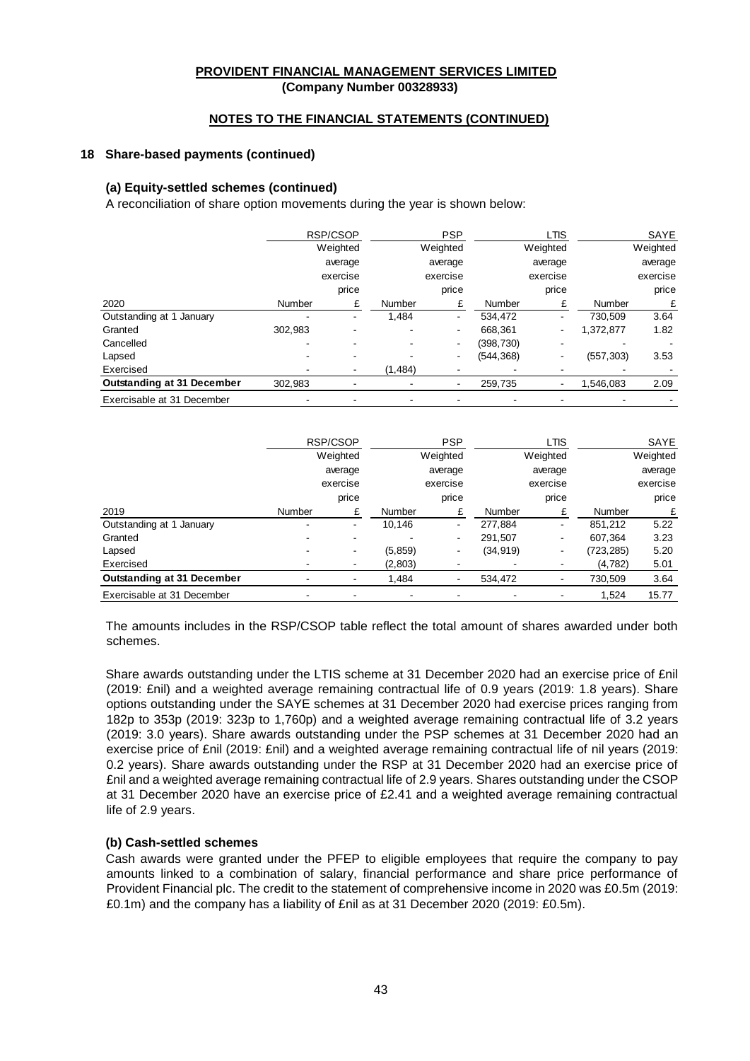**PROVIDENT FINANCIAL MANAGEMENT SERVICES LIMITED**
**(Company Number 00328933)**

**NOTES TO THE FINANCIAL STATEMENTS (CONTINUED)**

## 18 Share-based payments (continued)

### (a) Equity-settled schemes (continued)

A reconciliation of share option movements during the year is shown below:

| | RSP/CSOP | | PSP | | LTIS | | SAYE | |
|---|---|---|---|---|---|---|---|---|
| | | Weighted average exercise price | | Weighted average exercise price | | Weighted average exercise price | | Weighted average exercise price |
| 2020 | Number | £ | Number | £ | Number | £ | Number | £ |
| Outstanding at 1 January | - | - | 1,484 | - | 534,472 | - | 730,509 | 3.64 |
| Granted | 302,983 | - | - | - | 668,361 | - | 1,372,877 | 1.82 |
| Cancelled | - | - | - | - | (398,730) | - | - | - |
| Lapsed | - | - | - | - | (544,368) | - | (557,303) | 3.53 |
| Exercised | - | - | (1,484) | - | - | - | - | - |
| **Outstanding at 31 December** | 302,983 | - | - | - | 259,735 | - | 1,546,083 | 2.09 |
| Exercisable at 31 December | - | - | - | - | - | - | - | - |

| | RSP/CSOP | | PSP | | LTIS | | SAYE | |
|---|---|---|---|---|---|---|---|---|
| | | Weighted average exercise price | | Weighted average exercise price | | Weighted average exercise price | | Weighted average exercise price |
| 2019 | Number | £ | Number | £ | Number | £ | Number | £ |
| Outstanding at 1 January | - | - | 10,146 | - | 277,884 | - | 851,212 | 5.22 |
| Granted | - | - | - | - | 291,507 | - | 607,364 | 3.23 |
| Lapsed | - | - | (5,859) | - | (34,919) | - | (723,285) | 5.20 |
| Exercised | - | - | (2,803) | - | - | - | (4,782) | 5.01 |
| **Outstanding at 31 December** | - | - | 1,484 | - | 534,472 | - | 730,509 | 3.64 |
| Exercisable at 31 December | - | - | - | - | - | - | 1,524 | 15.77 |

The amounts includes in the RSP/CSOP table reflect the total amount of shares awarded under both schemes.

Share awards outstanding under the LTIS scheme at 31 December 2020 had an exercise price of £nil (2019: £nil) and a weighted average remaining contractual life of 0.9 years (2019: 1.8 years). Share options outstanding under the SAYE schemes at 31 December 2020 had exercise prices ranging from 182p to 353p (2019: 323p to 1,760p) and a weighted average remaining contractual life of 3.2 years (2019: 3.0 years). Share awards outstanding under the PSP schemes at 31 December 2020 had an exercise price of £nil (2019: £nil) and a weighted average remaining contractual life of nil years (2019: 0.2 years). Share awards outstanding under the RSP at 31 December 2020 had an exercise price of £nil and a weighted average remaining contractual life of 2.9 years. Shares outstanding under the CSOP at 31 December 2020 have an exercise price of £2.41 and a weighted average remaining contractual life of 2.9 years.

### (b) Cash-settled schemes

Cash awards were granted under the PFEP to eligible employees that require the company to pay amounts linked to a combination of salary, financial performance and share price performance of Provident Financial plc. The credit to the statement of comprehensive income in 2020 was £0.5m (2019: £0.1m) and the company has a liability of £nil as at 31 December 2020 (2019: £0.5m).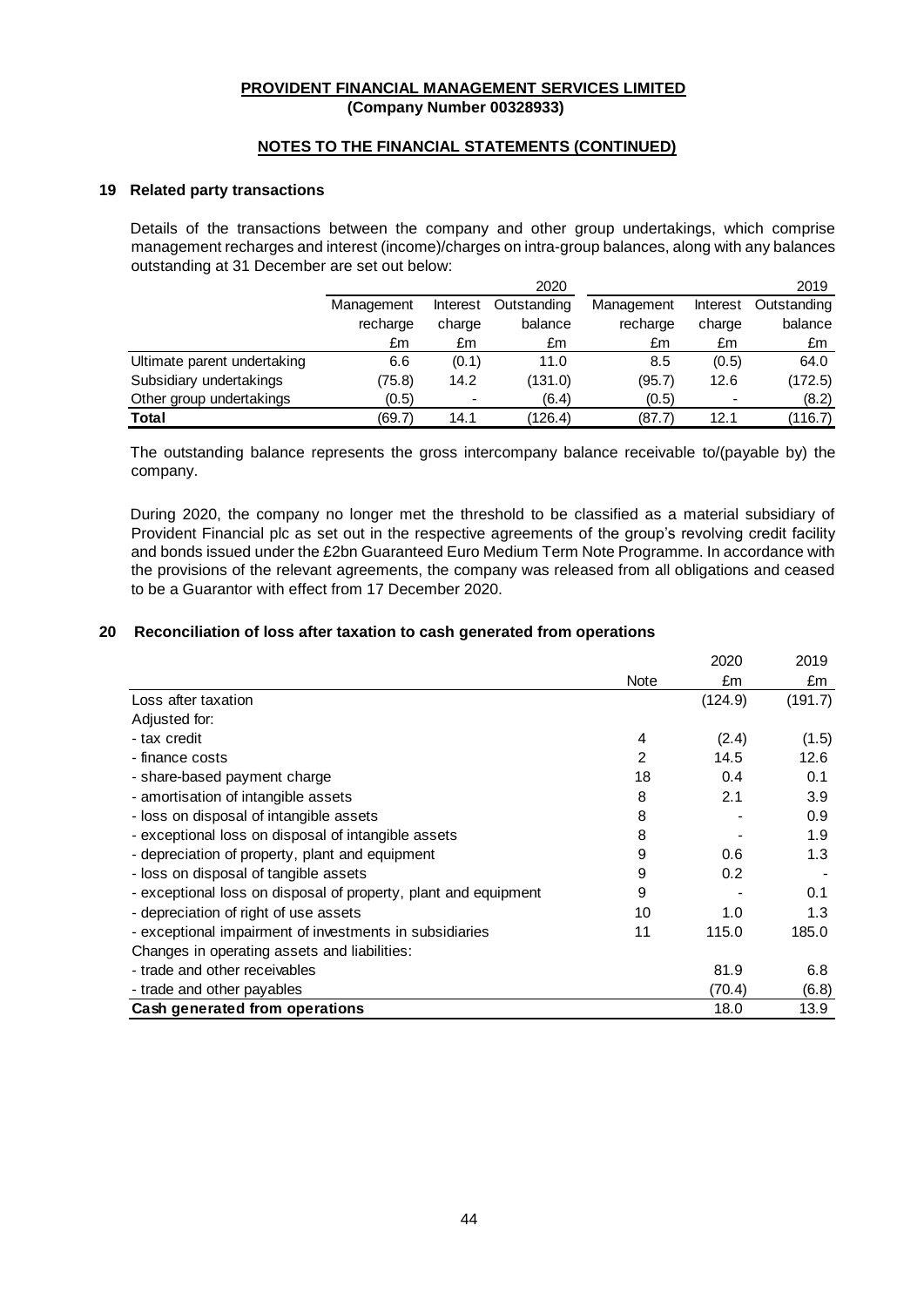## 19 Related party transactions

Details of the transactions between the company and other group undertakings, which comprise management recharges and interest (income)/charges on intra-group balances, along with any balances outstanding at 31 December are set out below:

| | 2020 | | | 2019 | | |
|---|---|---|---|---|---|---|
| | Management recharge | Interest charge | Outstanding balance | Management recharge | Interest charge | Outstanding balance |
| | £m | £m | £m | £m | £m | £m |
| Ultimate parent undertaking | 6.6 | (0.1) | 11.0 | 8.5 | (0.5) | 64.0 |
| Subsidiary undertakings | (75.8) | 14.2 | (131.0) | (95.7) | 12.6 | (172.5) |
| Other group undertakings | (0.5) | - | (6.4) | (0.5) | - | (8.2) |
| **Total** | (69.7) | 14.1 | (126.4) | (87.7) | 12.1 | (116.7) |

The outstanding balance represents the gross intercompany balance receivable to/(payable by) the company.

During 2020, the company no longer met the threshold to be classified as a material subsidiary of Provident Financial plc as set out in the respective agreements of the group's revolving credit facility and bonds issued under the £2bn Guaranteed Euro Medium Term Note Programme. In accordance with the provisions of the relevant agreements, the company was released from all obligations and ceased to be a Guarantor with effect from 17 December 2020.

## 20 Reconciliation of loss after taxation to cash generated from operations

| | Note | 2020 £m | 2019 £m |
|---|---|---|---|
| Loss after taxation | | (124.9) | (191.7) |
| Adjusted for: | | | |
| - tax credit | 4 | (2.4) | (1.5) |
| - finance costs | 2 | 14.5 | 12.6 |
| - share-based payment charge | 18 | 0.4 | 0.1 |
| - amortisation of intangible assets | 8 | 2.1 | 3.9 |
| - loss on disposal of intangible assets | 8 | - | 0.9 |
| - exceptional loss on disposal of intangible assets | 8 | - | 1.9 |
| - depreciation of property, plant and equipment | 9 | 0.6 | 1.3 |
| - loss on disposal of tangible assets | 9 | 0.2 | - |
| - exceptional loss on disposal of property, plant and equipment | 9 | - | 0.1 |
| - depreciation of right of use assets | 10 | 1.0 | 1.3 |
| - exceptional impairment of investments in subsidiaries | 11 | 115.0 | 185.0 |
| Changes in operating assets and liabilities: | | | |
| - trade and other receivables | | 81.9 | 6.8 |
| - trade and other payables | | (70.4) | (6.8) |
| **Cash generated from operations** | | 18.0 | 13.9 |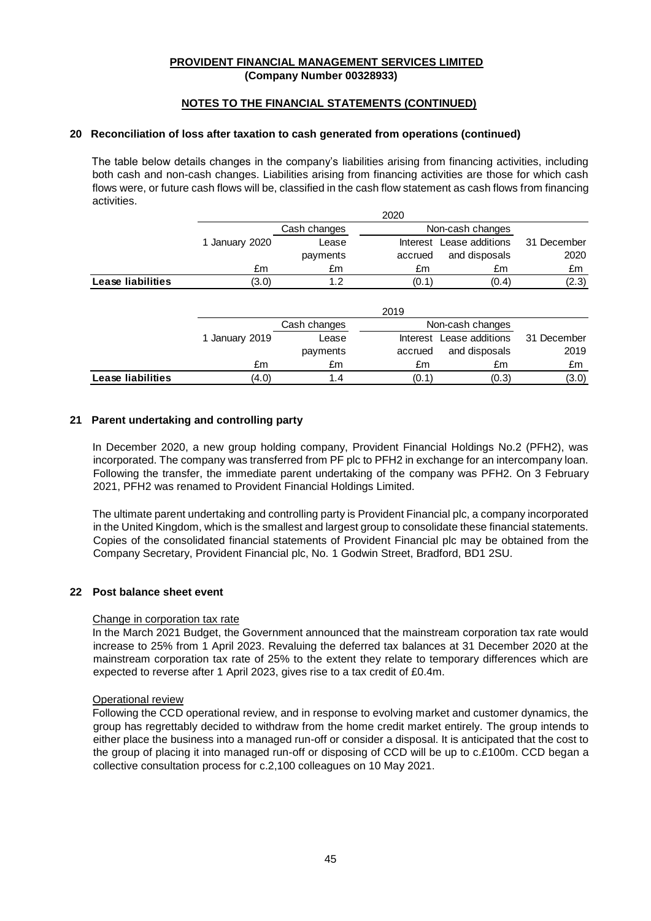**PROVIDENT FINANCIAL MANAGEMENT SERVICES LIMITED**
**(Company Number 00328933)**

**NOTES TO THE FINANCIAL STATEMENTS (CONTINUED)**

## 20 Reconciliation of loss after taxation to cash generated from operations (continued)

The table below details changes in the company's liabilities arising from financing activities, including both cash and non-cash changes. Liabilities arising from financing activities are those for which cash flows were, or future cash flows will be, classified in the cash flow statement as cash flows from financing activities.

| 2020 | | | | | |
|---|---|---|---|---|---|
| | | Cash changes | Non-cash changes | | |
| | 1 January 2020 | Lease payments | Interest accrued | Lease additions and disposals | 31 December 2020 |
| | £m | £m | £m | £m | £m |
| **Lease liabilities** | (3.0) | 1.2 | (0.1) | (0.4) | (2.3) |

| 2019 | | | | | |
|---|---|---|---|---|---|
| | | Cash changes | Non-cash changes | | |
| | 1 January 2019 | Lease payments | Interest accrued | Lease additions and disposals | 31 December 2019 |
| | £m | £m | £m | £m | £m |
| **Lease liabilities** | (4.0) | 1.4 | (0.1) | (0.3) | (3.0) |

## 21 Parent undertaking and controlling party

In December 2020, a new group holding company, Provident Financial Holdings No.2 (PFH2), was incorporated. The company was transferred from PF plc to PFH2 in exchange for an intercompany loan. Following the transfer, the immediate parent undertaking of the company was PFH2. On 3 February 2021, PFH2 was renamed to Provident Financial Holdings Limited.

The ultimate parent undertaking and controlling party is Provident Financial plc, a company incorporated in the United Kingdom, which is the smallest and largest group to consolidate these financial statements. Copies of the consolidated financial statements of Provident Financial plc may be obtained from the Company Secretary, Provident Financial plc, No. 1 Godwin Street, Bradford, BD1 2SU.

## 22 Post balance sheet event

Change in corporation tax rate

In the March 2021 Budget, the Government announced that the mainstream corporation tax rate would increase to 25% from 1 April 2023. Revaluing the deferred tax balances at 31 December 2020 at the mainstream corporation tax rate of 25% to the extent they relate to temporary differences which are expected to reverse after 1 April 2023, gives rise to a tax credit of £0.4m.

Operational review

Following the CCD operational review, and in response to evolving market and customer dynamics, the group has regrettably decided to withdraw from the home credit market entirely. The group intends to either place the business into a managed run-off or consider a disposal. It is anticipated that the cost to the group of placing it into managed run-off or disposing of CCD will be up to c.£100m. CCD began a collective consultation process for c.2,100 colleagues on 10 May 2021.